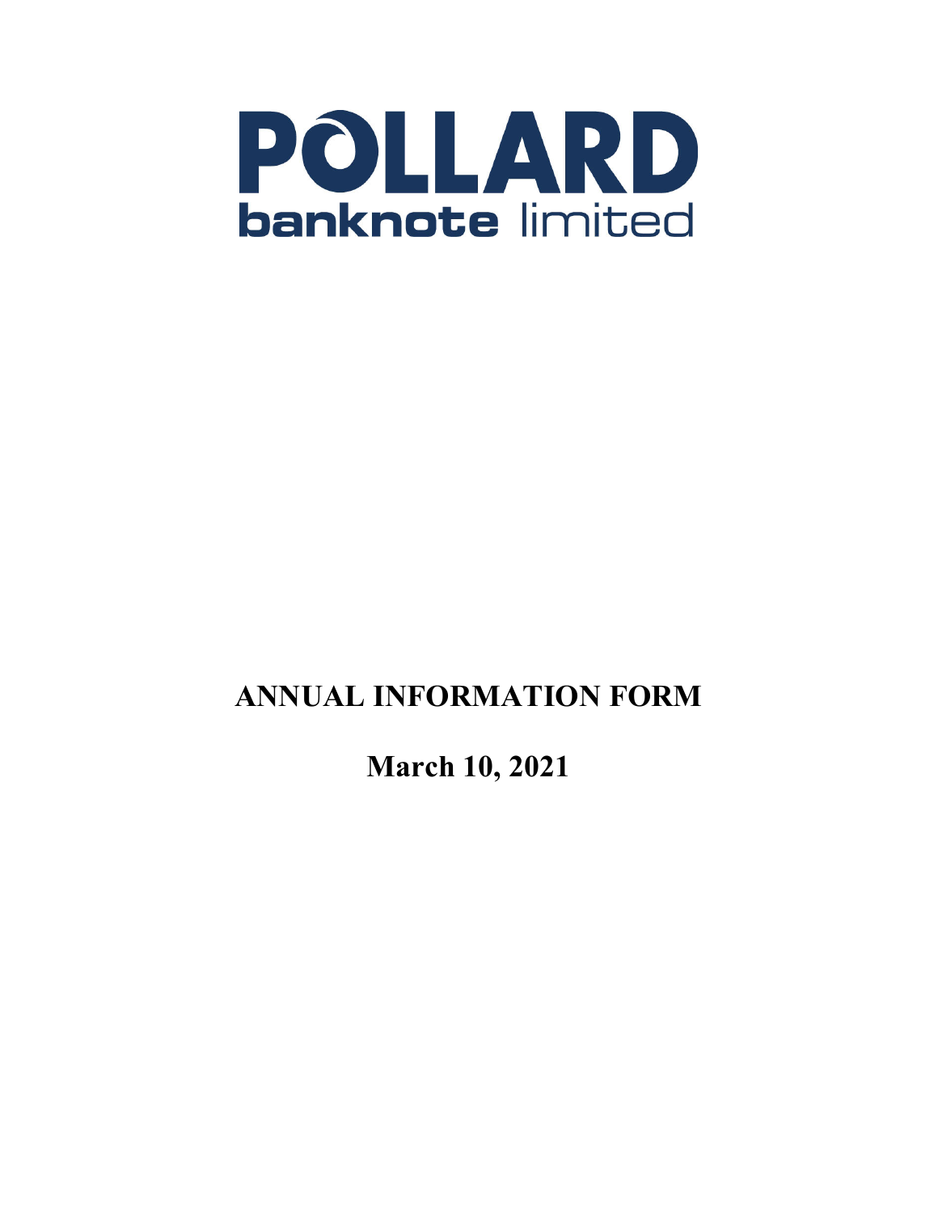# POLLARD banknote limited

# ANNUAL INFORMATION FORM

## March 10, 2021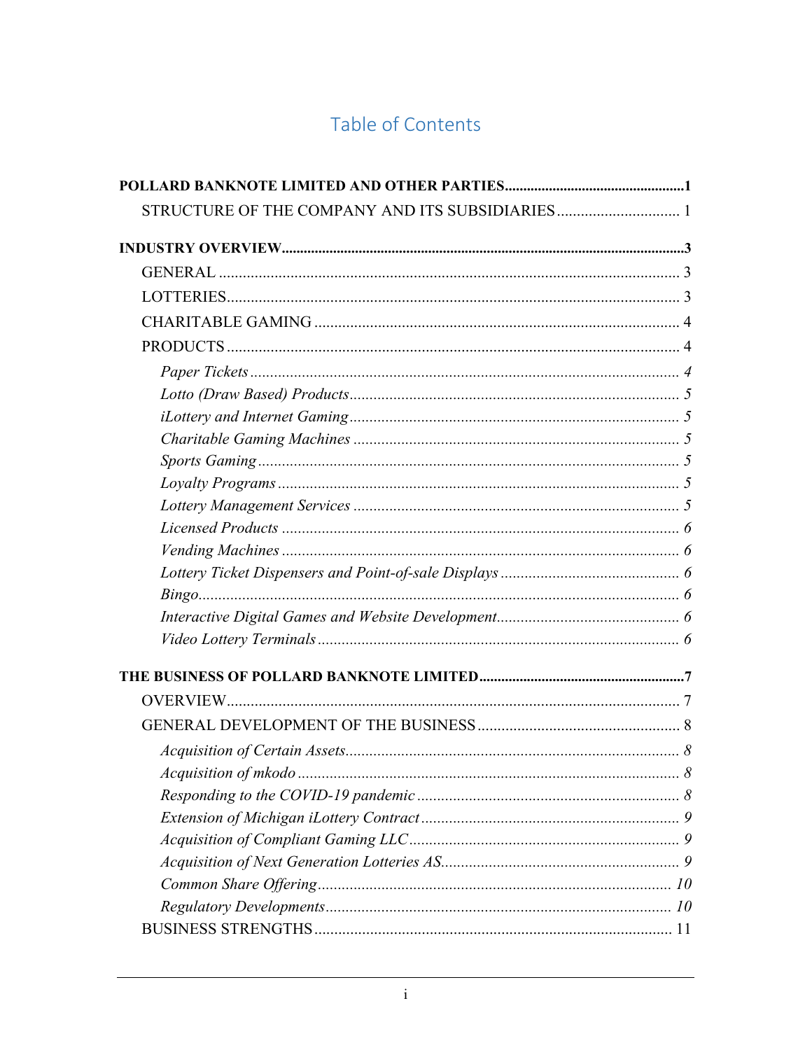# Table of Contents

**POLLARD BANKNOTE LIMITED AND OTHER PARTIES** .......... **1**

STRUCTURE OF THE COMPANY AND ITS SUBSIDIARIES .......... 1

**INDUSTRY OVERVIEW** .......... **3**

GENERAL .......... 3

LOTTERIES .......... 3

CHARITABLE GAMING .......... 4

PRODUCTS .......... 4

*Paper Tickets* .......... *4*

*Lotto (Draw Based) Products* .......... *5*

*iLottery and Internet Gaming* .......... *5*

*Charitable Gaming Machines* .......... *5*

*Sports Gaming* .......... *5*

*Loyalty Programs* .......... *5*

*Lottery Management Services* .......... *5*

*Licensed Products* .......... *6*

*Vending Machines* .......... *6*

*Lottery Ticket Dispensers and Point-of-sale Displays* .......... *6*

*Bingo* .......... *6*

*Interactive Digital Games and Website Development* .......... *6*

*Video Lottery Terminals* .......... *6*

**THE BUSINESS OF POLLARD BANKNOTE LIMITED** .......... **7**

OVERVIEW .......... 7

GENERAL DEVELOPMENT OF THE BUSINESS .......... 8

*Acquisition of Certain Assets* .......... *8*

*Acquisition of mkodo* .......... *8*

*Responding to the COVID-19 pandemic* .......... *8*

*Extension of Michigan iLottery Contract* .......... *9*

*Acquisition of Compliant Gaming LLC* .......... *9*

*Acquisition of Next Generation Lotteries AS* .......... *9*

*Common Share Offering* .......... *10*

*Regulatory Developments* .......... *10*

BUSINESS STRENGTHS .......... 11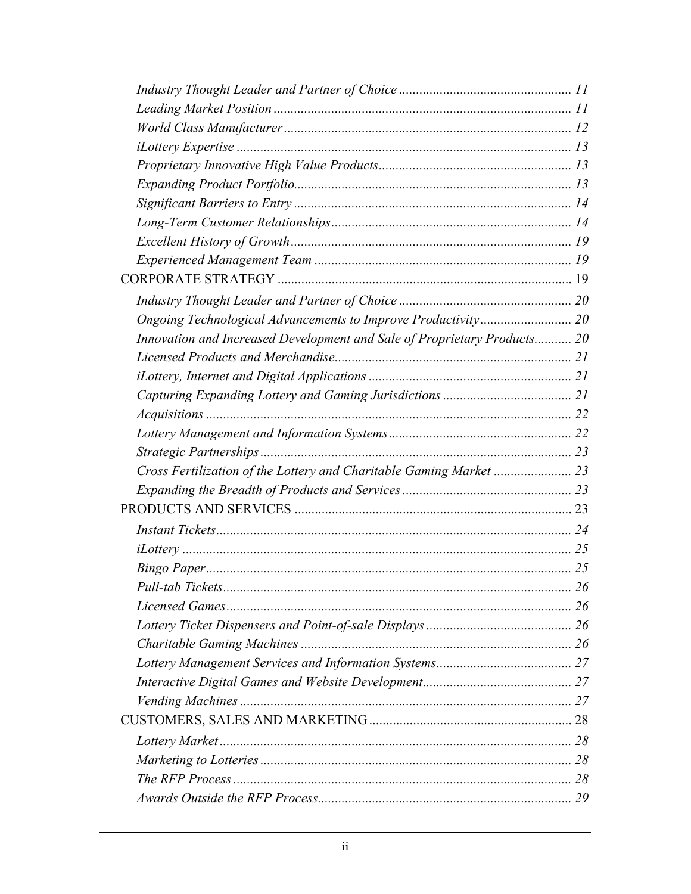*Industry Thought Leader and Partner of Choice* .................................................. 11
*Leading Market Position* ....................................................................................... 11
*World Class Manufacturer* .................................................................................... 12
*iLottery Expertise* .................................................................................................. 13
*Proprietary Innovative High Value Products* ........................................................ 13
*Expanding Product Portfolio* ................................................................................. 13
*Significant Barriers to Entry* ................................................................................. 14
*Long-Term Customer Relationships* ...................................................................... 14
*Excellent History of Growth* .................................................................................. 19
*Experienced Management Team* ........................................................................... 19

CORPORATE STRATEGY ...................................................................................... 19

*Industry Thought Leader and Partner of Choice* .................................................. 20
*Ongoing Technological Advancements to Improve Productivity* .......................... 20
*Innovation and Increased Development and Sale of Proprietary Products* ........... 20
*Licensed Products and Merchandise* ..................................................................... 21
*iLottery, Internet and Digital Applications* ........................................................... 21
*Capturing Expanding Lottery and Gaming Jurisdictions* ...................................... 21
*Acquisitions* ........................................................................................................... 22
*Lottery Management and Information Systems* ..................................................... 22
*Strategic Partnerships* ........................................................................................... 23
*Cross Fertilization of the Lottery and Charitable Gaming Market* ....................... 23
*Expanding the Breadth of Products and Services* ................................................. 23

PRODUCTS AND SERVICES ................................................................................. 23

*Instant Tickets* ........................................................................................................ 24
*iLottery* .................................................................................................................. 25
*Bingo Paper* ........................................................................................................... 25
*Pull-tab Tickets* ...................................................................................................... 26
*Licensed Games* ..................................................................................................... 26
*Lottery Ticket Dispensers and Point-of-sale Displays* ........................................... 26
*Charitable Gaming Machines* ................................................................................ 26
*Lottery Management Services and Information Systems* ........................................ 27
*Interactive Digital Games and Website Development* ............................................ 27
*Vending Machines* .................................................................................................. 27

CUSTOMERS, SALES AND MARKETING ........................................................... 28

*Lottery Market* ....................................................................................................... 28
*Marketing to Lotteries* ........................................................................................... 28
*The RFP Process* .................................................................................................... 28
*Awards Outside the RFP Process* ........................................................................... 29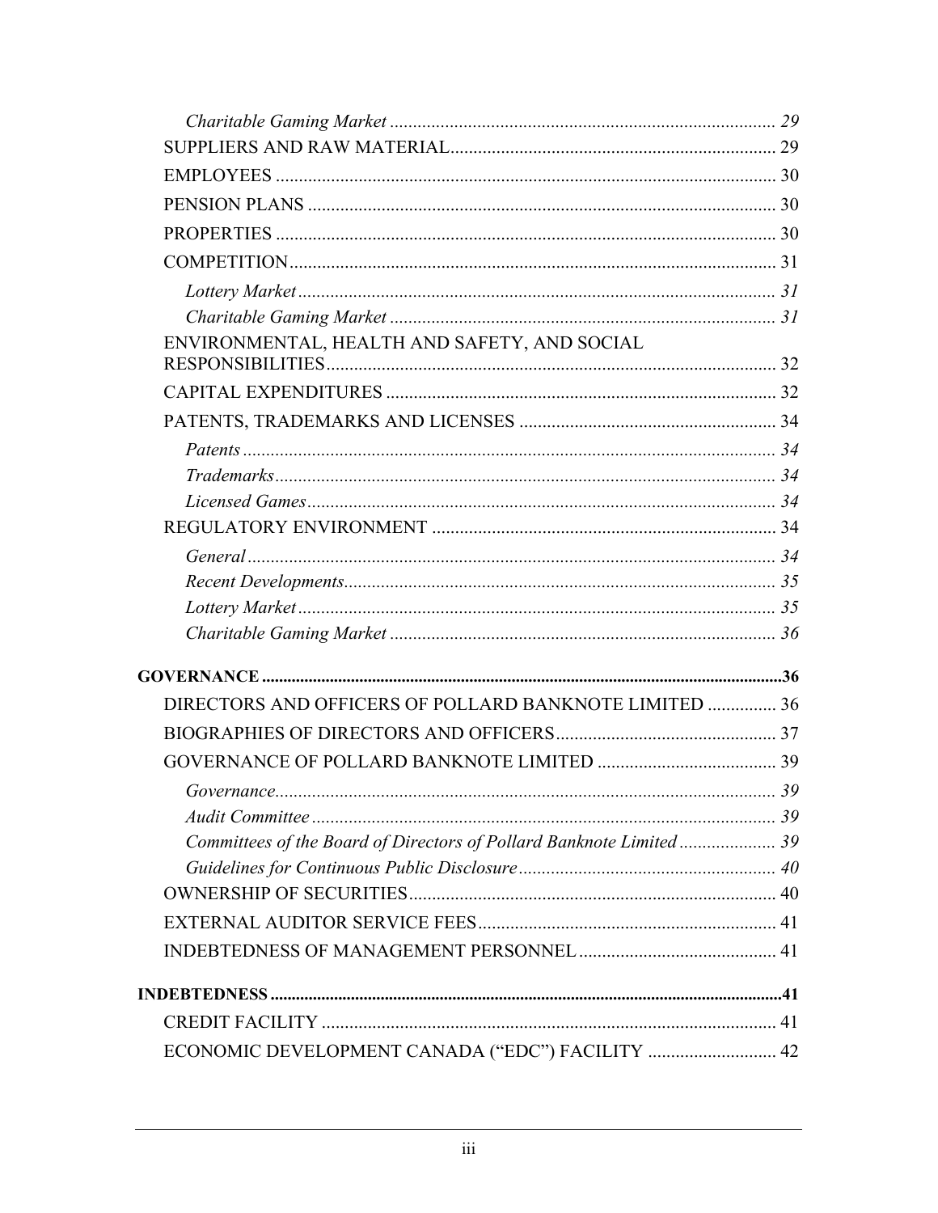*Charitable Gaming Market* ... 29

SUPPLIERS AND RAW MATERIAL ... 29

EMPLOYEES ... 30

PENSION PLANS ... 30

PROPERTIES ... 30

COMPETITION ... 31

*Lottery Market* ... 31

*Charitable Gaming Market* ... 31

ENVIRONMENTAL, HEALTH AND SAFETY, AND SOCIAL RESPONSIBILITIES ... 32

CAPITAL EXPENDITURES ... 32

PATENTS, TRADEMARKS AND LICENSES ... 34

*Patents* ... 34

*Trademarks* ... 34

*Licensed Games* ... 34

REGULATORY ENVIRONMENT ... 34

*General* ... 34

*Recent Developments* ... 35

*Lottery Market* ... 35

*Charitable Gaming Market* ... 36

**GOVERNANCE ... 36**

DIRECTORS AND OFFICERS OF POLLARD BANKNOTE LIMITED ... 36

BIOGRAPHIES OF DIRECTORS AND OFFICERS ... 37

GOVERNANCE OF POLLARD BANKNOTE LIMITED ... 39

*Governance* ... 39

*Audit Committee* ... 39

*Committees of the Board of Directors of Pollard Banknote Limited* ... 39

*Guidelines for Continuous Public Disclosure* ... 40

OWNERSHIP OF SECURITIES ... 40

EXTERNAL AUDITOR SERVICE FEES ... 41

INDEBTEDNESS OF MANAGEMENT PERSONNEL ... 41

**INDEBTEDNESS ... 41**

CREDIT FACILITY ... 41

ECONOMIC DEVELOPMENT CANADA ("EDC") FACILITY ... 42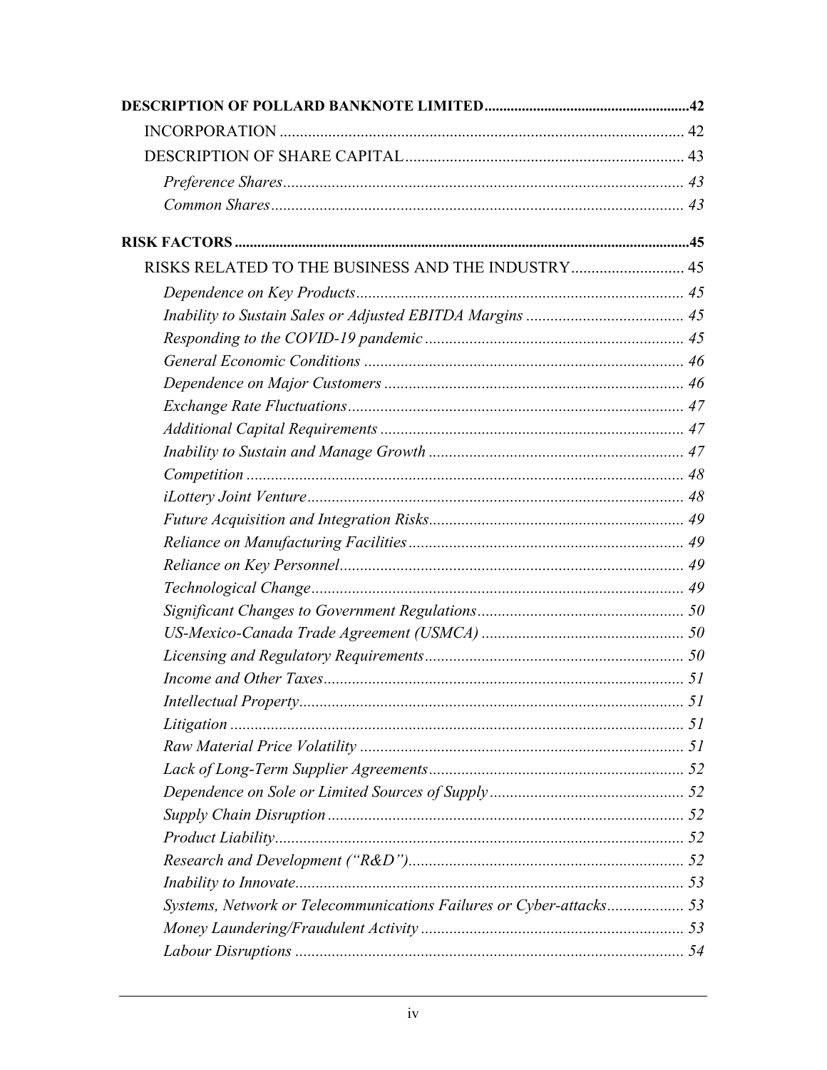**DESCRIPTION OF POLLARD BANKNOTE LIMITED** .......... 42

INCORPORATION .......... 42

DESCRIPTION OF SHARE CAPITAL .......... 43

*Preference Shares* .......... 43

*Common Shares* .......... 43

**RISK FACTORS** .......... 45

RISKS RELATED TO THE BUSINESS AND THE INDUSTRY .......... 45

*Dependence on Key Products* .......... 45

*Inability to Sustain Sales or Adjusted EBITDA Margins* .......... 45

*Responding to the COVID-19 pandemic* .......... 45

*General Economic Conditions* .......... 46

*Dependence on Major Customers* .......... 46

*Exchange Rate Fluctuations* .......... 47

*Additional Capital Requirements* .......... 47

*Inability to Sustain and Manage Growth* .......... 47

*Competition* .......... 48

*iLottery Joint Venture* .......... 48

*Future Acquisition and Integration Risks* .......... 49

*Reliance on Manufacturing Facilities* .......... 49

*Reliance on Key Personnel* .......... 49

*Technological Change* .......... 49

*Significant Changes to Government Regulations* .......... 50

*US-Mexico-Canada Trade Agreement (USMCA)* .......... 50

*Licensing and Regulatory Requirements* .......... 50

*Income and Other Taxes* .......... 51

*Intellectual Property* .......... 51

*Litigation* .......... 51

*Raw Material Price Volatility* .......... 51

*Lack of Long-Term Supplier Agreements* .......... 52

*Dependence on Sole or Limited Sources of Supply* .......... 52

*Supply Chain Disruption* .......... 52

*Product Liability* .......... 52

*Research and Development ("R&D")* .......... 52

*Inability to Innovate* .......... 53

*Systems, Network or Telecommunications Failures or Cyber-attacks* .......... 53

*Money Laundering/Fraudulent Activity* .......... 53

*Labour Disruptions* .......... 54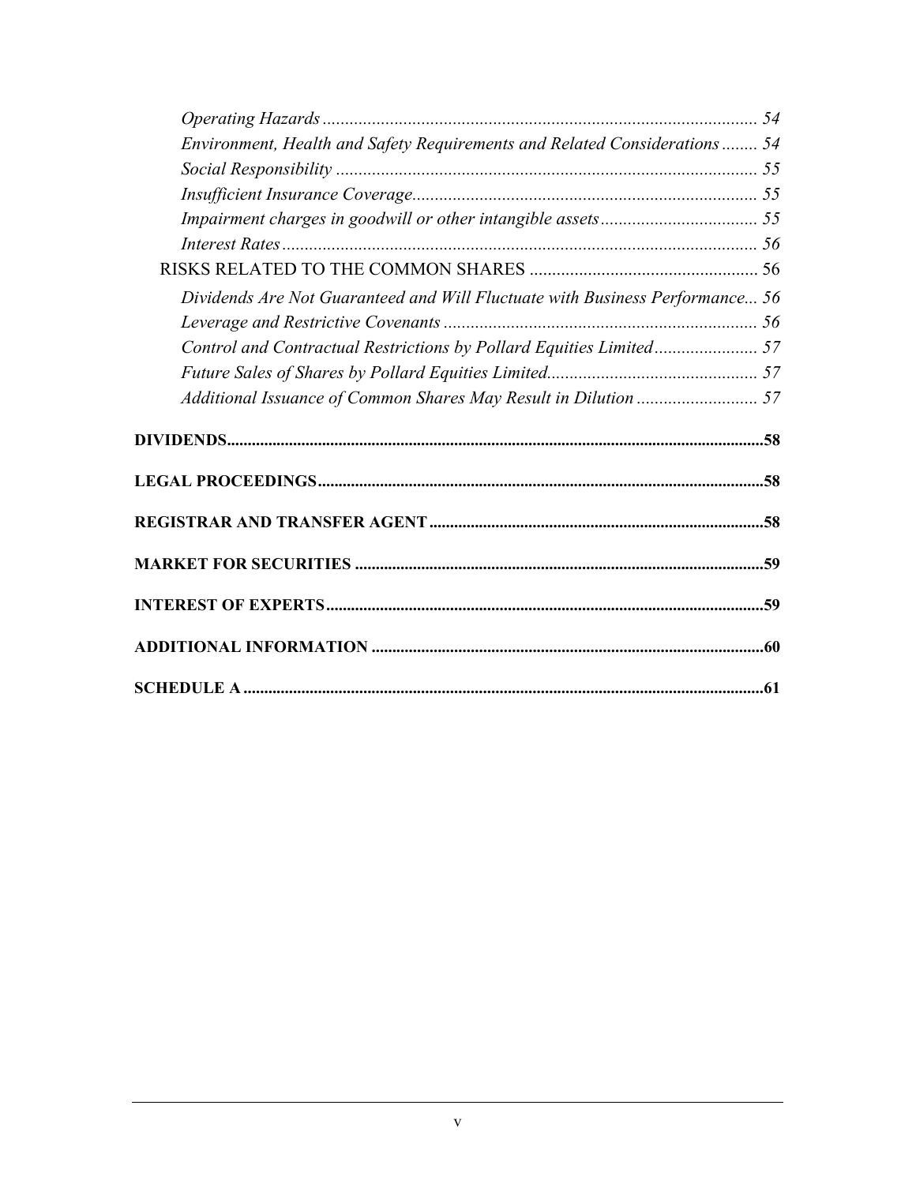*Operating Hazards* ... 54

*Environment, Health and Safety Requirements and Related Considerations* ... 54

*Social Responsibility* ... 55

*Insufficient Insurance Coverage* ... 55

*Impairment charges in goodwill or other intangible assets* ... 55

*Interest Rates* ... 56

RISKS RELATED TO THE COMMON SHARES ... 56

*Dividends Are Not Guaranteed and Will Fluctuate with Business Performance* ... 56

*Leverage and Restrictive Covenants* ... 56

*Control and Contractual Restrictions by Pollard Equities Limited* ... 57

*Future Sales of Shares by Pollard Equities Limited* ... 57

*Additional Issuance of Common Shares May Result in Dilution* ... 57

**DIVIDENDS** ... 58

**LEGAL PROCEEDINGS** ... 58

**REGISTRAR AND TRANSFER AGENT** ... 58

**MARKET FOR SECURITIES** ... 59

**INTEREST OF EXPERTS** ... 59

**ADDITIONAL INFORMATION** ... 60

**SCHEDULE A** ... 61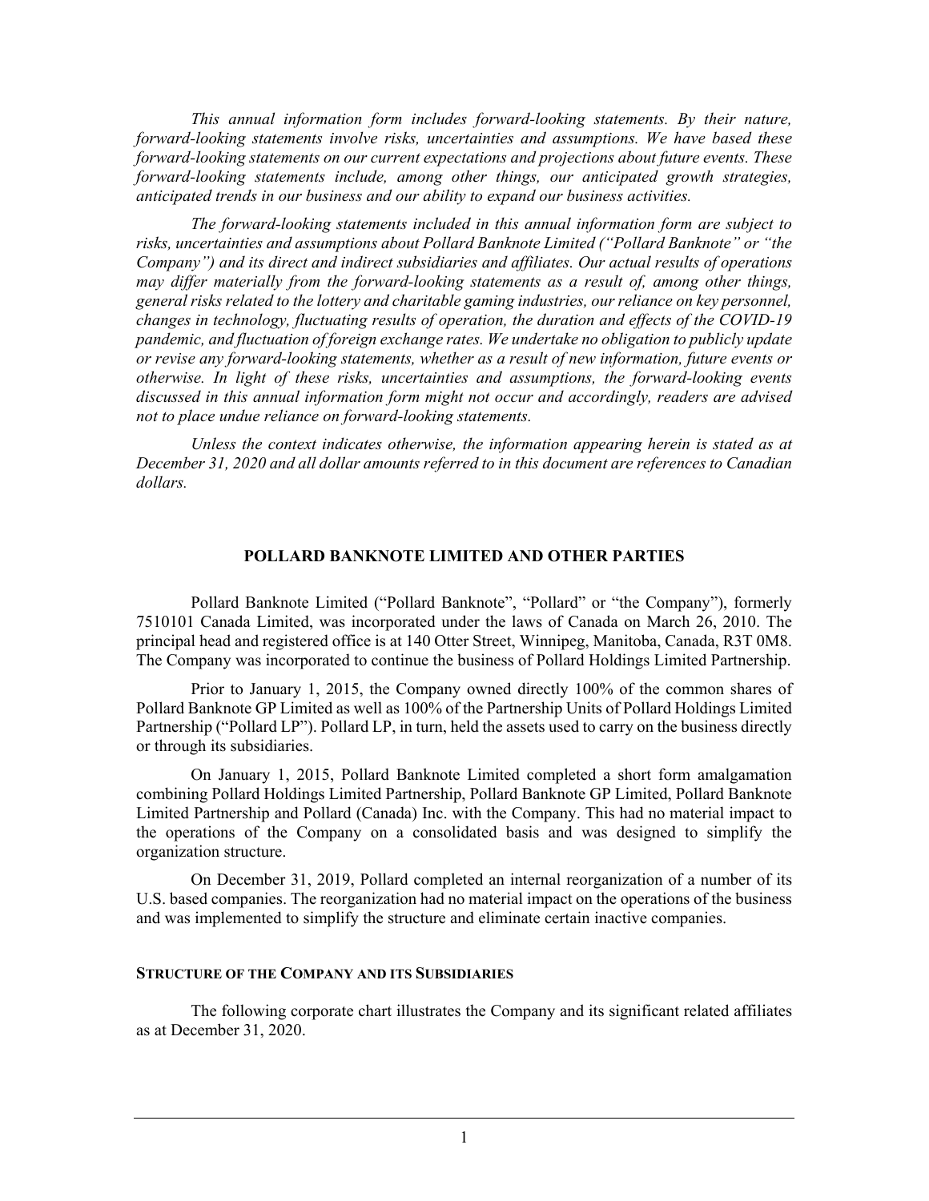*This annual information form includes forward-looking statements. By their nature, forward-looking statements involve risks, uncertainties and assumptions. We have based these forward-looking statements on our current expectations and projections about future events. These forward-looking statements include, among other things, our anticipated growth strategies, anticipated trends in our business and our ability to expand our business activities.*

*The forward-looking statements included in this annual information form are subject to risks, uncertainties and assumptions about Pollard Banknote Limited ("Pollard Banknote" or "the Company") and its direct and indirect subsidiaries and affiliates. Our actual results of operations may differ materially from the forward-looking statements as a result of, among other things, general risks related to the lottery and charitable gaming industries, our reliance on key personnel, changes in technology, fluctuating results of operation, the duration and effects of the COVID-19 pandemic, and fluctuation of foreign exchange rates. We undertake no obligation to publicly update or revise any forward-looking statements, whether as a result of new information, future events or otherwise. In light of these risks, uncertainties and assumptions, the forward-looking events discussed in this annual information form might not occur and accordingly, readers are advised not to place undue reliance on forward-looking statements.*

*Unless the context indicates otherwise, the information appearing herein is stated as at December 31, 2020 and all dollar amounts referred to in this document are references to Canadian dollars.*

## POLLARD BANKNOTE LIMITED AND OTHER PARTIES

Pollard Banknote Limited ("Pollard Banknote", "Pollard" or "the Company"), formerly 7510101 Canada Limited, was incorporated under the laws of Canada on March 26, 2010. The principal head and registered office is at 140 Otter Street, Winnipeg, Manitoba, Canada, R3T 0M8. The Company was incorporated to continue the business of Pollard Holdings Limited Partnership.

Prior to January 1, 2015, the Company owned directly 100% of the common shares of Pollard Banknote GP Limited as well as 100% of the Partnership Units of Pollard Holdings Limited Partnership ("Pollard LP"). Pollard LP, in turn, held the assets used to carry on the business directly or through its subsidiaries.

On January 1, 2015, Pollard Banknote Limited completed a short form amalgamation combining Pollard Holdings Limited Partnership, Pollard Banknote GP Limited, Pollard Banknote Limited Partnership and Pollard (Canada) Inc. with the Company. This had no material impact to the operations of the Company on a consolidated basis and was designed to simplify the organization structure.

On December 31, 2019, Pollard completed an internal reorganization of a number of its U.S. based companies. The reorganization had no material impact on the operations of the business and was implemented to simplify the structure and eliminate certain inactive companies.

### STRUCTURE OF THE COMPANY AND ITS SUBSIDIARIES

The following corporate chart illustrates the Company and its significant related affiliates as at December 31, 2020.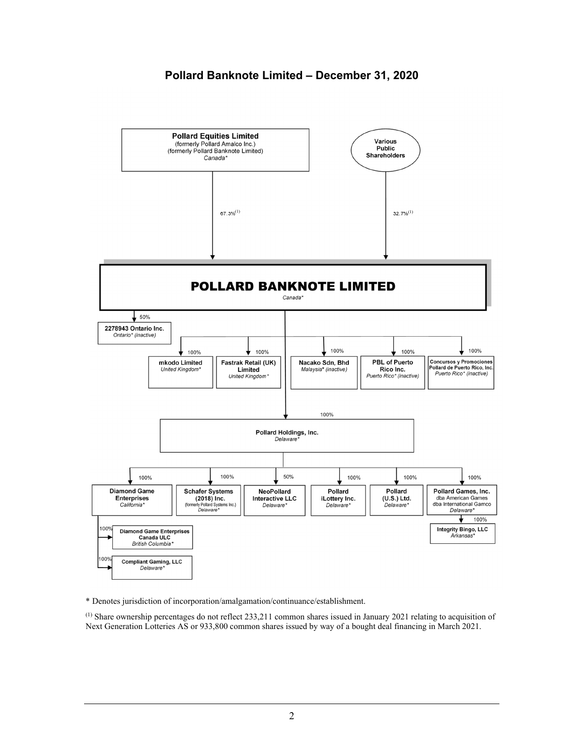## Pollard Banknote Limited – December 31, 2020

**Pollard Equities Limited**
(formerly Pollard Amalco Inc.)
(formerly Pollard Banknote Limited)
*Canada**

**Various Public Shareholders**

67.3%[1]

32.7%[1]

**POLLARD BANKNOTE LIMITED**
*Canada**

50% — **2278943 Ontario Inc.** *Ontario* (inactive)*

100% — **mkodo Limited** *United Kingdom**

100% — **Fastrak Retail (UK) Limited** *United Kingdom**

100% — **Nacako Sdn, Bhd** *Malaysia* (inactive)*

100% — **PBL of Puerto Rico Inc.** *Puerto Rico* (inactive)*

100% — **Concursos y Promociones Pollard de Puerto Rico, Inc.** *Puerto Rico* (inactive)*

100% — **Pollard Holdings, Inc.** *Delaware**

- 100% — **Diamond Game Enterprises** *California**
  - 100% — **Diamond Game Enterprises Canada ULC** *British Columbia**
  - 100% — **Compliant Gaming, LLC** *Delaware**
- 100% — **Schafer Systems (2018) Inc.** (formerly Pollard Systems Inc.) *Delaware**
- 50% — **NeoPollard Interactive LLC** *Delaware**
- 100% — **Pollard iLottery Inc.** *Delaware**
- 100% — **Pollard (U.S.) Ltd.** *Delaware**
- 100% — **Pollard Games, Inc.** dba American Games dba International Gamco *Delaware**
  - 100% — **Integrity Bingo, LLC** *Arkansas**

* Denotes jurisdiction of incorporation/amalgamation/continuance/establishment.

(1) Share ownership percentages do not reflect 233,211 common shares issued in January 2021 relating to acquisition of Next Generation Lotteries AS or 933,800 common shares issued by way of a bought deal financing in March 2021.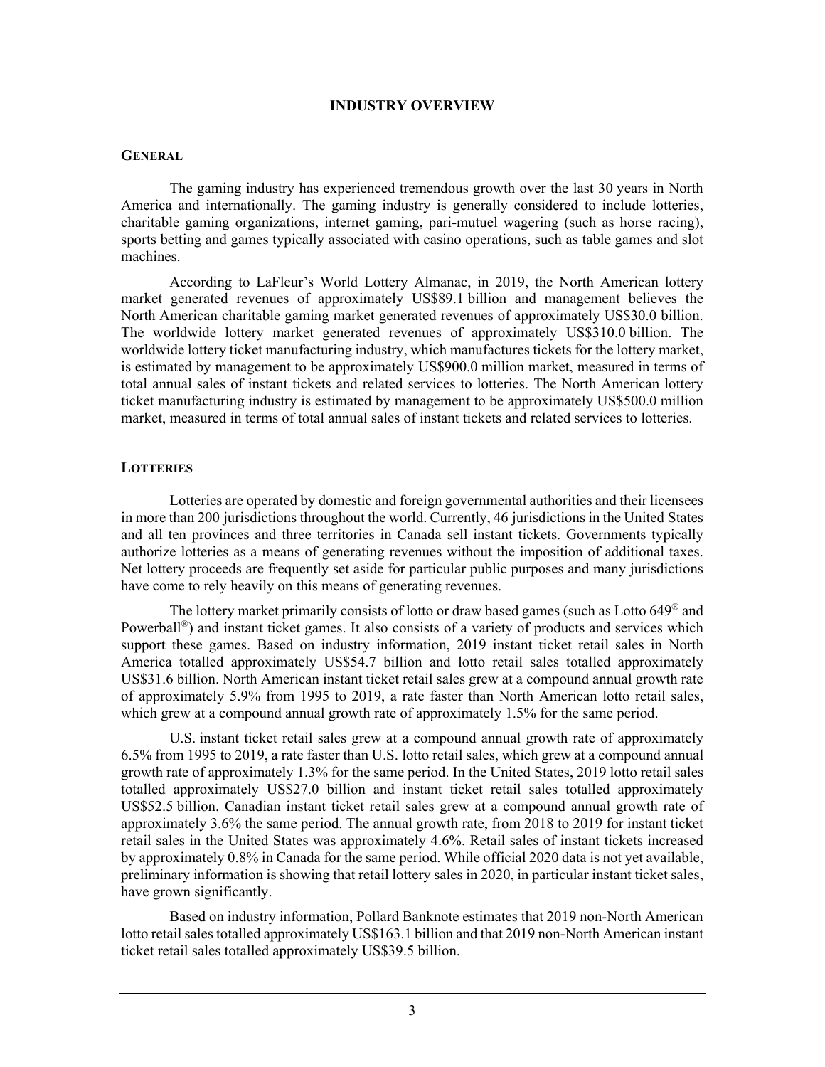# INDUSTRY OVERVIEW

## GENERAL

The gaming industry has experienced tremendous growth over the last 30 years in North America and internationally. The gaming industry is generally considered to include lotteries, charitable gaming organizations, internet gaming, pari-mutuel wagering (such as horse racing), sports betting and games typically associated with casino operations, such as table games and slot machines.

According to LaFleur's World Lottery Almanac, in 2019, the North American lottery market generated revenues of approximately US$89.1 billion and management believes the North American charitable gaming market generated revenues of approximately US$30.0 billion. The worldwide lottery market generated revenues of approximately US$310.0 billion. The worldwide lottery ticket manufacturing industry, which manufactures tickets for the lottery market, is estimated by management to be approximately US$900.0 million market, measured in terms of total annual sales of instant tickets and related services to lotteries. The North American lottery ticket manufacturing industry is estimated by management to be approximately US$500.0 million market, measured in terms of total annual sales of instant tickets and related services to lotteries.

## LOTTERIES

Lotteries are operated by domestic and foreign governmental authorities and their licensees in more than 200 jurisdictions throughout the world. Currently, 46 jurisdictions in the United States and all ten provinces and three territories in Canada sell instant tickets. Governments typically authorize lotteries as a means of generating revenues without the imposition of additional taxes. Net lottery proceeds are frequently set aside for particular public purposes and many jurisdictions have come to rely heavily on this means of generating revenues.

The lottery market primarily consists of lotto or draw based games (such as Lotto 649® and Powerball®) and instant ticket games. It also consists of a variety of products and services which support these games. Based on industry information, 2019 instant ticket retail sales in North America totalled approximately US$54.7 billion and lotto retail sales totalled approximately US$31.6 billion. North American instant ticket retail sales grew at a compound annual growth rate of approximately 5.9% from 1995 to 2019, a rate faster than North American lotto retail sales, which grew at a compound annual growth rate of approximately 1.5% for the same period.

U.S. instant ticket retail sales grew at a compound annual growth rate of approximately 6.5% from 1995 to 2019, a rate faster than U.S. lotto retail sales, which grew at a compound annual growth rate of approximately 1.3% for the same period. In the United States, 2019 lotto retail sales totalled approximately US$27.0 billion and instant ticket retail sales totalled approximately US$52.5 billion. Canadian instant ticket retail sales grew at a compound annual growth rate of approximately 3.6% the same period. The annual growth rate, from 2018 to 2019 for instant ticket retail sales in the United States was approximately 4.6%. Retail sales of instant tickets increased by approximately 0.8% in Canada for the same period. While official 2020 data is not yet available, preliminary information is showing that retail lottery sales in 2020, in particular instant ticket sales, have grown significantly.

Based on industry information, Pollard Banknote estimates that 2019 non-North American lotto retail sales totalled approximately US$163.1 billion and that 2019 non-North American instant ticket retail sales totalled approximately US$39.5 billion.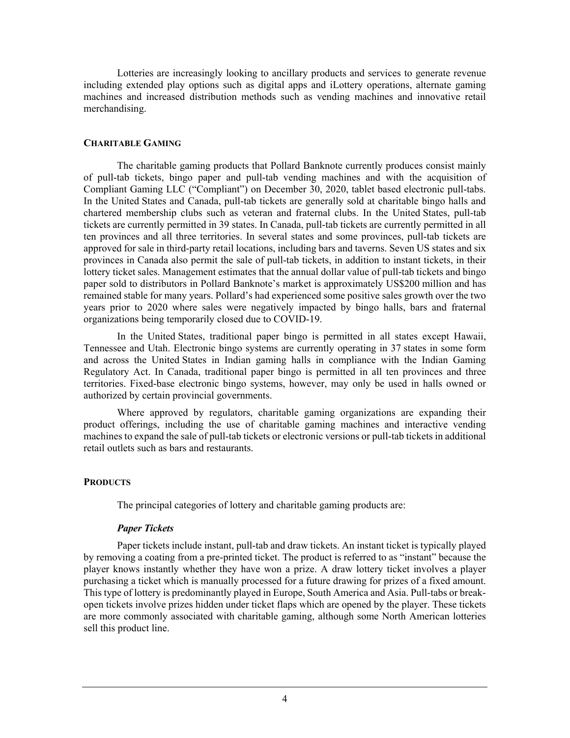Lotteries are increasingly looking to ancillary products and services to generate revenue including extended play options such as digital apps and iLottery operations, alternate gaming machines and increased distribution methods such as vending machines and innovative retail merchandising.

## CHARITABLE GAMING

The charitable gaming products that Pollard Banknote currently produces consist mainly of pull-tab tickets, bingo paper and pull-tab vending machines and with the acquisition of Compliant Gaming LLC ("Compliant") on December 30, 2020, tablet based electronic pull-tabs. In the United States and Canada, pull-tab tickets are generally sold at charitable bingo halls and chartered membership clubs such as veteran and fraternal clubs. In the United States, pull-tab tickets are currently permitted in 39 states. In Canada, pull-tab tickets are currently permitted in all ten provinces and all three territories. In several states and some provinces, pull-tab tickets are approved for sale in third-party retail locations, including bars and taverns. Seven US states and six provinces in Canada also permit the sale of pull-tab tickets, in addition to instant tickets, in their lottery ticket sales. Management estimates that the annual dollar value of pull-tab tickets and bingo paper sold to distributors in Pollard Banknote's market is approximately US$200 million and has remained stable for many years. Pollard's had experienced some positive sales growth over the two years prior to 2020 where sales were negatively impacted by bingo halls, bars and fraternal organizations being temporarily closed due to COVID-19.

In the United States, traditional paper bingo is permitted in all states except Hawaii, Tennessee and Utah. Electronic bingo systems are currently operating in 37 states in some form and across the United States in Indian gaming halls in compliance with the Indian Gaming Regulatory Act. In Canada, traditional paper bingo is permitted in all ten provinces and three territories. Fixed-base electronic bingo systems, however, may only be used in halls owned or authorized by certain provincial governments.

Where approved by regulators, charitable gaming organizations are expanding their product offerings, including the use of charitable gaming machines and interactive vending machines to expand the sale of pull-tab tickets or electronic versions or pull-tab tickets in additional retail outlets such as bars and restaurants.

## PRODUCTS

The principal categories of lottery and charitable gaming products are:

### *Paper Tickets*

Paper tickets include instant, pull-tab and draw tickets. An instant ticket is typically played by removing a coating from a pre-printed ticket. The product is referred to as "instant" because the player knows instantly whether they have won a prize. A draw lottery ticket involves a player purchasing a ticket which is manually processed for a future drawing for prizes of a fixed amount. This type of lottery is predominantly played in Europe, South America and Asia. Pull-tabs or break-open tickets involve prizes hidden under ticket flaps which are opened by the player. These tickets are more commonly associated with charitable gaming, although some North American lotteries sell this product line.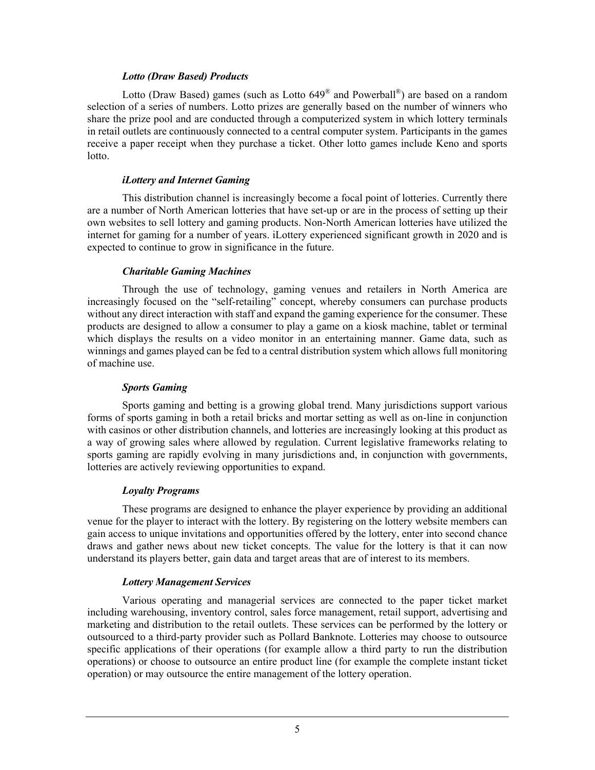### *Lotto (Draw Based) Products*

Lotto (Draw Based) games (such as Lotto 649® and Powerball®) are based on a random selection of a series of numbers. Lotto prizes are generally based on the number of winners who share the prize pool and are conducted through a computerized system in which lottery terminals in retail outlets are continuously connected to a central computer system. Participants in the games receive a paper receipt when they purchase a ticket. Other lotto games include Keno and sports lotto.

### *iLottery and Internet Gaming*

This distribution channel is increasingly become a focal point of lotteries. Currently there are a number of North American lotteries that have set-up or are in the process of setting up their own websites to sell lottery and gaming products. Non-North American lotteries have utilized the internet for gaming for a number of years. iLottery experienced significant growth in 2020 and is expected to continue to grow in significance in the future.

### *Charitable Gaming Machines*

Through the use of technology, gaming venues and retailers in North America are increasingly focused on the "self-retailing" concept, whereby consumers can purchase products without any direct interaction with staff and expand the gaming experience for the consumer. These products are designed to allow a consumer to play a game on a kiosk machine, tablet or terminal which displays the results on a video monitor in an entertaining manner. Game data, such as winnings and games played can be fed to a central distribution system which allows full monitoring of machine use.

### *Sports Gaming*

Sports gaming and betting is a growing global trend. Many jurisdictions support various forms of sports gaming in both a retail bricks and mortar setting as well as on-line in conjunction with casinos or other distribution channels, and lotteries are increasingly looking at this product as a way of growing sales where allowed by regulation. Current legislative frameworks relating to sports gaming are rapidly evolving in many jurisdictions and, in conjunction with governments, lotteries are actively reviewing opportunities to expand.

### *Loyalty Programs*

These programs are designed to enhance the player experience by providing an additional venue for the player to interact with the lottery. By registering on the lottery website members can gain access to unique invitations and opportunities offered by the lottery, enter into second chance draws and gather news about new ticket concepts. The value for the lottery is that it can now understand its players better, gain data and target areas that are of interest to its members.

### *Lottery Management Services*

Various operating and managerial services are connected to the paper ticket market including warehousing, inventory control, sales force management, retail support, advertising and marketing and distribution to the retail outlets. These services can be performed by the lottery or outsourced to a third-party provider such as Pollard Banknote. Lotteries may choose to outsource specific applications of their operations (for example allow a third party to run the distribution operations) or choose to outsource an entire product line (for example the complete instant ticket operation) or may outsource the entire management of the lottery operation.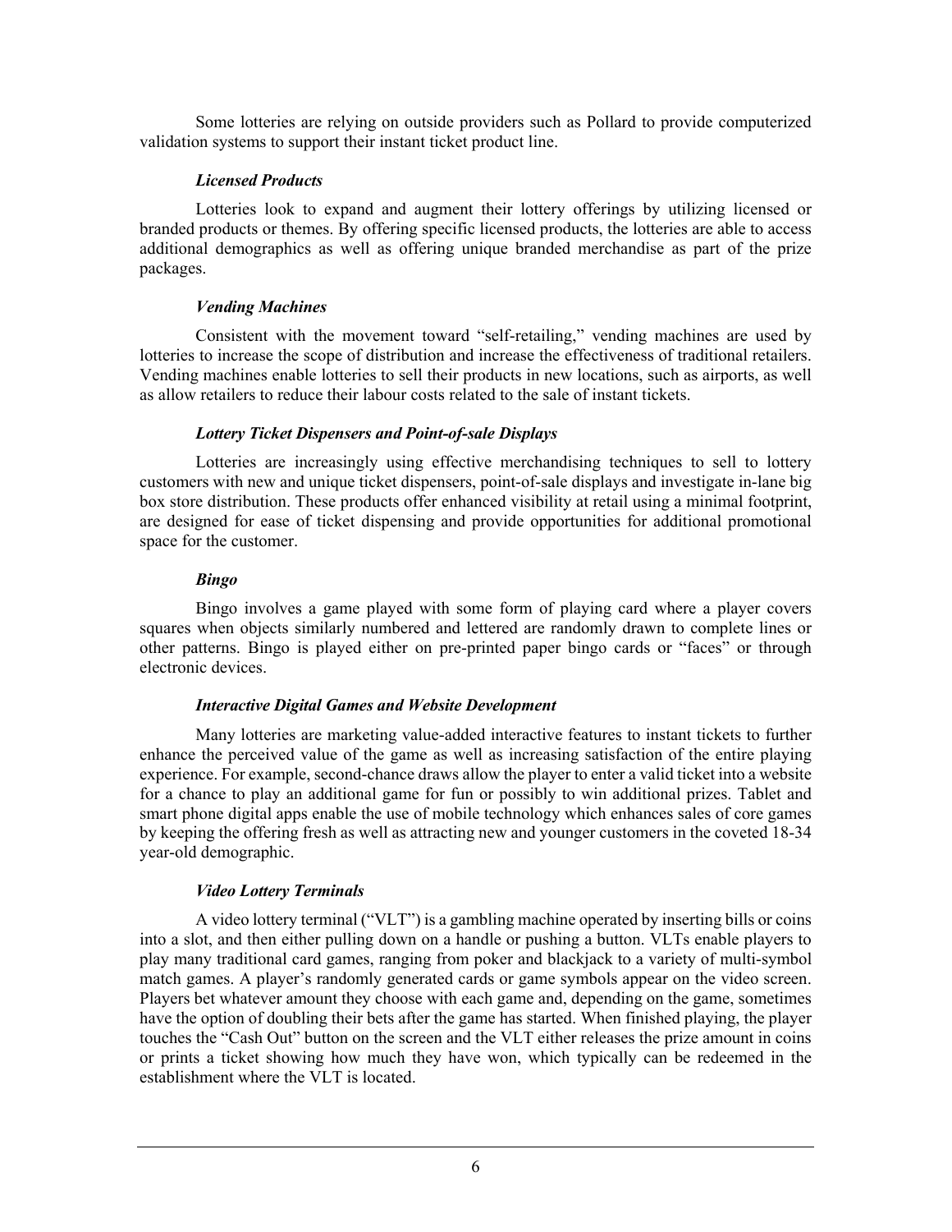Some lotteries are relying on outside providers such as Pollard to provide computerized validation systems to support their instant ticket product line.

***Licensed Products***

Lotteries look to expand and augment their lottery offerings by utilizing licensed or branded products or themes. By offering specific licensed products, the lotteries are able to access additional demographics as well as offering unique branded merchandise as part of the prize packages.

***Vending Machines***

Consistent with the movement toward "self-retailing," vending machines are used by lotteries to increase the scope of distribution and increase the effectiveness of traditional retailers. Vending machines enable lotteries to sell their products in new locations, such as airports, as well as allow retailers to reduce their labour costs related to the sale of instant tickets.

***Lottery Ticket Dispensers and Point-of-sale Displays***

Lotteries are increasingly using effective merchandising techniques to sell to lottery customers with new and unique ticket dispensers, point-of-sale displays and investigate in-lane big box store distribution. These products offer enhanced visibility at retail using a minimal footprint, are designed for ease of ticket dispensing and provide opportunities for additional promotional space for the customer.

***Bingo***

Bingo involves a game played with some form of playing card where a player covers squares when objects similarly numbered and lettered are randomly drawn to complete lines or other patterns. Bingo is played either on pre-printed paper bingo cards or "faces" or through electronic devices.

***Interactive Digital Games and Website Development***

Many lotteries are marketing value-added interactive features to instant tickets to further enhance the perceived value of the game as well as increasing satisfaction of the entire playing experience. For example, second-chance draws allow the player to enter a valid ticket into a website for a chance to play an additional game for fun or possibly to win additional prizes. Tablet and smart phone digital apps enable the use of mobile technology which enhances sales of core games by keeping the offering fresh as well as attracting new and younger customers in the coveted 18-34 year-old demographic.

***Video Lottery Terminals***

A video lottery terminal ("VLT") is a gambling machine operated by inserting bills or coins into a slot, and then either pulling down on a handle or pushing a button. VLTs enable players to play many traditional card games, ranging from poker and blackjack to a variety of multi-symbol match games. A player's randomly generated cards or game symbols appear on the video screen. Players bet whatever amount they choose with each game and, depending on the game, sometimes have the option of doubling their bets after the game has started. When finished playing, the player touches the "Cash Out" button on the screen and the VLT either releases the prize amount in coins or prints a ticket showing how much they have won, which typically can be redeemed in the establishment where the VLT is located.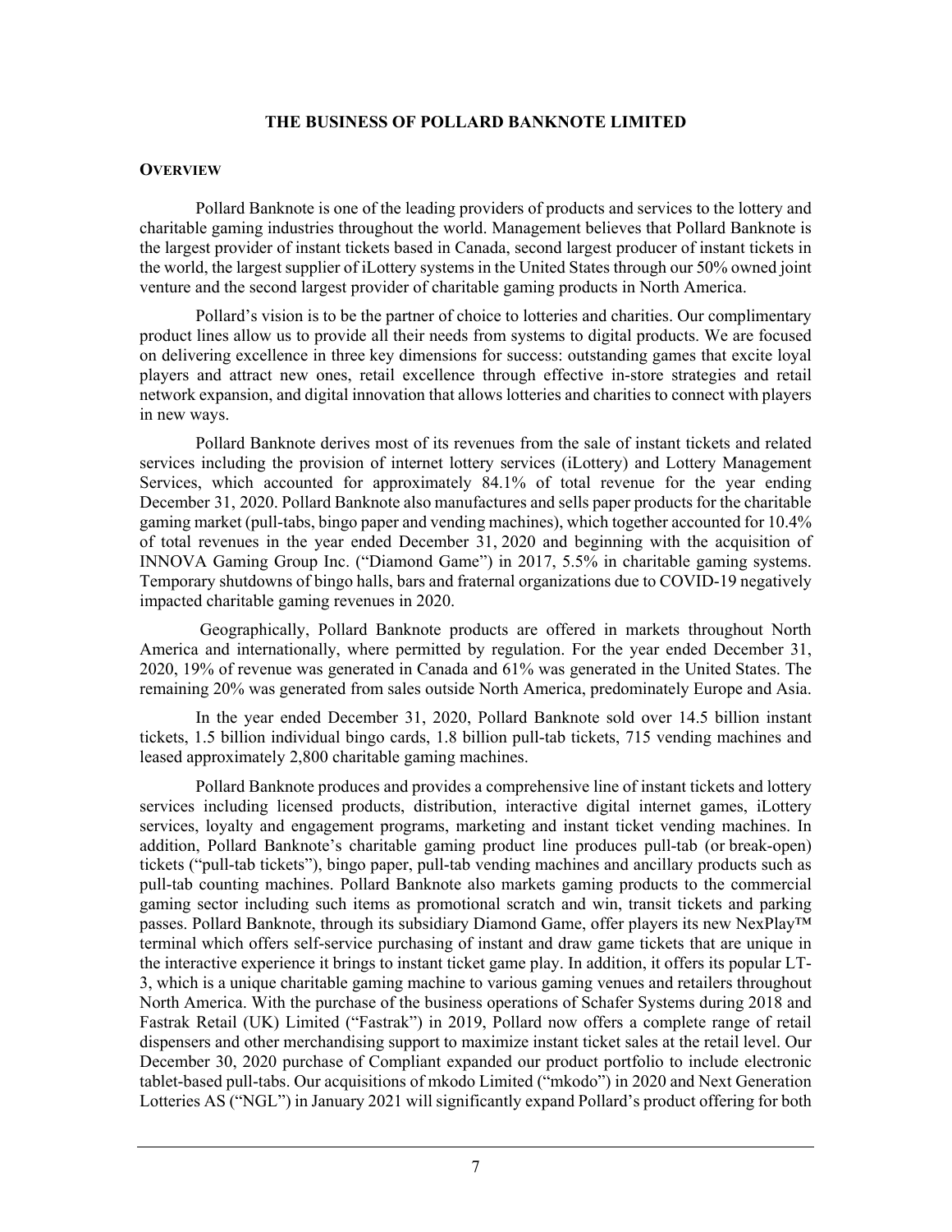# THE BUSINESS OF POLLARD BANKNOTE LIMITED

## OVERVIEW

Pollard Banknote is one of the leading providers of products and services to the lottery and charitable gaming industries throughout the world. Management believes that Pollard Banknote is the largest provider of instant tickets based in Canada, second largest producer of instant tickets in the world, the largest supplier of iLottery systems in the United States through our 50% owned joint venture and the second largest provider of charitable gaming products in North America.

Pollard's vision is to be the partner of choice to lotteries and charities. Our complimentary product lines allow us to provide all their needs from systems to digital products. We are focused on delivering excellence in three key dimensions for success: outstanding games that excite loyal players and attract new ones, retail excellence through effective in-store strategies and retail network expansion, and digital innovation that allows lotteries and charities to connect with players in new ways.

Pollard Banknote derives most of its revenues from the sale of instant tickets and related services including the provision of internet lottery services (iLottery) and Lottery Management Services, which accounted for approximately 84.1% of total revenue for the year ending December 31, 2020. Pollard Banknote also manufactures and sells paper products for the charitable gaming market (pull-tabs, bingo paper and vending machines), which together accounted for 10.4% of total revenues in the year ended December 31, 2020 and beginning with the acquisition of INNOVA Gaming Group Inc. ("Diamond Game") in 2017, 5.5% in charitable gaming systems. Temporary shutdowns of bingo halls, bars and fraternal organizations due to COVID-19 negatively impacted charitable gaming revenues in 2020.

Geographically, Pollard Banknote products are offered in markets throughout North America and internationally, where permitted by regulation. For the year ended December 31, 2020, 19% of revenue was generated in Canada and 61% was generated in the United States. The remaining 20% was generated from sales outside North America, predominately Europe and Asia.

In the year ended December 31, 2020, Pollard Banknote sold over 14.5 billion instant tickets, 1.5 billion individual bingo cards, 1.8 billion pull-tab tickets, 715 vending machines and leased approximately 2,800 charitable gaming machines.

Pollard Banknote produces and provides a comprehensive line of instant tickets and lottery services including licensed products, distribution, interactive digital internet games, iLottery services, loyalty and engagement programs, marketing and instant ticket vending machines. In addition, Pollard Banknote's charitable gaming product line produces pull-tab (or break-open) tickets ("pull-tab tickets"), bingo paper, pull-tab vending machines and ancillary products such as pull-tab counting machines. Pollard Banknote also markets gaming products to the commercial gaming sector including such items as promotional scratch and win, transit tickets and parking passes. Pollard Banknote, through its subsidiary Diamond Game, offer players its new NexPlay™ terminal which offers self-service purchasing of instant and draw game tickets that are unique in the interactive experience it brings to instant ticket game play. In addition, it offers its popular LT-3, which is a unique charitable gaming machine to various gaming venues and retailers throughout North America. With the purchase of the business operations of Schafer Systems during 2018 and Fastrak Retail (UK) Limited ("Fastrak") in 2019, Pollard now offers a complete range of retail dispensers and other merchandising support to maximize instant ticket sales at the retail level. Our December 30, 2020 purchase of Compliant expanded our product portfolio to include electronic tablet-based pull-tabs. Our acquisitions of mkodo Limited ("mkodo") in 2020 and Next Generation Lotteries AS ("NGL") in January 2021 will significantly expand Pollard's product offering for both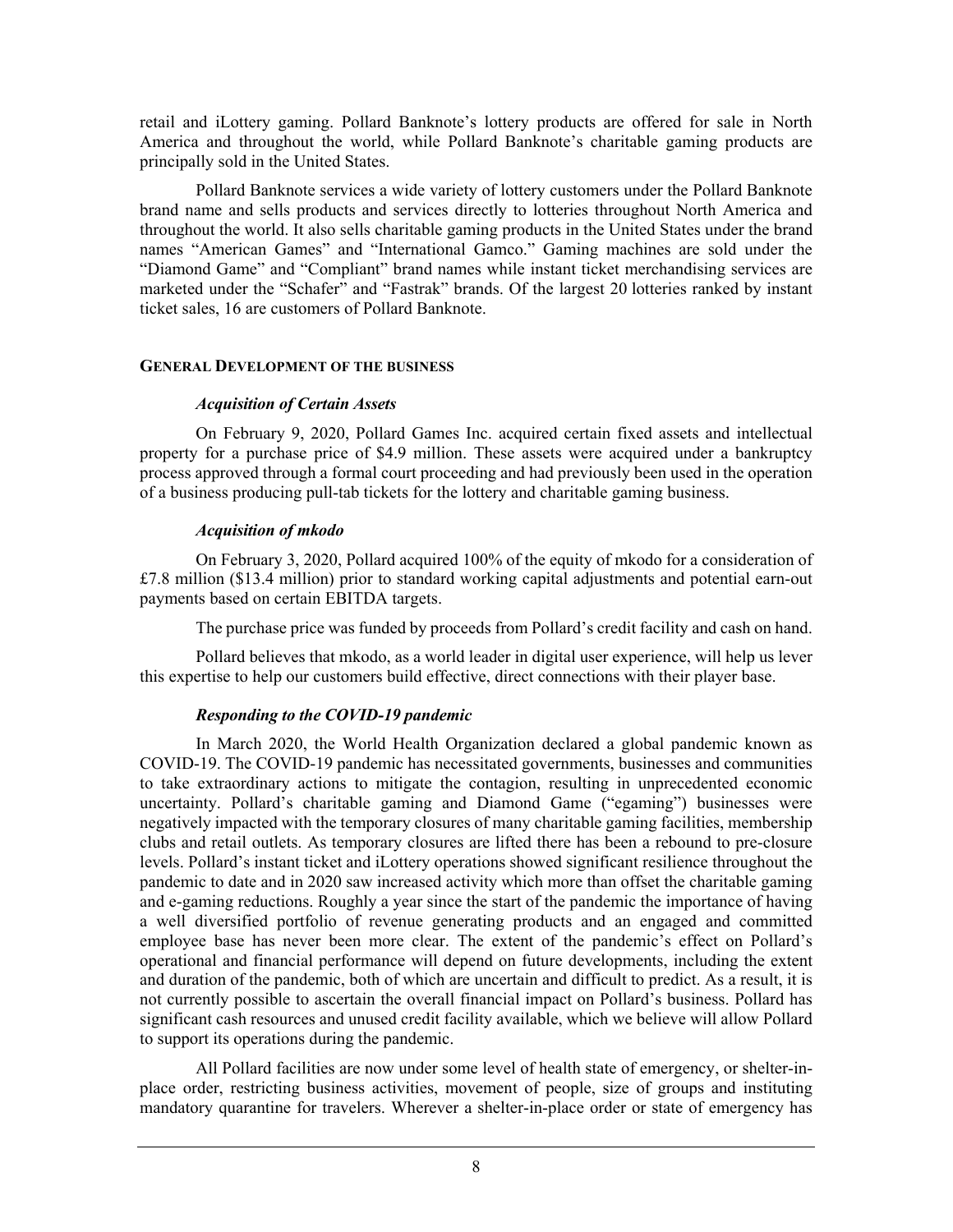retail and iLottery gaming. Pollard Banknote's lottery products are offered for sale in North America and throughout the world, while Pollard Banknote's charitable gaming products are principally sold in the United States.

Pollard Banknote services a wide variety of lottery customers under the Pollard Banknote brand name and sells products and services directly to lotteries throughout North America and throughout the world. It also sells charitable gaming products in the United States under the brand names "American Games" and "International Gamco." Gaming machines are sold under the "Diamond Game" and "Compliant" brand names while instant ticket merchandising services are marketed under the "Schafer" and "Fastrak" brands. Of the largest 20 lotteries ranked by instant ticket sales, 16 are customers of Pollard Banknote.

## GENERAL DEVELOPMENT OF THE BUSINESS

### *Acquisition of Certain Assets*

On February 9, 2020, Pollard Games Inc. acquired certain fixed assets and intellectual property for a purchase price of $4.9 million. These assets were acquired under a bankruptcy process approved through a formal court proceeding and had previously been used in the operation of a business producing pull-tab tickets for the lottery and charitable gaming business.

### *Acquisition of mkodo*

On February 3, 2020, Pollard acquired 100% of the equity of mkodo for a consideration of £7.8 million ($13.4 million) prior to standard working capital adjustments and potential earn-out payments based on certain EBITDA targets.

The purchase price was funded by proceeds from Pollard's credit facility and cash on hand.

Pollard believes that mkodo, as a world leader in digital user experience, will help us lever this expertise to help our customers build effective, direct connections with their player base.

### *Responding to the COVID-19 pandemic*

In March 2020, the World Health Organization declared a global pandemic known as COVID-19. The COVID-19 pandemic has necessitated governments, businesses and communities to take extraordinary actions to mitigate the contagion, resulting in unprecedented economic uncertainty. Pollard's charitable gaming and Diamond Game ("egaming") businesses were negatively impacted with the temporary closures of many charitable gaming facilities, membership clubs and retail outlets. As temporary closures are lifted there has been a rebound to pre-closure levels. Pollard's instant ticket and iLottery operations showed significant resilience throughout the pandemic to date and in 2020 saw increased activity which more than offset the charitable gaming and e-gaming reductions. Roughly a year since the start of the pandemic the importance of having a well diversified portfolio of revenue generating products and an engaged and committed employee base has never been more clear. The extent of the pandemic's effect on Pollard's operational and financial performance will depend on future developments, including the extent and duration of the pandemic, both of which are uncertain and difficult to predict. As a result, it is not currently possible to ascertain the overall financial impact on Pollard's business. Pollard has significant cash resources and unused credit facility available, which we believe will allow Pollard to support its operations during the pandemic.

All Pollard facilities are now under some level of health state of emergency, or shelter-in-place order, restricting business activities, movement of people, size of groups and instituting mandatory quarantine for travelers. Wherever a shelter-in-place order or state of emergency has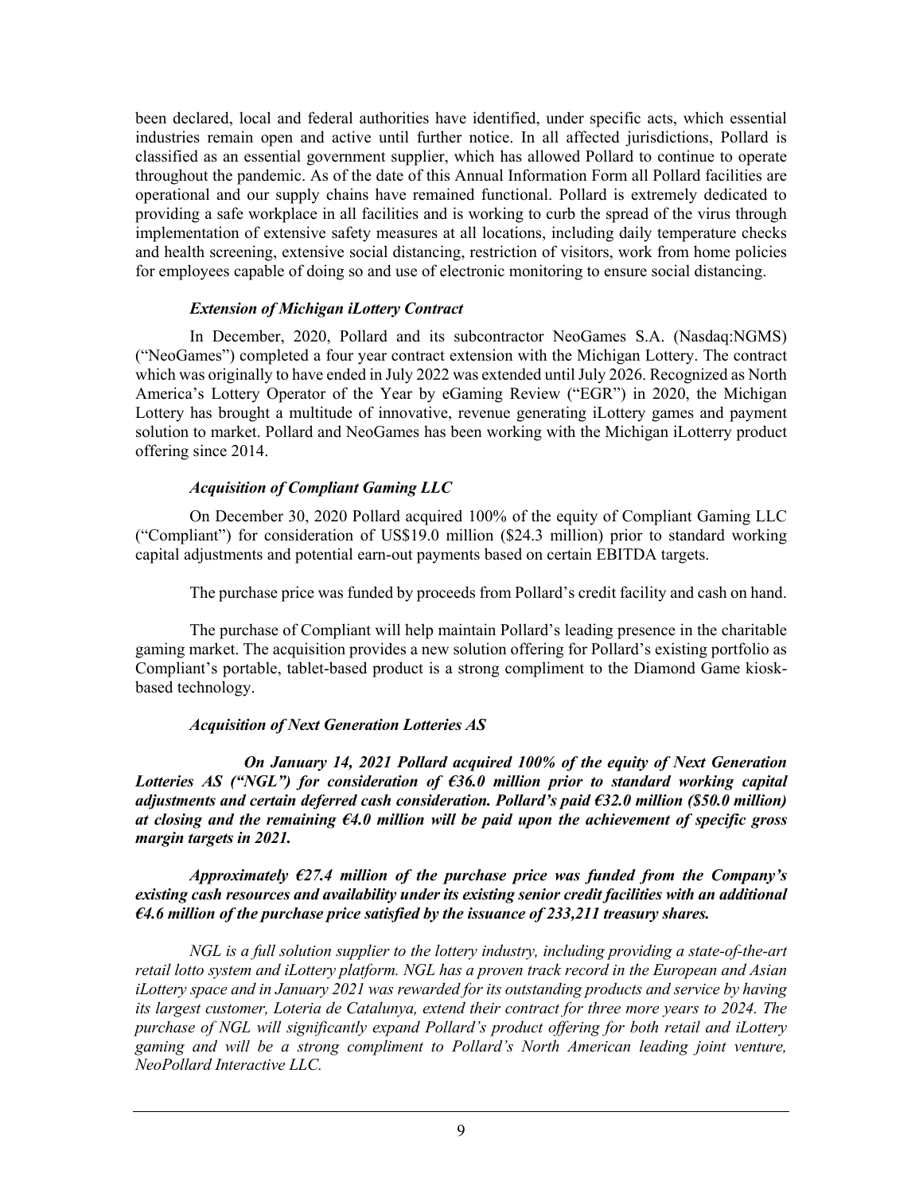been declared, local and federal authorities have identified, under specific acts, which essential industries remain open and active until further notice. In all affected jurisdictions, Pollard is classified as an essential government supplier, which has allowed Pollard to continue to operate throughout the pandemic. As of the date of this Annual Information Form all Pollard facilities are operational and our supply chains have remained functional. Pollard is extremely dedicated to providing a safe workplace in all facilities and is working to curb the spread of the virus through implementation of extensive safety measures at all locations, including daily temperature checks and health screening, extensive social distancing, restriction of visitors, work from home policies for employees capable of doing so and use of electronic monitoring to ensure social distancing.

***Extension of Michigan iLottery Contract***

In December, 2020, Pollard and its subcontractor NeoGames S.A. (Nasdaq:NGMS) ("NeoGames") completed a four year contract extension with the Michigan Lottery. The contract which was originally to have ended in July 2022 was extended until July 2026. Recognized as North America's Lottery Operator of the Year by eGaming Review ("EGR") in 2020, the Michigan Lottery has brought a multitude of innovative, revenue generating iLottery games and payment solution to market. Pollard and NeoGames has been working with the Michigan iLotterry product offering since 2014.

***Acquisition of Compliant Gaming LLC***

On December 30, 2020 Pollard acquired 100% of the equity of Compliant Gaming LLC ("Compliant") for consideration of US$19.0 million ($24.3 million) prior to standard working capital adjustments and potential earn-out payments based on certain EBITDA targets.

The purchase price was funded by proceeds from Pollard's credit facility and cash on hand.

The purchase of Compliant will help maintain Pollard's leading presence in the charitable gaming market. The acquisition provides a new solution offering for Pollard's existing portfolio as Compliant's portable, tablet-based product is a strong compliment to the Diamond Game kiosk-based technology.

***Acquisition of Next Generation Lotteries AS***

***On January 14, 2021 Pollard acquired 100% of the equity of Next Generation Lotteries AS ("NGL") for consideration of €36.0 million prior to standard working capital adjustments and certain deferred cash consideration. Pollard's paid €32.0 million ($50.0 million) at closing and the remaining €4.0 million will be paid upon the achievement of specific gross margin targets in 2021.***

***Approximately €27.4 million of the purchase price was funded from the Company's existing cash resources and availability under its existing senior credit facilities with an additional €4.6 million of the purchase price satisfied by the issuance of 233,211 treasury shares.***

*NGL is a full solution supplier to the lottery industry, including providing a state-of-the-art retail lotto system and iLottery platform. NGL has a proven track record in the European and Asian iLottery space and in January 2021 was rewarded for its outstanding products and service by having its largest customer, Loteria de Catalunya, extend their contract for three more years to 2024. The purchase of NGL will significantly expand Pollard's product offering for both retail and iLottery gaming and will be a strong compliment to Pollard's North American leading joint venture, NeoPollard Interactive LLC.*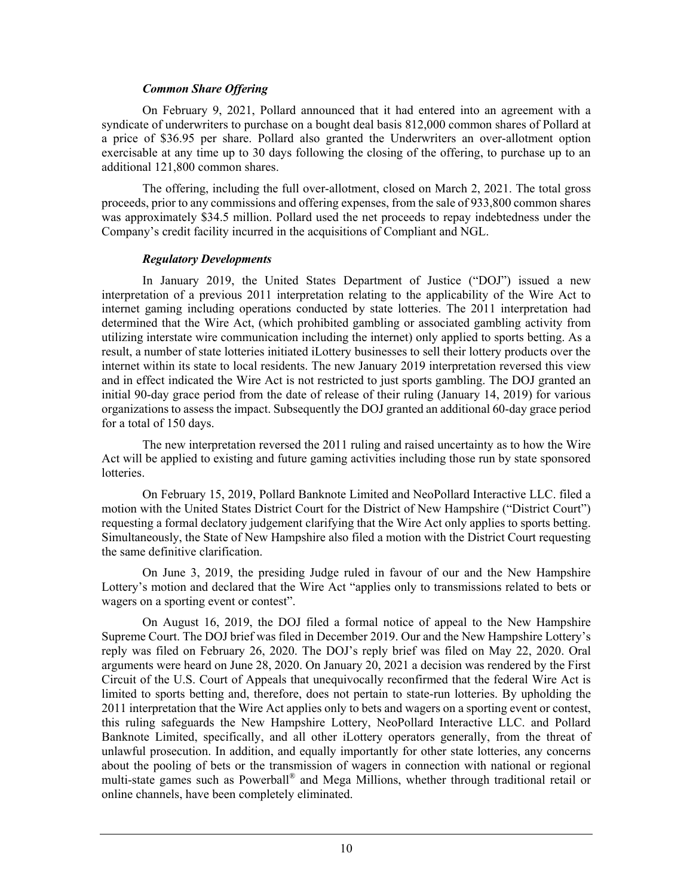### *Common Share Offering*

On February 9, 2021, Pollard announced that it had entered into an agreement with a syndicate of underwriters to purchase on a bought deal basis 812,000 common shares of Pollard at a price of $36.95 per share. Pollard also granted the Underwriters an over-allotment option exercisable at any time up to 30 days following the closing of the offering, to purchase up to an additional 121,800 common shares.

The offering, including the full over-allotment, closed on March 2, 2021. The total gross proceeds, prior to any commissions and offering expenses, from the sale of 933,800 common shares was approximately $34.5 million. Pollard used the net proceeds to repay indebtedness under the Company's credit facility incurred in the acquisitions of Compliant and NGL.

### *Regulatory Developments*

In January 2019, the United States Department of Justice ("DOJ") issued a new interpretation of a previous 2011 interpretation relating to the applicability of the Wire Act to internet gaming including operations conducted by state lotteries. The 2011 interpretation had determined that the Wire Act, (which prohibited gambling or associated gambling activity from utilizing interstate wire communication including the internet) only applied to sports betting. As a result, a number of state lotteries initiated iLottery businesses to sell their lottery products over the internet within its state to local residents. The new January 2019 interpretation reversed this view and in effect indicated the Wire Act is not restricted to just sports gambling. The DOJ granted an initial 90-day grace period from the date of release of their ruling (January 14, 2019) for various organizations to assess the impact. Subsequently the DOJ granted an additional 60-day grace period for a total of 150 days.

The new interpretation reversed the 2011 ruling and raised uncertainty as to how the Wire Act will be applied to existing and future gaming activities including those run by state sponsored lotteries.

On February 15, 2019, Pollard Banknote Limited and NeoPollard Interactive LLC. filed a motion with the United States District Court for the District of New Hampshire ("District Court") requesting a formal declatory judgement clarifying that the Wire Act only applies to sports betting. Simultaneously, the State of New Hampshire also filed a motion with the District Court requesting the same definitive clarification.

On June 3, 2019, the presiding Judge ruled in favour of our and the New Hampshire Lottery's motion and declared that the Wire Act "applies only to transmissions related to bets or wagers on a sporting event or contest".

On August 16, 2019, the DOJ filed a formal notice of appeal to the New Hampshire Supreme Court. The DOJ brief was filed in December 2019. Our and the New Hampshire Lottery's reply was filed on February 26, 2020. The DOJ's reply brief was filed on May 22, 2020. Oral arguments were heard on June 28, 2020. On January 20, 2021 a decision was rendered by the First Circuit of the U.S. Court of Appeals that unequivocally reconfirmed that the federal Wire Act is limited to sports betting and, therefore, does not pertain to state-run lotteries. By upholding the 2011 interpretation that the Wire Act applies only to bets and wagers on a sporting event or contest, this ruling safeguards the New Hampshire Lottery, NeoPollard Interactive LLC. and Pollard Banknote Limited, specifically, and all other iLottery operators generally, from the threat of unlawful prosecution. In addition, and equally importantly for other state lotteries, any concerns about the pooling of bets or the transmission of wagers in connection with national or regional multi-state games such as Powerball® and Mega Millions, whether through traditional retail or online channels, have been completely eliminated.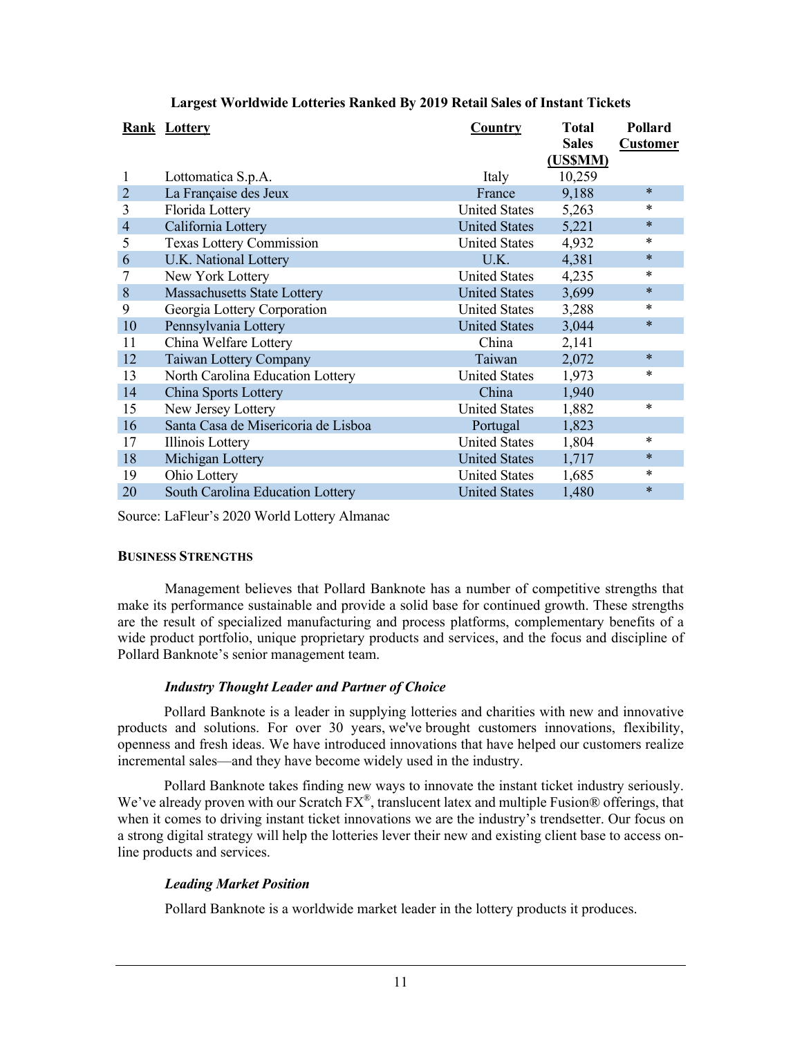**Largest Worldwide Lotteries Ranked By 2019 Retail Sales of Instant Tickets**

| Rank | Lottery | Country | Total Sales (US$MM) | Pollard Customer |
|---|---|---|---|---|
| 1 | Lottomatica S.p.A. | Italy | 10,259 | |
| 2 | La Française des Jeux | France | 9,188 | * |
| 3 | Florida Lottery | United States | 5,263 | * |
| 4 | California Lottery | United States | 5,221 | * |
| 5 | Texas Lottery Commission | United States | 4,932 | * |
| 6 | U.K. National Lottery | U.K. | 4,381 | * |
| 7 | New York Lottery | United States | 4,235 | * |
| 8 | Massachusetts State Lottery | United States | 3,699 | * |
| 9 | Georgia Lottery Corporation | United States | 3,288 | * |
| 10 | Pennsylvania Lottery | United States | 3,044 | * |
| 11 | China Welfare Lottery | China | 2,141 | |
| 12 | Taiwan Lottery Company | Taiwan | 2,072 | * |
| 13 | North Carolina Education Lottery | United States | 1,973 | * |
| 14 | China Sports Lottery | China | 1,940 | |
| 15 | New Jersey Lottery | United States | 1,882 | * |
| 16 | Santa Casa de Misericoria de Lisboa | Portugal | 1,823 | |
| 17 | Illinois Lottery | United States | 1,804 | * |
| 18 | Michigan Lottery | United States | 1,717 | * |
| 19 | Ohio Lottery | United States | 1,685 | * |
| 20 | South Carolina Education Lottery | United States | 1,480 | * |

Source: LaFleur's 2020 World Lottery Almanac

## BUSINESS STRENGTHS

Management believes that Pollard Banknote has a number of competitive strengths that make its performance sustainable and provide a solid base for continued growth. These strengths are the result of specialized manufacturing and process platforms, complementary benefits of a wide product portfolio, unique proprietary products and services, and the focus and discipline of Pollard Banknote's senior management team.

### *Industry Thought Leader and Partner of Choice*

Pollard Banknote is a leader in supplying lotteries and charities with new and innovative products and solutions. For over 30 years, we've brought customers innovations, flexibility, openness and fresh ideas. We have introduced innovations that have helped our customers realize incremental sales—and they have become widely used in the industry.

Pollard Banknote takes finding new ways to innovate the instant ticket industry seriously. We've already proven with our Scratch FX®, translucent latex and multiple Fusion® offerings, that when it comes to driving instant ticket innovations we are the industry's trendsetter. Our focus on a strong digital strategy will help the lotteries lever their new and existing client base to access on-line products and services.

### *Leading Market Position*

Pollard Banknote is a worldwide market leader in the lottery products it produces.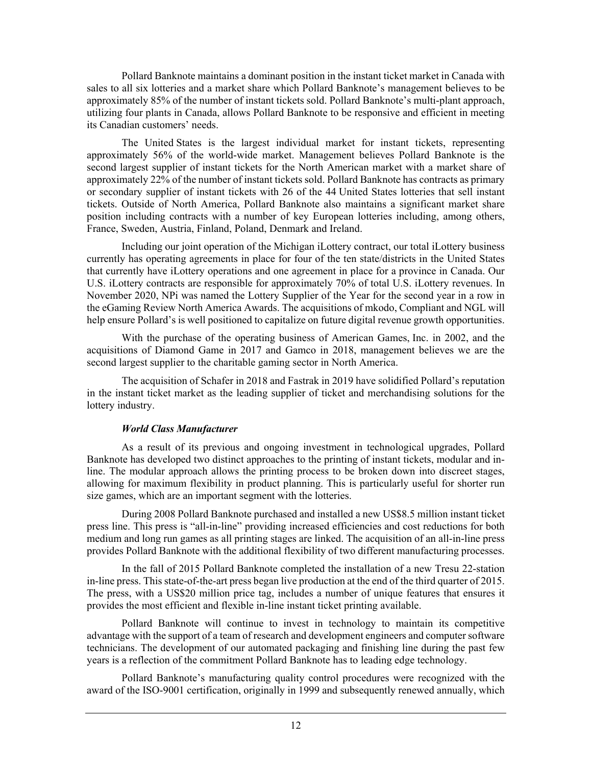Pollard Banknote maintains a dominant position in the instant ticket market in Canada with sales to all six lotteries and a market share which Pollard Banknote's management believes to be approximately 85% of the number of instant tickets sold. Pollard Banknote's multi-plant approach, utilizing four plants in Canada, allows Pollard Banknote to be responsive and efficient in meeting its Canadian customers' needs.

The United States is the largest individual market for instant tickets, representing approximately 56% of the world-wide market. Management believes Pollard Banknote is the second largest supplier of instant tickets for the North American market with a market share of approximately 22% of the number of instant tickets sold. Pollard Banknote has contracts as primary or secondary supplier of instant tickets with 26 of the 44 United States lotteries that sell instant tickets. Outside of North America, Pollard Banknote also maintains a significant market share position including contracts with a number of key European lotteries including, among others, France, Sweden, Austria, Finland, Poland, Denmark and Ireland.

Including our joint operation of the Michigan iLottery contract, our total iLottery business currently has operating agreements in place for four of the ten state/districts in the United States that currently have iLottery operations and one agreement in place for a province in Canada. Our U.S. iLottery contracts are responsible for approximately 70% of total U.S. iLottery revenues. In November 2020, NPi was named the Lottery Supplier of the Year for the second year in a row in the eGaming Review North America Awards. The acquisitions of mkodo, Compliant and NGL will help ensure Pollard's is well positioned to capitalize on future digital revenue growth opportunities.

With the purchase of the operating business of American Games, Inc. in 2002, and the acquisitions of Diamond Game in 2017 and Gamco in 2018, management believes we are the second largest supplier to the charitable gaming sector in North America.

The acquisition of Schafer in 2018 and Fastrak in 2019 have solidified Pollard's reputation in the instant ticket market as the leading supplier of ticket and merchandising solutions for the lottery industry.

***World Class Manufacturer***

As a result of its previous and ongoing investment in technological upgrades, Pollard Banknote has developed two distinct approaches to the printing of instant tickets, modular and in-line. The modular approach allows the printing process to be broken down into discreet stages, allowing for maximum flexibility in product planning. This is particularly useful for shorter run size games, which are an important segment with the lotteries.

During 2008 Pollard Banknote purchased and installed a new US$8.5 million instant ticket press line. This press is "all-in-line" providing increased efficiencies and cost reductions for both medium and long run games as all printing stages are linked. The acquisition of an all-in-line press provides Pollard Banknote with the additional flexibility of two different manufacturing processes.

In the fall of 2015 Pollard Banknote completed the installation of a new Tresu 22-station in-line press. This state-of-the-art press began live production at the end of the third quarter of 2015. The press, with a US$20 million price tag, includes a number of unique features that ensures it provides the most efficient and flexible in-line instant ticket printing available.

Pollard Banknote will continue to invest in technology to maintain its competitive advantage with the support of a team of research and development engineers and computer software technicians. The development of our automated packaging and finishing line during the past few years is a reflection of the commitment Pollard Banknote has to leading edge technology.

Pollard Banknote's manufacturing quality control procedures were recognized with the award of the ISO-9001 certification, originally in 1999 and subsequently renewed annually, which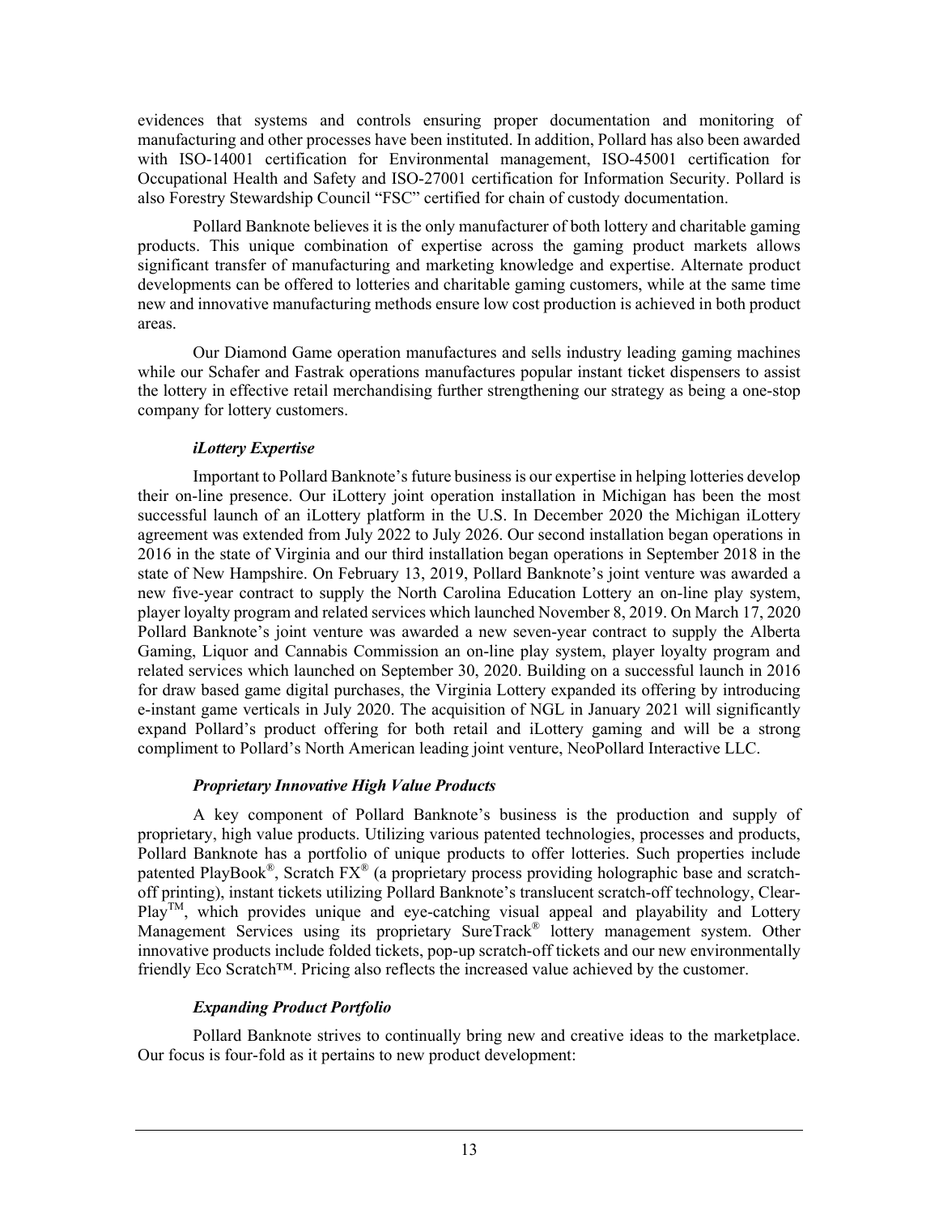evidences that systems and controls ensuring proper documentation and monitoring of manufacturing and other processes have been instituted. In addition, Pollard has also been awarded with ISO-14001 certification for Environmental management, ISO-45001 certification for Occupational Health and Safety and ISO-27001 certification for Information Security. Pollard is also Forestry Stewardship Council "FSC" certified for chain of custody documentation.

Pollard Banknote believes it is the only manufacturer of both lottery and charitable gaming products. This unique combination of expertise across the gaming product markets allows significant transfer of manufacturing and marketing knowledge and expertise. Alternate product developments can be offered to lotteries and charitable gaming customers, while at the same time new and innovative manufacturing methods ensure low cost production is achieved in both product areas.

Our Diamond Game operation manufactures and sells industry leading gaming machines while our Schafer and Fastrak operations manufactures popular instant ticket dispensers to assist the lottery in effective retail merchandising further strengthening our strategy as being a one-stop company for lottery customers.

***iLottery Expertise***

Important to Pollard Banknote's future business is our expertise in helping lotteries develop their on-line presence. Our iLottery joint operation installation in Michigan has been the most successful launch of an iLottery platform in the U.S. In December 2020 the Michigan iLottery agreement was extended from July 2022 to July 2026. Our second installation began operations in 2016 in the state of Virginia and our third installation began operations in September 2018 in the state of New Hampshire. On February 13, 2019, Pollard Banknote's joint venture was awarded a new five-year contract to supply the North Carolina Education Lottery an on-line play system, player loyalty program and related services which launched November 8, 2019. On March 17, 2020 Pollard Banknote's joint venture was awarded a new seven-year contract to supply the Alberta Gaming, Liquor and Cannabis Commission an on-line play system, player loyalty program and related services which launched on September 30, 2020. Building on a successful launch in 2016 for draw based game digital purchases, the Virginia Lottery expanded its offering by introducing e-instant game verticals in July 2020. The acquisition of NGL in January 2021 will significantly expand Pollard's product offering for both retail and iLottery gaming and will be a strong compliment to Pollard's North American leading joint venture, NeoPollard Interactive LLC.

***Proprietary Innovative High Value Products***

A key component of Pollard Banknote's business is the production and supply of proprietary, high value products. Utilizing various patented technologies, processes and products, Pollard Banknote has a portfolio of unique products to offer lotteries. Such properties include patented PlayBook®, Scratch FX® (a proprietary process providing holographic base and scratch-off printing), instant tickets utilizing Pollard Banknote's translucent scratch-off technology, Clear-Play™, which provides unique and eye-catching visual appeal and playability and Lottery Management Services using its proprietary SureTrack® lottery management system. Other innovative products include folded tickets, pop-up scratch-off tickets and our new environmentally friendly Eco Scratch™. Pricing also reflects the increased value achieved by the customer.

***Expanding Product Portfolio***

Pollard Banknote strives to continually bring new and creative ideas to the marketplace. Our focus is four-fold as it pertains to new product development: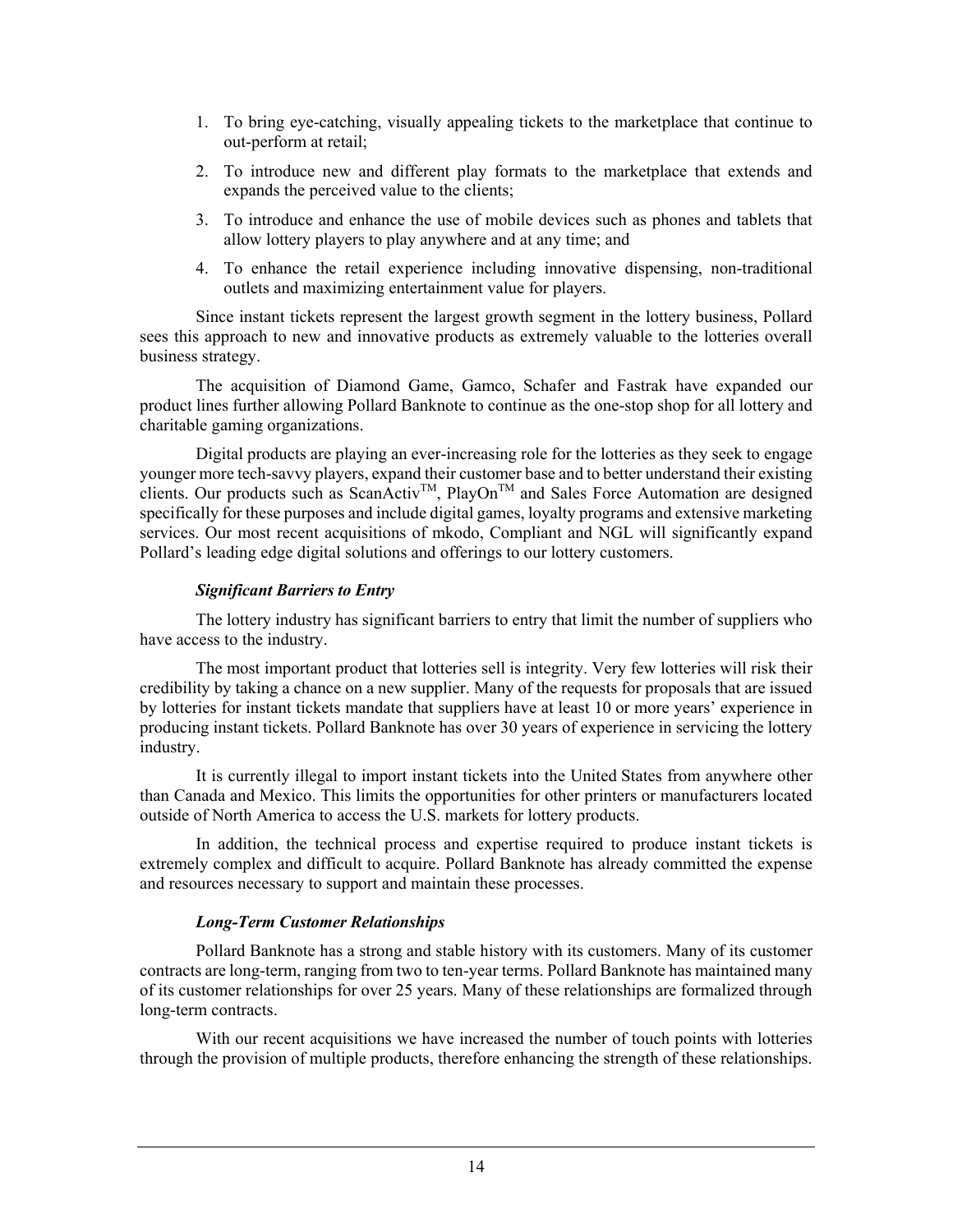1. To bring eye-catching, visually appealing tickets to the marketplace that continue to out-perform at retail;
2. To introduce new and different play formats to the marketplace that extends and expands the perceived value to the clients;
3. To introduce and enhance the use of mobile devices such as phones and tablets that allow lottery players to play anywhere and at any time; and
4. To enhance the retail experience including innovative dispensing, non-traditional outlets and maximizing entertainment value for players.

Since instant tickets represent the largest growth segment in the lottery business, Pollard sees this approach to new and innovative products as extremely valuable to the lotteries overall business strategy.

The acquisition of Diamond Game, Gamco, Schafer and Fastrak have expanded our product lines further allowing Pollard Banknote to continue as the one-stop shop for all lottery and charitable gaming organizations.

Digital products are playing an ever-increasing role for the lotteries as they seek to engage younger more tech-savvy players, expand their customer base and to better understand their existing clients. Our products such as ScanActiv™, PlayOn™ and Sales Force Automation are designed specifically for these purposes and include digital games, loyalty programs and extensive marketing services. Our most recent acquisitions of mkodo, Compliant and NGL will significantly expand Pollard's leading edge digital solutions and offerings to our lottery customers.

***Significant Barriers to Entry***

The lottery industry has significant barriers to entry that limit the number of suppliers who have access to the industry.

The most important product that lotteries sell is integrity. Very few lotteries will risk their credibility by taking a chance on a new supplier. Many of the requests for proposals that are issued by lotteries for instant tickets mandate that suppliers have at least 10 or more years' experience in producing instant tickets. Pollard Banknote has over 30 years of experience in servicing the lottery industry.

It is currently illegal to import instant tickets into the United States from anywhere other than Canada and Mexico. This limits the opportunities for other printers or manufacturers located outside of North America to access the U.S. markets for lottery products.

In addition, the technical process and expertise required to produce instant tickets is extremely complex and difficult to acquire. Pollard Banknote has already committed the expense and resources necessary to support and maintain these processes.

***Long-Term Customer Relationships***

Pollard Banknote has a strong and stable history with its customers. Many of its customer contracts are long-term, ranging from two to ten-year terms. Pollard Banknote has maintained many of its customer relationships for over 25 years. Many of these relationships are formalized through long-term contracts.

With our recent acquisitions we have increased the number of touch points with lotteries through the provision of multiple products, therefore enhancing the strength of these relationships.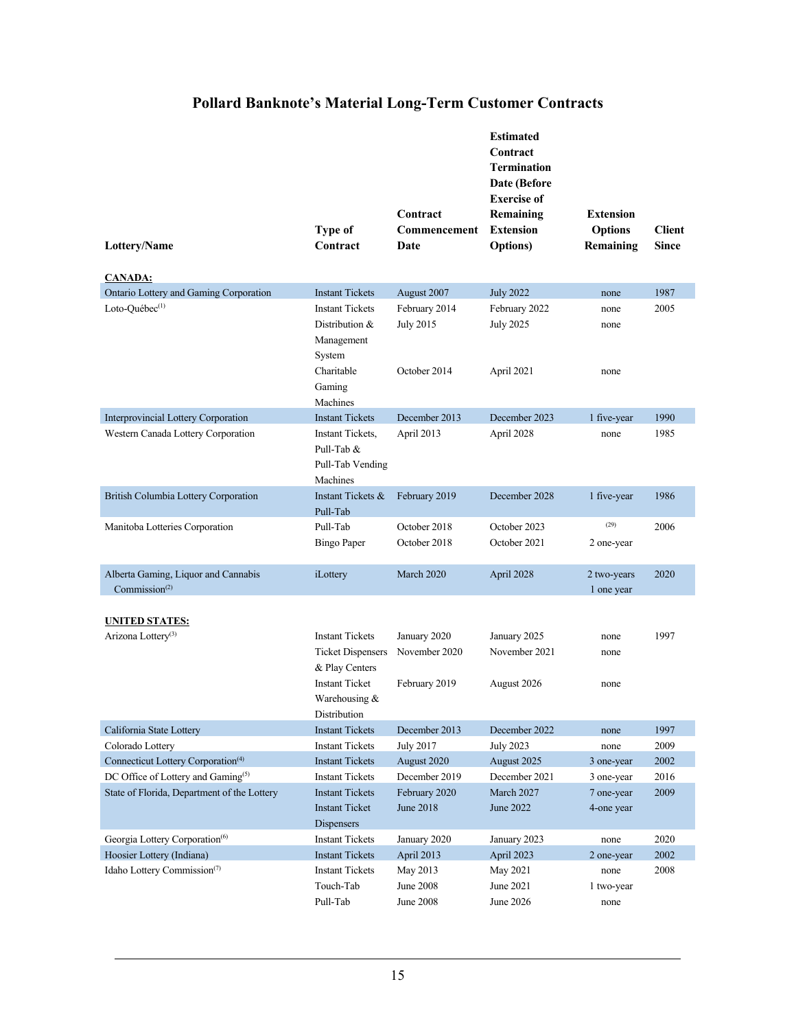## Pollard Banknote's Material Long-Term Customer Contracts

| Lottery/Name | Type of Contract | Contract Commencement Date | Estimated Contract Termination Date (Before Exercise of Remaining Extension Options) | Extension Options Remaining | Client Since |
|---|---|---|---|---|---|
| **CANADA:** | | | | | |
| Ontario Lottery and Gaming Corporation | Instant Tickets | August 2007 | July 2022 | none | 1987 |
| Loto-Québec[1] | Instant Tickets | February 2014 | February 2022 | none | 2005 |
| | Distribution & Management System | July 2015 | July 2025 | none | |
| | Charitable Gaming Machines | October 2014 | April 2021 | none | |
| Interprovincial Lottery Corporation | Instant Tickets | December 2013 | December 2023 | 1 five-year | 1990 |
| Western Canada Lottery Corporation | Instant Tickets, Pull-Tab & Pull-Tab Vending Machines | April 2013 | April 2028 | none | 1985 |
| British Columbia Lottery Corporation | Instant Tickets & Pull-Tab | February 2019 | December 2028 | 1 five-year | 1986 |
| Manitoba Lotteries Corporation | Pull-Tab | October 2018 | October 2023 | [29] | 2006 |
| | Bingo Paper | October 2018 | October 2021 | 2 one-year | |
| Alberta Gaming, Liquor and Cannabis Commission[2] | iLottery | March 2020 | April 2028 | 2 two-years 1 one year | 2020 |
| **UNITED STATES:** | | | | | |
| Arizona Lottery[3] | Instant Tickets | January 2020 | January 2025 | none | 1997 |
| | Ticket Dispensers & Play Centers | November 2020 | November 2021 | none | |
| | Instant Ticket Warehousing & Distribution | February 2019 | August 2026 | none | |
| California State Lottery | Instant Tickets | December 2013 | December 2022 | none | 1997 |
| Colorado Lottery | Instant Tickets | July 2017 | July 2023 | none | 2009 |
| Connecticut Lottery Corporation[4] | Instant Tickets | August 2020 | August 2025 | 3 one-year | 2002 |
| DC Office of Lottery and Gaming[5] | Instant Tickets | December 2019 | December 2021 | 3 one-year | 2016 |
| State of Florida, Department of the Lottery | Instant Tickets | February 2020 | March 2027 | 7 one-year | 2009 |
| | Instant Ticket Dispensers | June 2018 | June 2022 | 4-one year | |
| Georgia Lottery Corporation[6] | Instant Tickets | January 2020 | January 2023 | none | 2020 |
| Hoosier Lottery (Indiana) | Instant Tickets | April 2013 | April 2023 | 2 one-year | 2002 |
| Idaho Lottery Commission[7] | Instant Tickets | May 2013 | May 2021 | none | 2008 |
| | Touch-Tab | June 2008 | June 2021 | 1 two-year | |
| | Pull-Tab | June 2008 | June 2026 | none | |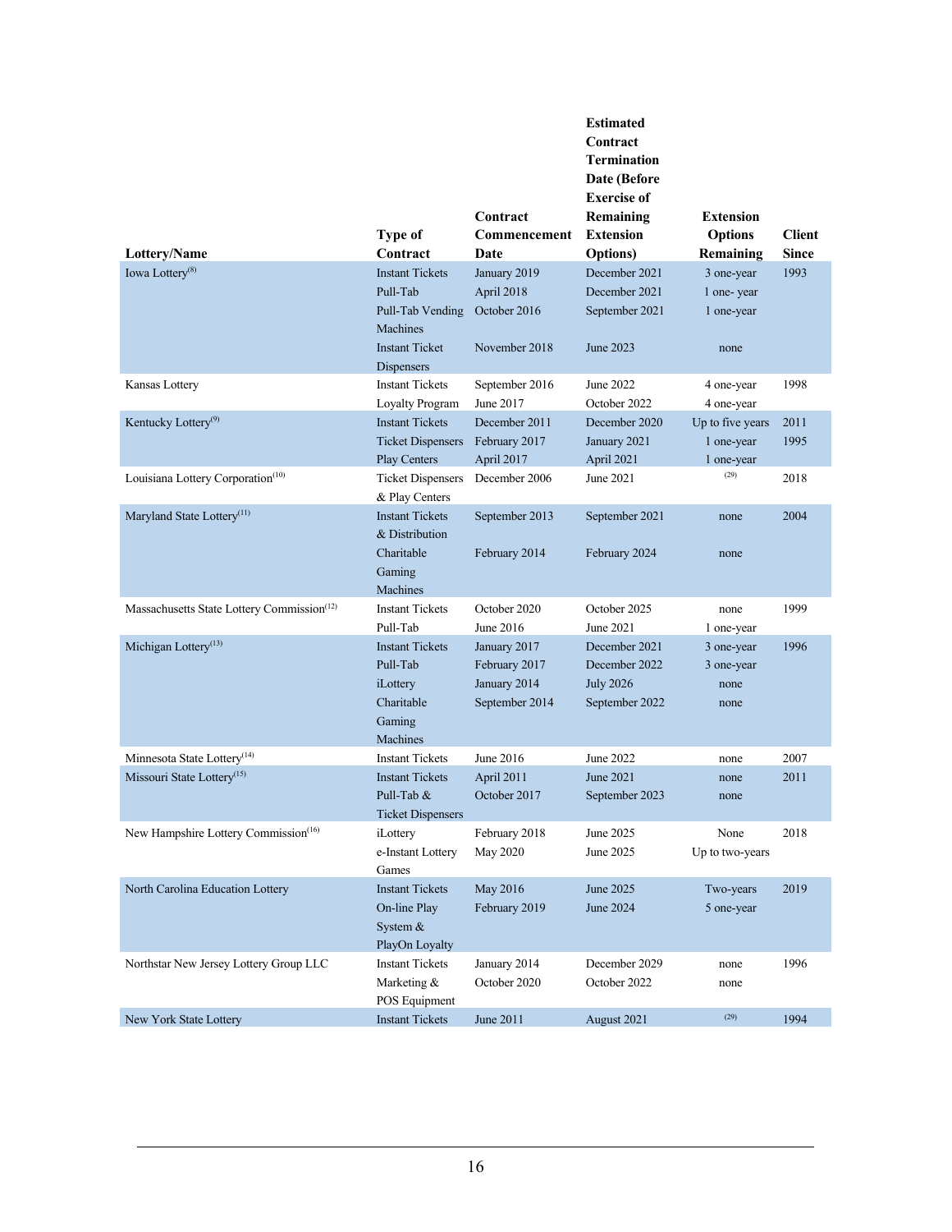| Lottery/Name | Type of Contract | Contract Commencement Date | Estimated Contract Termination Date (Before Exercise of Remaining Extension Options) | Extension Options Remaining | Client Since |
|---|---|---|---|---|---|
| Iowa Lottery[8] | Instant Tickets | January 2019 | December 2021 | 3 one-year | 1993 |
| | Pull-Tab | April 2018 | December 2021 | 1 one- year | |
| | Pull-Tab Vending Machines | October 2016 | September 2021 | 1 one-year | |
| | Instant Ticket Dispensers | November 2018 | June 2023 | none | |
| Kansas Lottery | Instant Tickets | September 2016 | June 2022 | 4 one-year | 1998 |
| | Loyalty Program | June 2017 | October 2022 | 4 one-year | |
| Kentucky Lottery[9] | Instant Tickets | December 2011 | December 2020 | Up to five years | 2011 |
| | Ticket Dispensers | February 2017 | January 2021 | 1 one-year | 1995 |
| | Play Centers | April 2017 | April 2021 | 1 one-year | |
| Louisiana Lottery Corporation[10] | Ticket Dispensers & Play Centers | December 2006 | June 2021 | [29] | 2018 |
| Maryland State Lottery[11] | Instant Tickets & Distribution | September 2013 | September 2021 | none | 2004 |
| | Charitable Gaming Machines | February 2014 | February 2024 | none | |
| Massachusetts State Lottery Commission[12] | Instant Tickets | October 2020 | October 2025 | none | 1999 |
| | Pull-Tab | June 2016 | June 2021 | 1 one-year | |
| Michigan Lottery[13] | Instant Tickets | January 2017 | December 2021 | 3 one-year | 1996 |
| | Pull-Tab | February 2017 | December 2022 | 3 one-year | |
| | iLottery | January 2014 | July 2026 | none | |
| | Charitable Gaming Machines | September 2014 | September 2022 | none | |
| Minnesota State Lottery[14] | Instant Tickets | June 2016 | June 2022 | none | 2007 |
| Missouri State Lottery[15] | Instant Tickets | April 2011 | June 2021 | none | 2011 |
| | Pull-Tab & Ticket Dispensers | October 2017 | September 2023 | none | |
| New Hampshire Lottery Commission[16] | iLottery | February 2018 | June 2025 | None | 2018 |
| | e-Instant Lottery Games | May 2020 | June 2025 | Up to two-years | |
| North Carolina Education Lottery | Instant Tickets | May 2016 | June 2025 | Two-years | 2019 |
| | On-line Play System & PlayOn Loyalty | February 2019 | June 2024 | 5 one-year | |
| Northstar New Jersey Lottery Group LLC | Instant Tickets | January 2014 | December 2029 | none | 1996 |
| | Marketing & POS Equipment | October 2020 | October 2022 | none | |
| New York State Lottery | Instant Tickets | June 2011 | August 2021 | [29] | 1994 |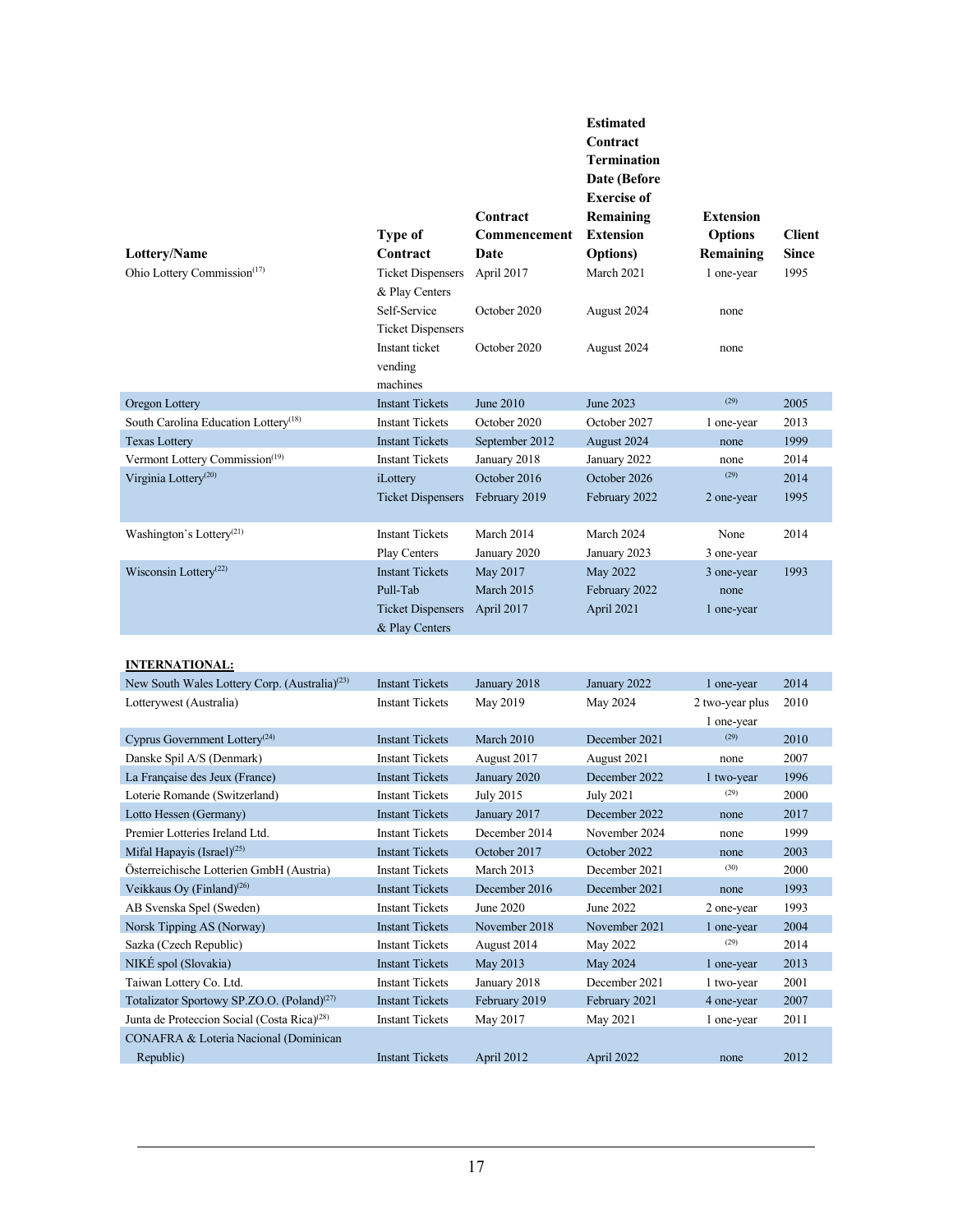| Lottery/Name | Type of Contract | Contract Commencement Date | Estimated Contract Termination Date (Before Exercise of Remaining Extension Options) | Extension Options Remaining | Client Since |
|---|---|---|---|---|---|
| Ohio Lottery Commission[17] | Ticket Dispensers & Play Centers | April 2017 | March 2021 | 1 one-year | 1995 |
| | Self-Service Ticket Dispensers | October 2020 | August 2024 | none | |
| | Instant ticket vending machines | October 2020 | August 2024 | none | |
| Oregon Lottery | Instant Tickets | June 2010 | June 2023 | [29] | 2005 |
| South Carolina Education Lottery[18] | Instant Tickets | October 2020 | October 2027 | 1 one-year | 2013 |
| Texas Lottery | Instant Tickets | September 2012 | August 2024 | none | 1999 |
| Vermont Lottery Commission[19] | Instant Tickets | January 2018 | January 2022 | none | 2014 |
| Virginia Lottery[20] | iLottery | October 2016 | October 2026 | [29] | 2014 |
| | Ticket Dispensers | February 2019 | February 2022 | 2 one-year | 1995 |
| Washington`s Lottery[21] | Instant Tickets | March 2014 | March 2024 | None | 2014 |
| | Play Centers | January 2020 | January 2023 | 3 one-year | |
| Wisconsin Lottery[22] | Instant Tickets | May 2017 | May 2022 | 3 one-year | 1993 |
| | Pull-Tab | March 2015 | February 2022 | none | |
| | Ticket Dispensers & Play Centers | April 2017 | April 2021 | 1 one-year | |
| **INTERNATIONAL:** | | | | | |
| New South Wales Lottery Corp. (Australia)[23] | Instant Tickets | January 2018 | January 2022 | 1 one-year | 2014 |
| Lotterywest (Australia) | Instant Tickets | May 2019 | May 2024 | 2 two-year plus 1 one-year | 2010 |
| Cyprus Government Lottery[24] | Instant Tickets | March 2010 | December 2021 | [29] | 2010 |
| Danske Spil A/S (Denmark) | Instant Tickets | August 2017 | August 2021 | none | 2007 |
| La Française des Jeux (France) | Instant Tickets | January 2020 | December 2022 | 1 two-year | 1996 |
| Loterie Romande (Switzerland) | Instant Tickets | July 2015 | July 2021 | [29] | 2000 |
| Lotto Hessen (Germany) | Instant Tickets | January 2017 | December 2022 | none | 2017 |
| Premier Lotteries Ireland Ltd. | Instant Tickets | December 2014 | November 2024 | none | 1999 |
| Mifal Hapayis (Israel)[25] | Instant Tickets | October 2017 | October 2022 | none | 2003 |
| Österreichische Lotterien GmbH (Austria) | Instant Tickets | March 2013 | December 2021 | [30] | 2000 |
| Veikkaus Oy (Finland)[26] | Instant Tickets | December 2016 | December 2021 | none | 1993 |
| AB Svenska Spel (Sweden) | Instant Tickets | June 2020 | June 2022 | 2 one-year | 1993 |
| Norsk Tipping AS (Norway) | Instant Tickets | November 2018 | November 2021 | 1 one-year | 2004 |
| Sazka (Czech Republic) | Instant Tickets | August 2014 | May 2022 | [29] | 2014 |
| NIKÉ spol (Slovakia) | Instant Tickets | May 2013 | May 2024 | 1 one-year | 2013 |
| Taiwan Lottery Co. Ltd. | Instant Tickets | January 2018 | December 2021 | 1 two-year | 2001 |
| Totalizator Sportowy SP.ZO.O. (Poland)[27] | Instant Tickets | February 2019 | February 2021 | 4 one-year | 2007 |
| Junta de Proteccion Social (Costa Rica)[28] | Instant Tickets | May 2017 | May 2021 | 1 one-year | 2011 |
| CONAFRA & Loteria Nacional (Dominican Republic) | Instant Tickets | April 2012 | April 2022 | none | 2012 |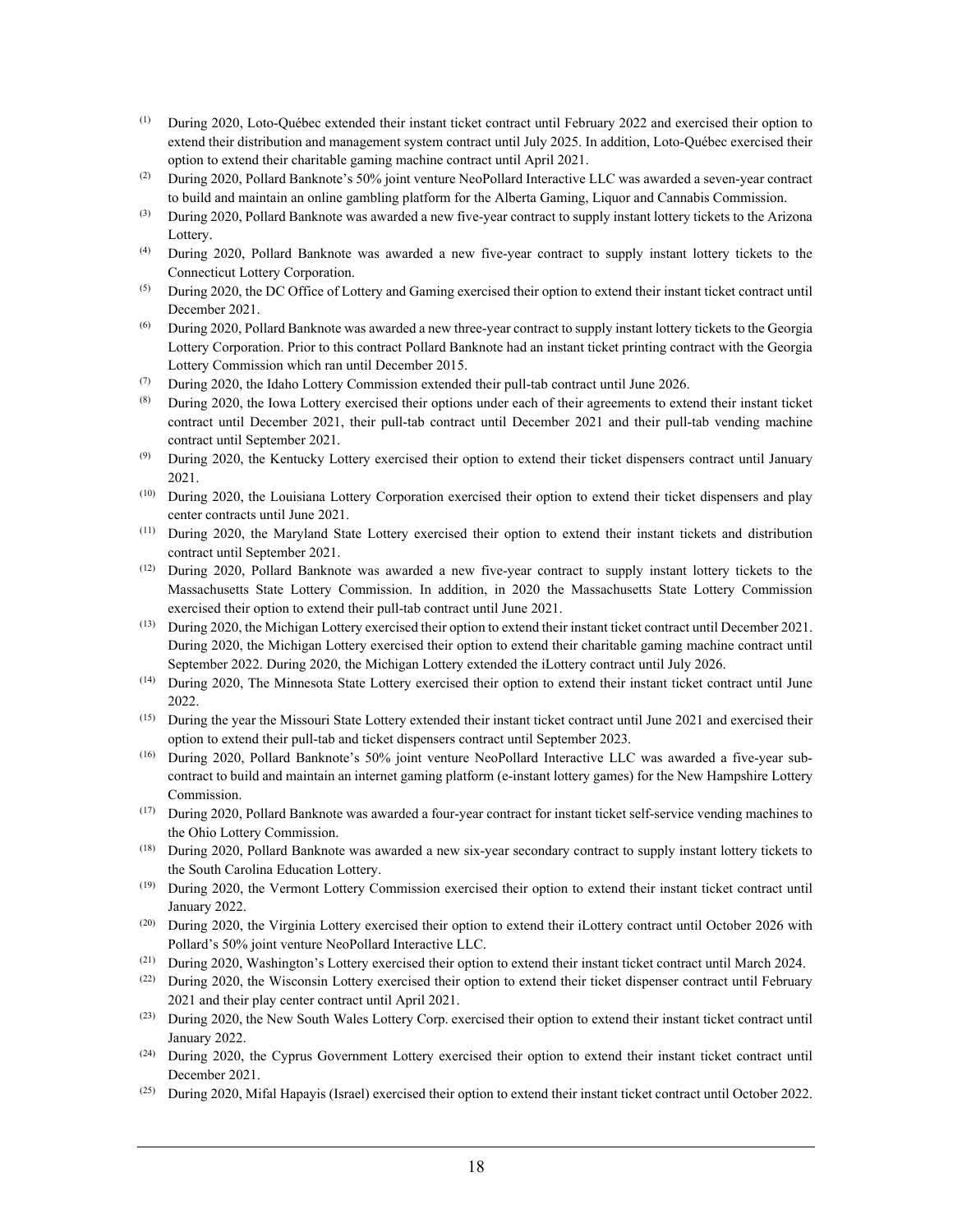(1) During 2020, Loto-Québec extended their instant ticket contract until February 2022 and exercised their option to extend their distribution and management system contract until July 2025. In addition, Loto-Québec exercised their option to extend their charitable gaming machine contract until April 2021.

(2) During 2020, Pollard Banknote's 50% joint venture NeoPollard Interactive LLC was awarded a seven-year contract to build and maintain an online gambling platform for the Alberta Gaming, Liquor and Cannabis Commission.

(3) During 2020, Pollard Banknote was awarded a new five-year contract to supply instant lottery tickets to the Arizona Lottery.

(4) During 2020, Pollard Banknote was awarded a new five-year contract to supply instant lottery tickets to the Connecticut Lottery Corporation.

(5) During 2020, the DC Office of Lottery and Gaming exercised their option to extend their instant ticket contract until December 2021.

(6) During 2020, Pollard Banknote was awarded a new three-year contract to supply instant lottery tickets to the Georgia Lottery Corporation. Prior to this contract Pollard Banknote had an instant ticket printing contract with the Georgia Lottery Commission which ran until December 2015.

(7) During 2020, the Idaho Lottery Commission extended their pull-tab contract until June 2026.

(8) During 2020, the Iowa Lottery exercised their options under each of their agreements to extend their instant ticket contract until December 2021, their pull-tab contract until December 2021 and their pull-tab vending machine contract until September 2021.

(9) During 2020, the Kentucky Lottery exercised their option to extend their ticket dispensers contract until January 2021.

(10) During 2020, the Louisiana Lottery Corporation exercised their option to extend their ticket dispensers and play center contracts until June 2021.

(11) During 2020, the Maryland State Lottery exercised their option to extend their instant tickets and distribution contract until September 2021.

(12) During 2020, Pollard Banknote was awarded a new five-year contract to supply instant lottery tickets to the Massachusetts State Lottery Commission. In addition, in 2020 the Massachusetts State Lottery Commission exercised their option to extend their pull-tab contract until June 2021.

(13) During 2020, the Michigan Lottery exercised their option to extend their instant ticket contract until December 2021. During 2020, the Michigan Lottery exercised their option to extend their charitable gaming machine contract until September 2022. During 2020, the Michigan Lottery extended the iLottery contract until July 2026.

(14) During 2020, The Minnesota State Lottery exercised their option to extend their instant ticket contract until June 2022.

(15) During the year the Missouri State Lottery extended their instant ticket contract until June 2021 and exercised their option to extend their pull-tab and ticket dispensers contract until September 2023.

(16) During 2020, Pollard Banknote's 50% joint venture NeoPollard Interactive LLC was awarded a five-year sub-contract to build and maintain an internet gaming platform (e-instant lottery games) for the New Hampshire Lottery Commission.

(17) During 2020, Pollard Banknote was awarded a four-year contract for instant ticket self-service vending machines to the Ohio Lottery Commission.

(18) During 2020, Pollard Banknote was awarded a new six-year secondary contract to supply instant lottery tickets to the South Carolina Education Lottery.

(19) During 2020, the Vermont Lottery Commission exercised their option to extend their instant ticket contract until January 2022.

(20) During 2020, the Virginia Lottery exercised their option to extend their iLottery contract until October 2026 with Pollard's 50% joint venture NeoPollard Interactive LLC.

(21) During 2020, Washington's Lottery exercised their option to extend their instant ticket contract until March 2024.

(22) During 2020, the Wisconsin Lottery exercised their option to extend their ticket dispenser contract until February 2021 and their play center contract until April 2021.

(23) During 2020, the New South Wales Lottery Corp. exercised their option to extend their instant ticket contract until January 2022.

(24) During 2020, the Cyprus Government Lottery exercised their option to extend their instant ticket contract until December 2021.

(25) During 2020, Mifal Hapayis (Israel) exercised their option to extend their instant ticket contract until October 2022.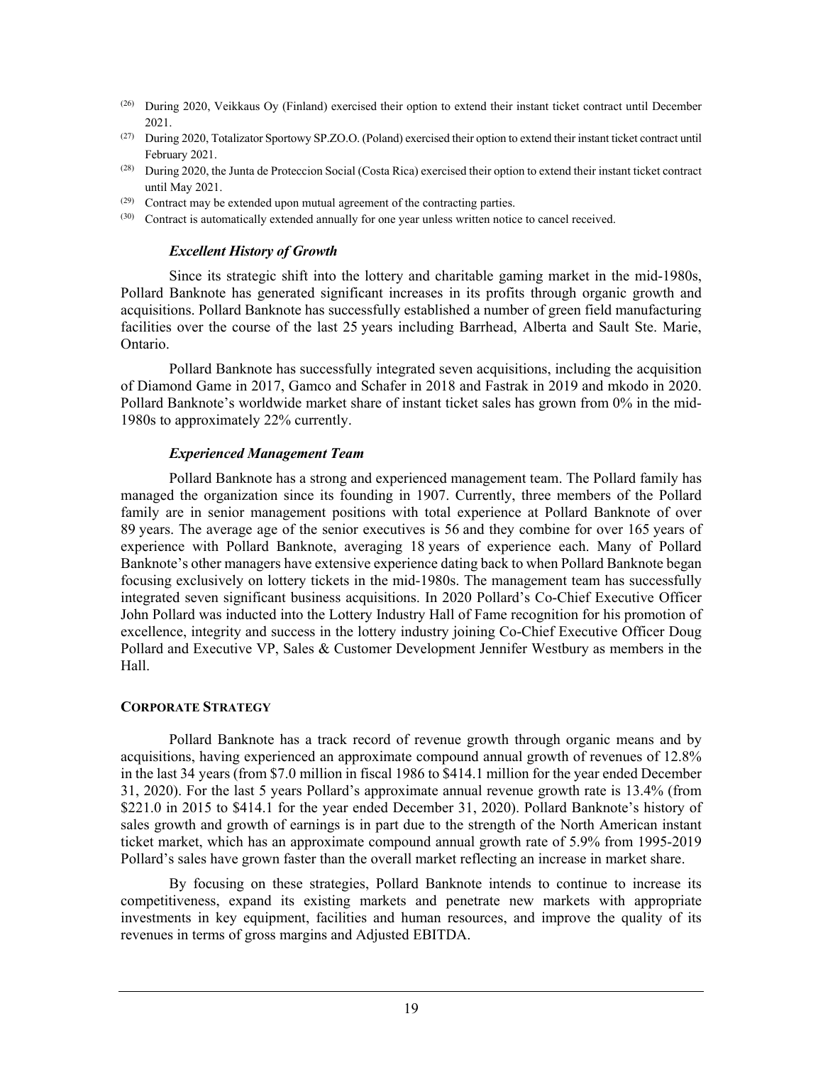[26] During 2020, Veikkaus Oy (Finland) exercised their option to extend their instant ticket contract until December 2021.

[27] During 2020, Totalizator Sportowy SP.ZO.O. (Poland) exercised their option to extend their instant ticket contract until February 2021.

[28] During 2020, the Junta de Proteccion Social (Costa Rica) exercised their option to extend their instant ticket contract until May 2021.

[29] Contract may be extended upon mutual agreement of the contracting parties.

[30] Contract is automatically extended annually for one year unless written notice to cancel received.

***Excellent History of Growth***

Since its strategic shift into the lottery and charitable gaming market in the mid-1980s, Pollard Banknote has generated significant increases in its profits through organic growth and acquisitions. Pollard Banknote has successfully established a number of green field manufacturing facilities over the course of the last 25 years including Barrhead, Alberta and Sault Ste. Marie, Ontario.

Pollard Banknote has successfully integrated seven acquisitions, including the acquisition of Diamond Game in 2017, Gamco and Schafer in 2018 and Fastrak in 2019 and mkodo in 2020. Pollard Banknote's worldwide market share of instant ticket sales has grown from 0% in the mid-1980s to approximately 22% currently.

***Experienced Management Team***

Pollard Banknote has a strong and experienced management team. The Pollard family has managed the organization since its founding in 1907. Currently, three members of the Pollard family are in senior management positions with total experience at Pollard Banknote of over 89 years. The average age of the senior executives is 56 and they combine for over 165 years of experience with Pollard Banknote, averaging 18 years of experience each. Many of Pollard Banknote's other managers have extensive experience dating back to when Pollard Banknote began focusing exclusively on lottery tickets in the mid-1980s. The management team has successfully integrated seven significant business acquisitions. In 2020 Pollard's Co-Chief Executive Officer John Pollard was inducted into the Lottery Industry Hall of Fame recognition for his promotion of excellence, integrity and success in the lottery industry joining Co-Chief Executive Officer Doug Pollard and Executive VP, Sales & Customer Development Jennifer Westbury as members in the Hall.

## CORPORATE STRATEGY

Pollard Banknote has a track record of revenue growth through organic means and by acquisitions, having experienced an approximate compound annual growth of revenues of 12.8% in the last 34 years (from $7.0 million in fiscal 1986 to $414.1 million for the year ended December 31, 2020). For the last 5 years Pollard's approximate annual revenue growth rate is 13.4% (from $221.0 in 2015 to $414.1 for the year ended December 31, 2020). Pollard Banknote's history of sales growth and growth of earnings is in part due to the strength of the North American instant ticket market, which has an approximate compound annual growth rate of 5.9% from 1995-2019 Pollard's sales have grown faster than the overall market reflecting an increase in market share.

By focusing on these strategies, Pollard Banknote intends to continue to increase its competitiveness, expand its existing markets and penetrate new markets with appropriate investments in key equipment, facilities and human resources, and improve the quality of its revenues in terms of gross margins and Adjusted EBITDA.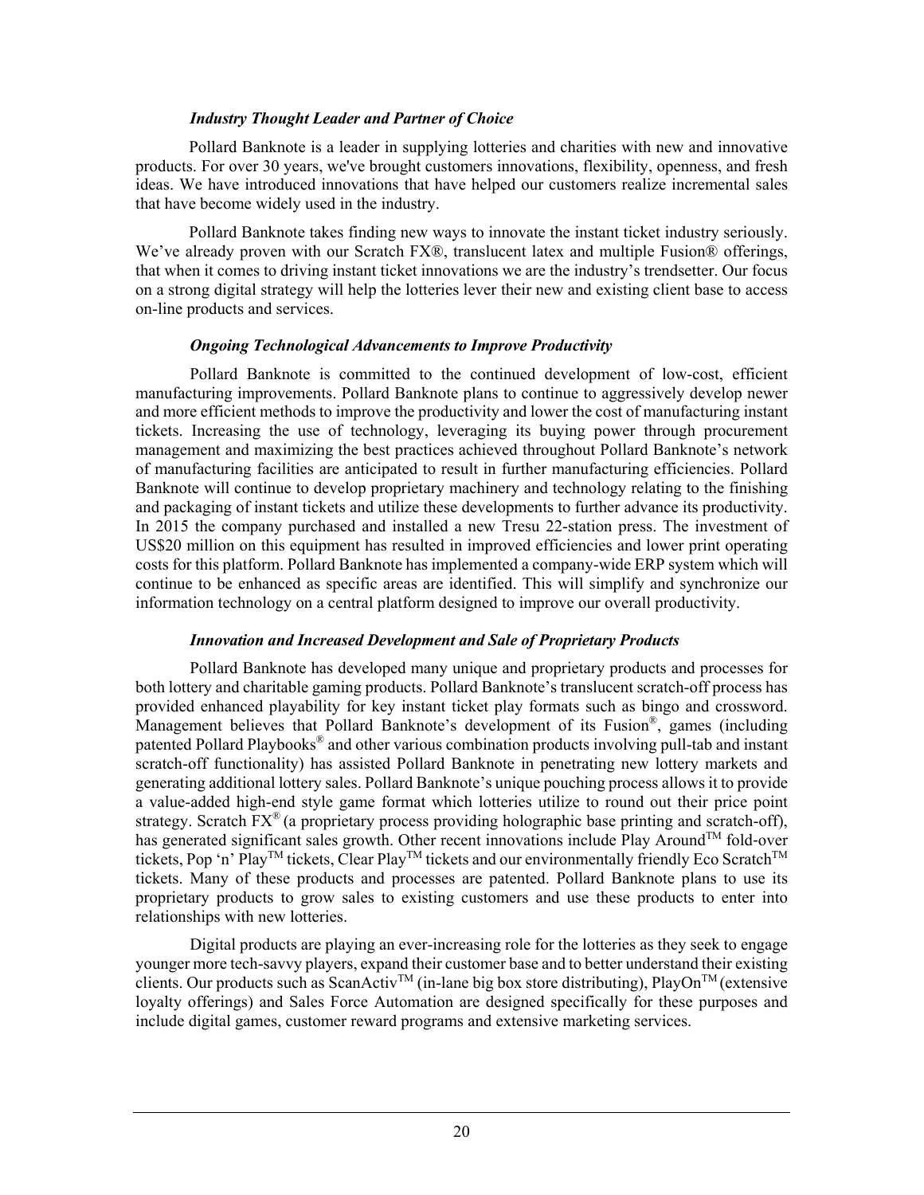### *Industry Thought Leader and Partner of Choice*

Pollard Banknote is a leader in supplying lotteries and charities with new and innovative products. For over 30 years, we've brought customers innovations, flexibility, openness, and fresh ideas. We have introduced innovations that have helped our customers realize incremental sales that have become widely used in the industry.

Pollard Banknote takes finding new ways to innovate the instant ticket industry seriously. We've already proven with our Scratch FX®, translucent latex and multiple Fusion® offerings, that when it comes to driving instant ticket innovations we are the industry's trendsetter. Our focus on a strong digital strategy will help the lotteries lever their new and existing client base to access on-line products and services.

### *Ongoing Technological Advancements to Improve Productivity*

Pollard Banknote is committed to the continued development of low-cost, efficient manufacturing improvements. Pollard Banknote plans to continue to aggressively develop newer and more efficient methods to improve the productivity and lower the cost of manufacturing instant tickets. Increasing the use of technology, leveraging its buying power through procurement management and maximizing the best practices achieved throughout Pollard Banknote's network of manufacturing facilities are anticipated to result in further manufacturing efficiencies. Pollard Banknote will continue to develop proprietary machinery and technology relating to the finishing and packaging of instant tickets and utilize these developments to further advance its productivity. In 2015 the company purchased and installed a new Tresu 22-station press. The investment of US$20 million on this equipment has resulted in improved efficiencies and lower print operating costs for this platform. Pollard Banknote has implemented a company-wide ERP system which will continue to be enhanced as specific areas are identified. This will simplify and synchronize our information technology on a central platform designed to improve our overall productivity.

### *Innovation and Increased Development and Sale of Proprietary Products*

Pollard Banknote has developed many unique and proprietary products and processes for both lottery and charitable gaming products. Pollard Banknote's translucent scratch-off process has provided enhanced playability for key instant ticket play formats such as bingo and crossword. Management believes that Pollard Banknote's development of its Fusion®, games (including patented Pollard Playbooks® and other various combination products involving pull-tab and instant scratch-off functionality) has assisted Pollard Banknote in penetrating new lottery markets and generating additional lottery sales. Pollard Banknote's unique pouching process allows it to provide a value-added high-end style game format which lotteries utilize to round out their price point strategy. Scratch FX® (a proprietary process providing holographic base printing and scratch-off), has generated significant sales growth. Other recent innovations include Play Around™ fold-over tickets, Pop 'n' Play™ tickets, Clear Play™ tickets and our environmentally friendly Eco Scratch™ tickets. Many of these products and processes are patented. Pollard Banknote plans to use its proprietary products to grow sales to existing customers and use these products to enter into relationships with new lotteries.

Digital products are playing an ever-increasing role for the lotteries as they seek to engage younger more tech-savvy players, expand their customer base and to better understand their existing clients. Our products such as ScanActiv™ (in-lane big box store distributing), PlayOn™ (extensive loyalty offerings) and Sales Force Automation are designed specifically for these purposes and include digital games, customer reward programs and extensive marketing services.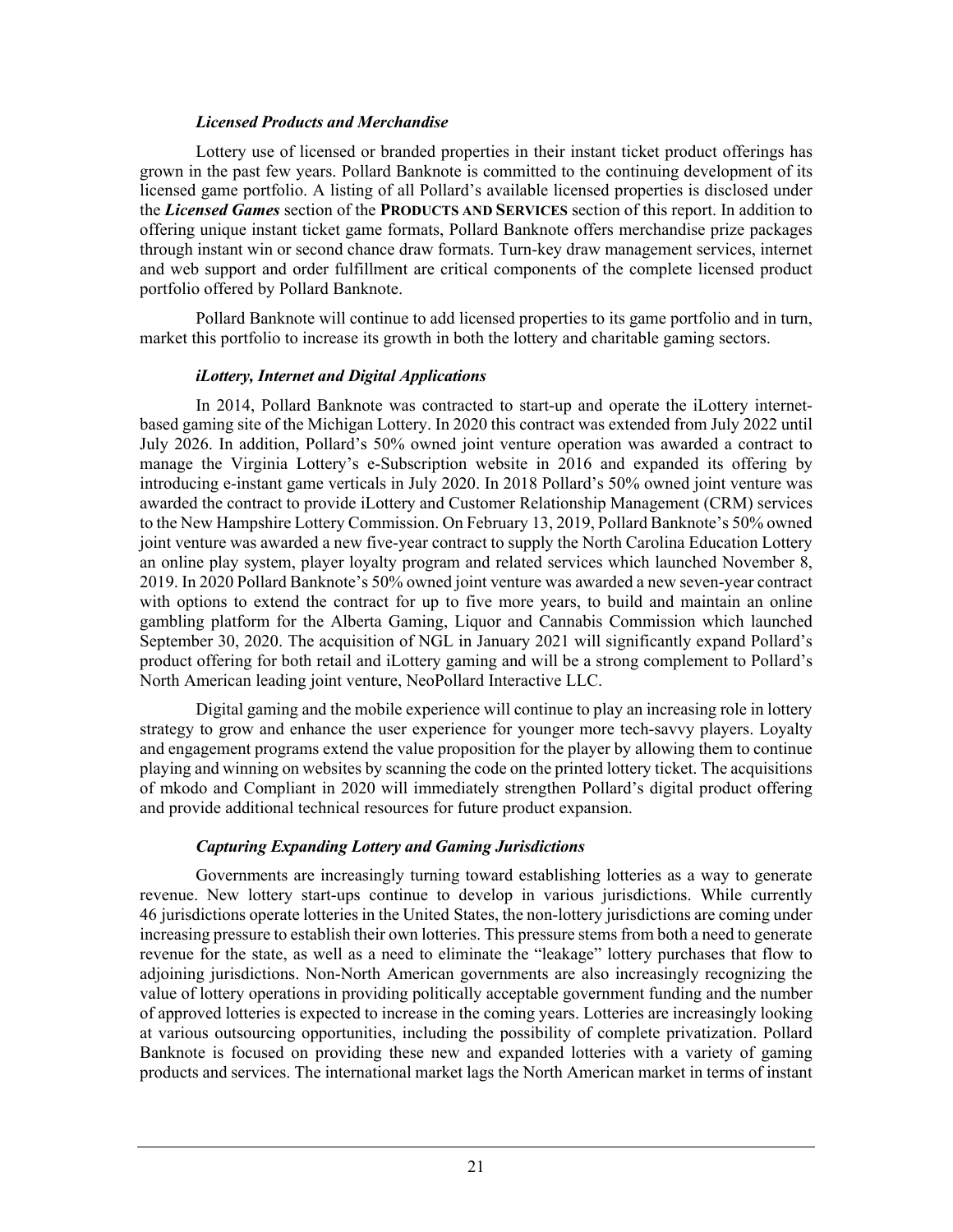### *Licensed Products and Merchandise*

Lottery use of licensed or branded properties in their instant ticket product offerings has grown in the past few years. Pollard Banknote is committed to the continuing development of its licensed game portfolio. A listing of all Pollard's available licensed properties is disclosed under the ***Licensed Games*** section of the **PRODUCTS AND SERVICES** section of this report. In addition to offering unique instant ticket game formats, Pollard Banknote offers merchandise prize packages through instant win or second chance draw formats. Turn-key draw management services, internet and web support and order fulfillment are critical components of the complete licensed product portfolio offered by Pollard Banknote.

Pollard Banknote will continue to add licensed properties to its game portfolio and in turn, market this portfolio to increase its growth in both the lottery and charitable gaming sectors.

### *iLottery, Internet and Digital Applications*

In 2014, Pollard Banknote was contracted to start-up and operate the iLottery internet-based gaming site of the Michigan Lottery. In 2020 this contract was extended from July 2022 until July 2026. In addition, Pollard's 50% owned joint venture operation was awarded a contract to manage the Virginia Lottery's e-Subscription website in 2016 and expanded its offering by introducing e-instant game verticals in July 2020. In 2018 Pollard's 50% owned joint venture was awarded the contract to provide iLottery and Customer Relationship Management (CRM) services to the New Hampshire Lottery Commission. On February 13, 2019, Pollard Banknote's 50% owned joint venture was awarded a new five-year contract to supply the North Carolina Education Lottery an online play system, player loyalty program and related services which launched November 8, 2019. In 2020 Pollard Banknote's 50% owned joint venture was awarded a new seven-year contract with options to extend the contract for up to five more years, to build and maintain an online gambling platform for the Alberta Gaming, Liquor and Cannabis Commission which launched September 30, 2020. The acquisition of NGL in January 2021 will significantly expand Pollard's product offering for both retail and iLottery gaming and will be a strong complement to Pollard's North American leading joint venture, NeoPollard Interactive LLC.

Digital gaming and the mobile experience will continue to play an increasing role in lottery strategy to grow and enhance the user experience for younger more tech-savvy players. Loyalty and engagement programs extend the value proposition for the player by allowing them to continue playing and winning on websites by scanning the code on the printed lottery ticket. The acquisitions of mkodo and Compliant in 2020 will immediately strengthen Pollard's digital product offering and provide additional technical resources for future product expansion.

### *Capturing Expanding Lottery and Gaming Jurisdictions*

Governments are increasingly turning toward establishing lotteries as a way to generate revenue. New lottery start-ups continue to develop in various jurisdictions. While currently 46 jurisdictions operate lotteries in the United States, the non-lottery jurisdictions are coming under increasing pressure to establish their own lotteries. This pressure stems from both a need to generate revenue for the state, as well as a need to eliminate the "leakage" lottery purchases that flow to adjoining jurisdictions. Non-North American governments are also increasingly recognizing the value of lottery operations in providing politically acceptable government funding and the number of approved lotteries is expected to increase in the coming years. Lotteries are increasingly looking at various outsourcing opportunities, including the possibility of complete privatization. Pollard Banknote is focused on providing these new and expanded lotteries with a variety of gaming products and services. The international market lags the North American market in terms of instant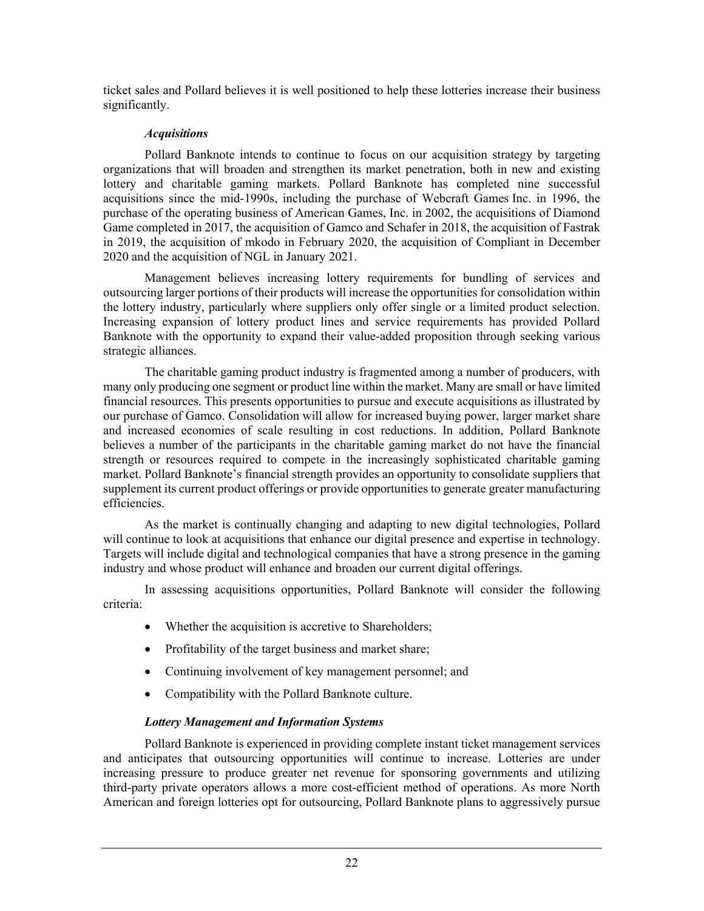ticket sales and Pollard believes it is well positioned to help these lotteries increase their business significantly.

***Acquisitions***

Pollard Banknote intends to continue to focus on our acquisition strategy by targeting organizations that will broaden and strengthen its market penetration, both in new and existing lottery and charitable gaming markets. Pollard Banknote has completed nine successful acquisitions since the mid-1990s, including the purchase of Webcraft Games Inc. in 1996, the purchase of the operating business of American Games, Inc. in 2002, the acquisitions of Diamond Game completed in 2017, the acquisition of Gamco and Schafer in 2018, the acquisition of Fastrak in 2019, the acquisition of mkodo in February 2020, the acquisition of Compliant in December 2020 and the acquisition of NGL in January 2021.

Management believes increasing lottery requirements for bundling of services and outsourcing larger portions of their products will increase the opportunities for consolidation within the lottery industry, particularly where suppliers only offer single or a limited product selection. Increasing expansion of lottery product lines and service requirements has provided Pollard Banknote with the opportunity to expand their value-added proposition through seeking various strategic alliances.

The charitable gaming product industry is fragmented among a number of producers, with many only producing one segment or product line within the market. Many are small or have limited financial resources. This presents opportunities to pursue and execute acquisitions as illustrated by our purchase of Gamco. Consolidation will allow for increased buying power, larger market share and increased economies of scale resulting in cost reductions. In addition, Pollard Banknote believes a number of the participants in the charitable gaming market do not have the financial strength or resources required to compete in the increasingly sophisticated charitable gaming market. Pollard Banknote's financial strength provides an opportunity to consolidate suppliers that supplement its current product offerings or provide opportunities to generate greater manufacturing efficiencies.

As the market is continually changing and adapting to new digital technologies, Pollard will continue to look at acquisitions that enhance our digital presence and expertise in technology. Targets will include digital and technological companies that have a strong presence in the gaming industry and whose product will enhance and broaden our current digital offerings.

In assessing acquisitions opportunities, Pollard Banknote will consider the following criteria:

- Whether the acquisition is accretive to Shareholders;
- Profitability of the target business and market share;
- Continuing involvement of key management personnel; and
- Compatibility with the Pollard Banknote culture.

***Lottery Management and Information Systems***

Pollard Banknote is experienced in providing complete instant ticket management services and anticipates that outsourcing opportunities will continue to increase. Lotteries are under increasing pressure to produce greater net revenue for sponsoring governments and utilizing third-party private operators allows a more cost-efficient method of operations. As more North American and foreign lotteries opt for outsourcing, Pollard Banknote plans to aggressively pursue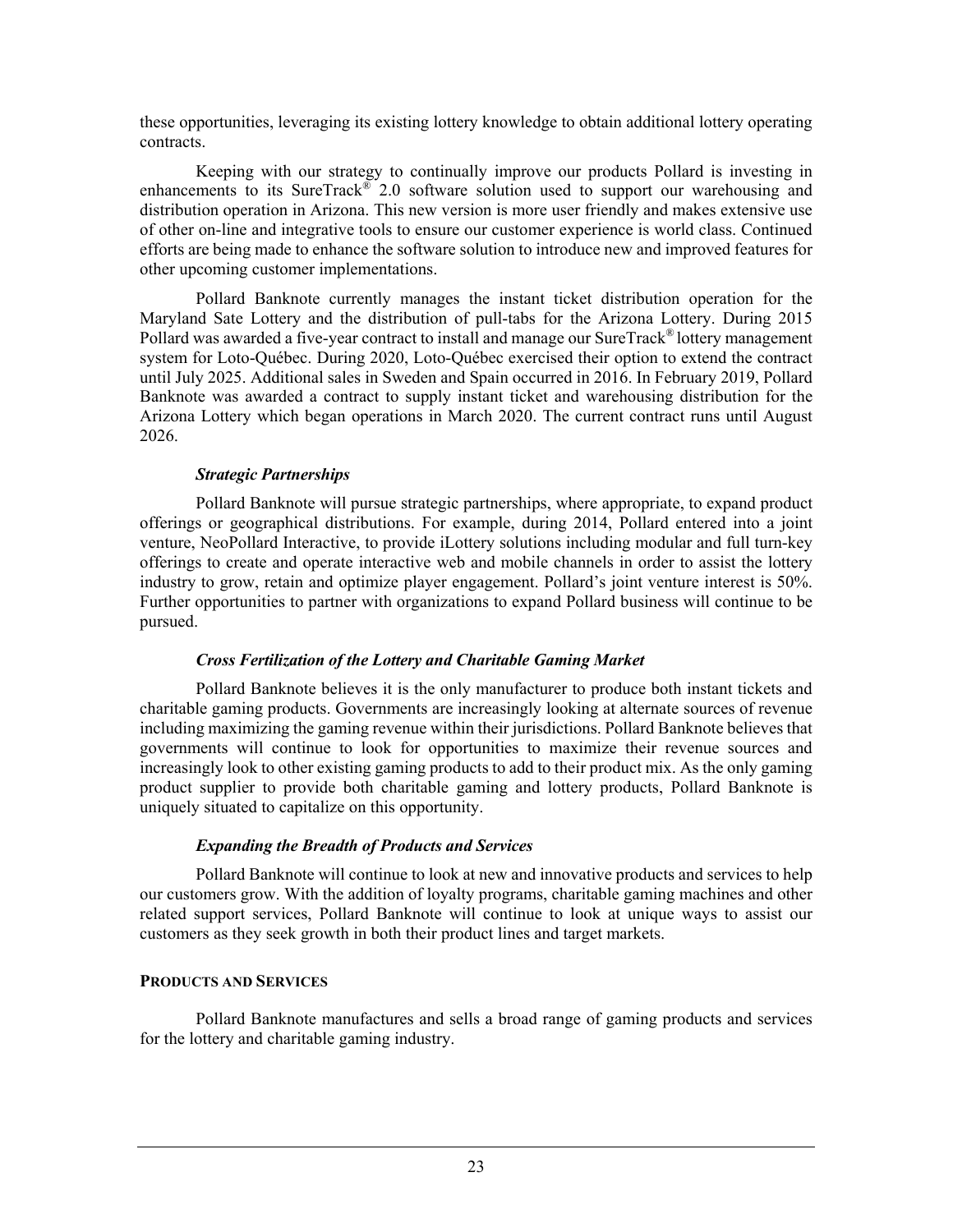these opportunities, leveraging its existing lottery knowledge to obtain additional lottery operating contracts.

Keeping with our strategy to continually improve our products Pollard is investing in enhancements to its SureTrack® 2.0 software solution used to support our warehousing and distribution operation in Arizona. This new version is more user friendly and makes extensive use of other on-line and integrative tools to ensure our customer experience is world class. Continued efforts are being made to enhance the software solution to introduce new and improved features for other upcoming customer implementations.

Pollard Banknote currently manages the instant ticket distribution operation for the Maryland Sate Lottery and the distribution of pull-tabs for the Arizona Lottery. During 2015 Pollard was awarded a five-year contract to install and manage our SureTrack® lottery management system for Loto-Québec. During 2020, Loto-Québec exercised their option to extend the contract until July 2025. Additional sales in Sweden and Spain occurred in 2016. In February 2019, Pollard Banknote was awarded a contract to supply instant ticket and warehousing distribution for the Arizona Lottery which began operations in March 2020. The current contract runs until August 2026.

***Strategic Partnerships***

Pollard Banknote will pursue strategic partnerships, where appropriate, to expand product offerings or geographical distributions. For example, during 2014, Pollard entered into a joint venture, NeoPollard Interactive, to provide iLottery solutions including modular and full turn-key offerings to create and operate interactive web and mobile channels in order to assist the lottery industry to grow, retain and optimize player engagement. Pollard's joint venture interest is 50%. Further opportunities to partner with organizations to expand Pollard business will continue to be pursued.

***Cross Fertilization of the Lottery and Charitable Gaming Market***

Pollard Banknote believes it is the only manufacturer to produce both instant tickets and charitable gaming products. Governments are increasingly looking at alternate sources of revenue including maximizing the gaming revenue within their jurisdictions. Pollard Banknote believes that governments will continue to look for opportunities to maximize their revenue sources and increasingly look to other existing gaming products to add to their product mix. As the only gaming product supplier to provide both charitable gaming and lottery products, Pollard Banknote is uniquely situated to capitalize on this opportunity.

***Expanding the Breadth of Products and Services***

Pollard Banknote will continue to look at new and innovative products and services to help our customers grow. With the addition of loyalty programs, charitable gaming machines and other related support services, Pollard Banknote will continue to look at unique ways to assist our customers as they seek growth in both their product lines and target markets.

**PRODUCTS AND SERVICES**

Pollard Banknote manufactures and sells a broad range of gaming products and services for the lottery and charitable gaming industry.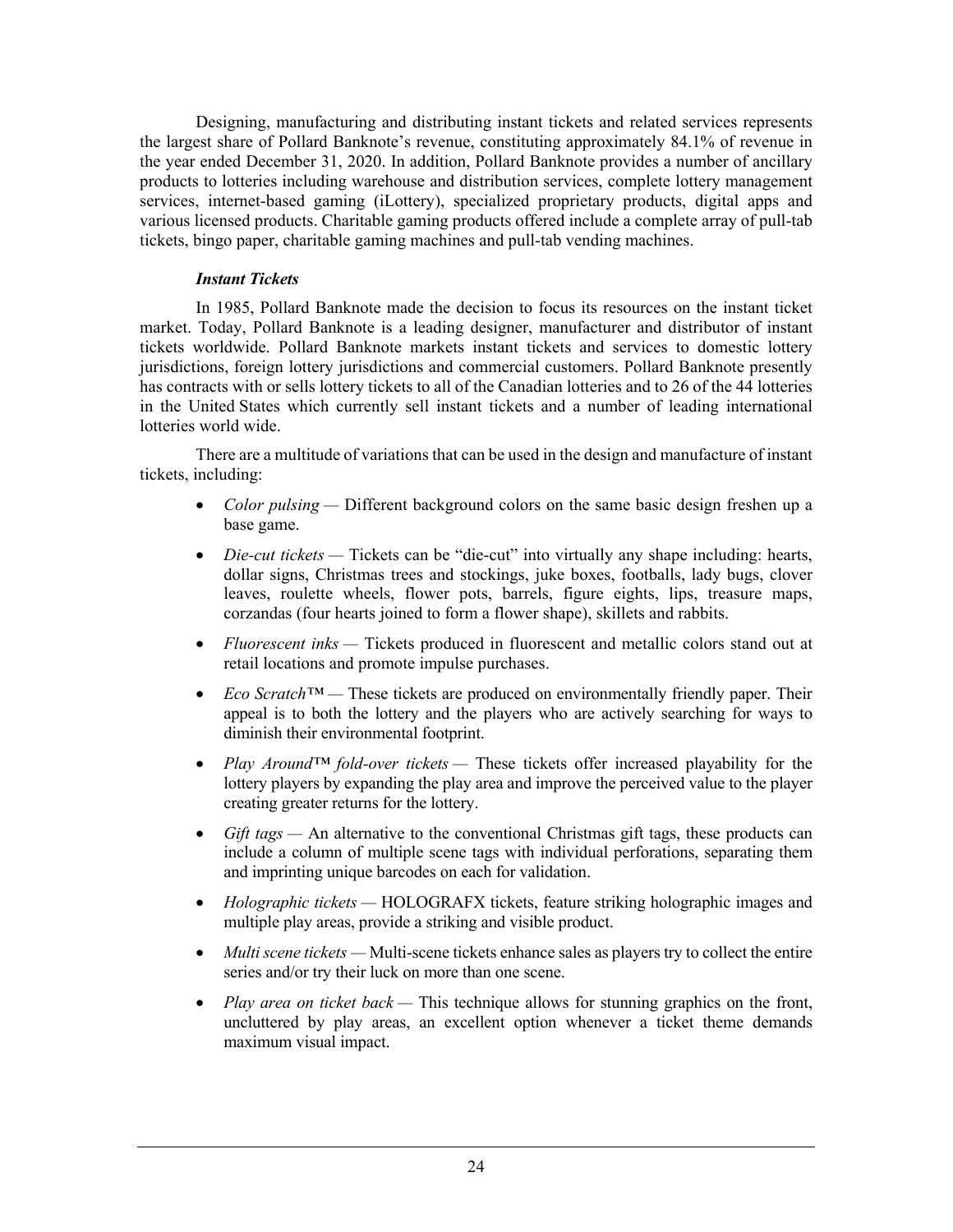Designing, manufacturing and distributing instant tickets and related services represents the largest share of Pollard Banknote's revenue, constituting approximately 84.1% of revenue in the year ended December 31, 2020. In addition, Pollard Banknote provides a number of ancillary products to lotteries including warehouse and distribution services, complete lottery management services, internet-based gaming (iLottery), specialized proprietary products, digital apps and various licensed products. Charitable gaming products offered include a complete array of pull-tab tickets, bingo paper, charitable gaming machines and pull-tab vending machines.

***Instant Tickets***

In 1985, Pollard Banknote made the decision to focus its resources on the instant ticket market. Today, Pollard Banknote is a leading designer, manufacturer and distributor of instant tickets worldwide. Pollard Banknote markets instant tickets and services to domestic lottery jurisdictions, foreign lottery jurisdictions and commercial customers. Pollard Banknote presently has contracts with or sells lottery tickets to all of the Canadian lotteries and to 26 of the 44 lotteries in the United States which currently sell instant tickets and a number of leading international lotteries world wide.

There are a multitude of variations that can be used in the design and manufacture of instant tickets, including:

- *Color pulsing* — Different background colors on the same basic design freshen up a base game.
- *Die-cut tickets* — Tickets can be "die-cut" into virtually any shape including: hearts, dollar signs, Christmas trees and stockings, juke boxes, footballs, lady bugs, clover leaves, roulette wheels, flower pots, barrels, figure eights, lips, treasure maps, corzandas (four hearts joined to form a flower shape), skillets and rabbits.
- *Fluorescent inks* — Tickets produced in fluorescent and metallic colors stand out at retail locations and promote impulse purchases.
- *Eco Scratch™* — These tickets are produced on environmentally friendly paper. Their appeal is to both the lottery and the players who are actively searching for ways to diminish their environmental footprint.
- *Play Around™ fold-over tickets* — These tickets offer increased playability for the lottery players by expanding the play area and improve the perceived value to the player creating greater returns for the lottery.
- *Gift tags* — An alternative to the conventional Christmas gift tags, these products can include a column of multiple scene tags with individual perforations, separating them and imprinting unique barcodes on each for validation.
- *Holographic tickets* — HOLOGRAFX tickets, feature striking holographic images and multiple play areas, provide a striking and visible product.
- *Multi scene tickets* — Multi-scene tickets enhance sales as players try to collect the entire series and/or try their luck on more than one scene.
- *Play area on ticket back* — This technique allows for stunning graphics on the front, uncluttered by play areas, an excellent option whenever a ticket theme demands maximum visual impact.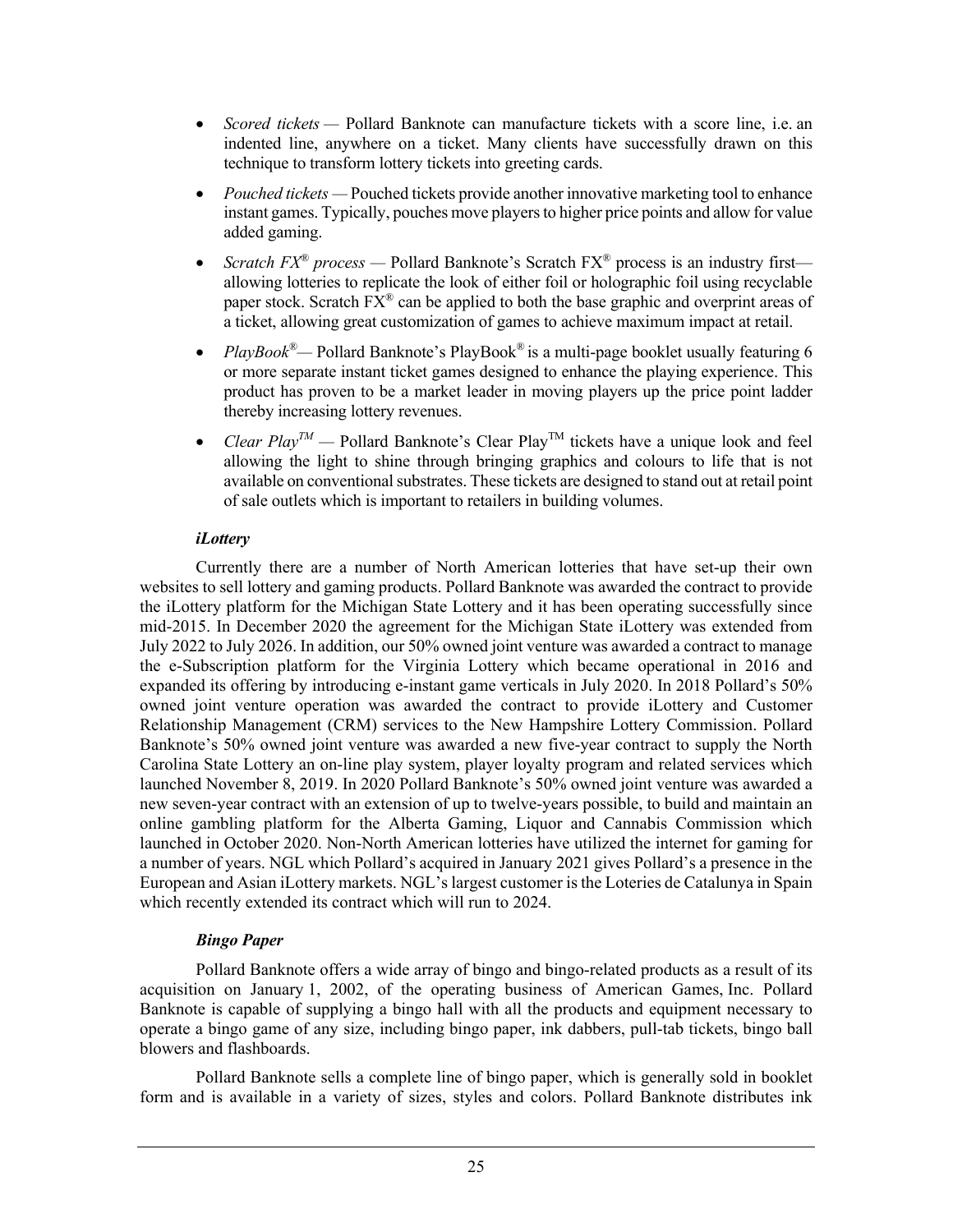- *Scored tickets* — Pollard Banknote can manufacture tickets with a score line, i.e. an indented line, anywhere on a ticket. Many clients have successfully drawn on this technique to transform lottery tickets into greeting cards.
- *Pouched tickets* — Pouched tickets provide another innovative marketing tool to enhance instant games. Typically, pouches move players to higher price points and allow for value added gaming.
- *Scratch FX® process* — Pollard Banknote's Scratch FX® process is an industry first—allowing lotteries to replicate the look of either foil or holographic foil using recyclable paper stock. Scratch FX® can be applied to both the base graphic and overprint areas of a ticket, allowing great customization of games to achieve maximum impact at retail.
- *PlayBook®*— Pollard Banknote's PlayBook® is a multi-page booklet usually featuring 6 or more separate instant ticket games designed to enhance the playing experience. This product has proven to be a market leader in moving players up the price point ladder thereby increasing lottery revenues.
- *Clear Play™* — Pollard Banknote's Clear Play™ tickets have a unique look and feel allowing the light to shine through bringing graphics and colours to life that is not available on conventional substrates. These tickets are designed to stand out at retail point of sale outlets which is important to retailers in building volumes.

***iLottery***

Currently there are a number of North American lotteries that have set-up their own websites to sell lottery and gaming products. Pollard Banknote was awarded the contract to provide the iLottery platform for the Michigan State Lottery and it has been operating successfully since mid-2015. In December 2020 the agreement for the Michigan State iLottery was extended from July 2022 to July 2026. In addition, our 50% owned joint venture was awarded a contract to manage the e-Subscription platform for the Virginia Lottery which became operational in 2016 and expanded its offering by introducing e-instant game verticals in July 2020. In 2018 Pollard's 50% owned joint venture operation was awarded the contract to provide iLottery and Customer Relationship Management (CRM) services to the New Hampshire Lottery Commission. Pollard Banknote's 50% owned joint venture was awarded a new five-year contract to supply the North Carolina State Lottery an on-line play system, player loyalty program and related services which launched November 8, 2019. In 2020 Pollard Banknote's 50% owned joint venture was awarded a new seven-year contract with an extension of up to twelve-years possible, to build and maintain an online gambling platform for the Alberta Gaming, Liquor and Cannabis Commission which launched in October 2020. Non-North American lotteries have utilized the internet for gaming for a number of years. NGL which Pollard's acquired in January 2021 gives Pollard's a presence in the European and Asian iLottery markets. NGL's largest customer is the Loteries de Catalunya in Spain which recently extended its contract which will run to 2024.

***Bingo Paper***

Pollard Banknote offers a wide array of bingo and bingo-related products as a result of its acquisition on January 1, 2002, of the operating business of American Games, Inc. Pollard Banknote is capable of supplying a bingo hall with all the products and equipment necessary to operate a bingo game of any size, including bingo paper, ink dabbers, pull-tab tickets, bingo ball blowers and flashboards.

Pollard Banknote sells a complete line of bingo paper, which is generally sold in booklet form and is available in a variety of sizes, styles and colors. Pollard Banknote distributes ink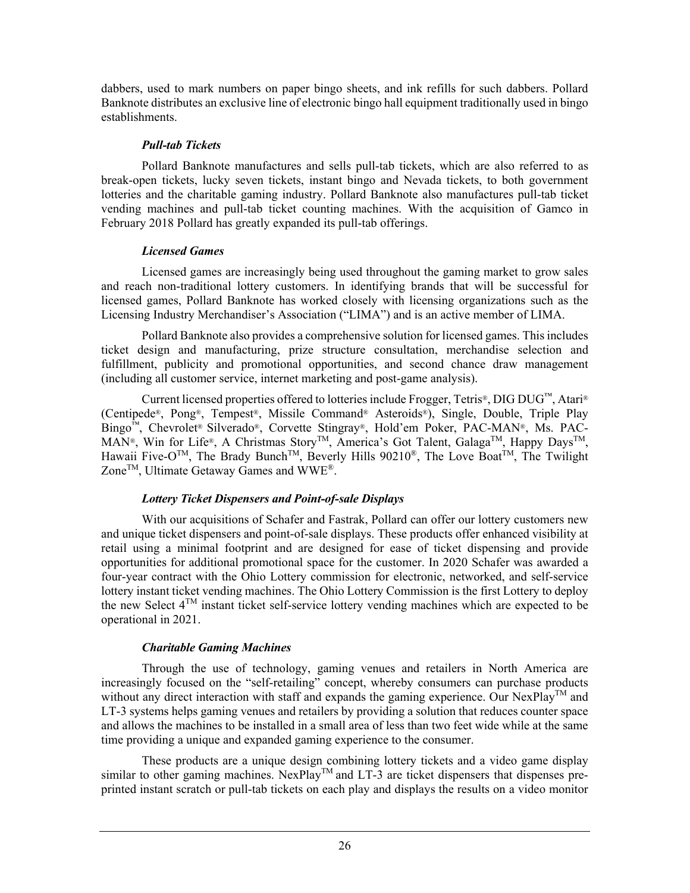dabbers, used to mark numbers on paper bingo sheets, and ink refills for such dabbers. Pollard Banknote distributes an exclusive line of electronic bingo hall equipment traditionally used in bingo establishments.

***Pull-tab Tickets***

Pollard Banknote manufactures and sells pull-tab tickets, which are also referred to as break-open tickets, lucky seven tickets, instant bingo and Nevada tickets, to both government lotteries and the charitable gaming industry. Pollard Banknote also manufactures pull-tab ticket vending machines and pull-tab ticket counting machines. With the acquisition of Gamco in February 2018 Pollard has greatly expanded its pull-tab offerings.

***Licensed Games***

Licensed games are increasingly being used throughout the gaming market to grow sales and reach non-traditional lottery customers. In identifying brands that will be successful for licensed games, Pollard Banknote has worked closely with licensing organizations such as the Licensing Industry Merchandiser's Association ("LIMA") and is an active member of LIMA.

Pollard Banknote also provides a comprehensive solution for licensed games. This includes ticket design and manufacturing, prize structure consultation, merchandise selection and fulfillment, publicity and promotional opportunities, and second chance draw management (including all customer service, internet marketing and post-game analysis).

Current licensed properties offered to lotteries include Frogger, Tetris®, DIG DUG™, Atari® (Centipede®, Pong®, Tempest®, Missile Command® Asteroids®), Single, Double, Triple Play Bingo™, Chevrolet® Silverado®, Corvette Stingray®, Hold'em Poker, PAC-MAN®, Ms. PAC-MAN®, Win for Life®, A Christmas Story™, America's Got Talent, Galaga™, Happy Days™, Hawaii Five-O™, The Brady Bunch™, Beverly Hills 90210®, The Love Boat™, The Twilight Zone™, Ultimate Getaway Games and WWE®.

***Lottery Ticket Dispensers and Point-of-sale Displays***

With our acquisitions of Schafer and Fastrak, Pollard can offer our lottery customers new and unique ticket dispensers and point-of-sale displays. These products offer enhanced visibility at retail using a minimal footprint and are designed for ease of ticket dispensing and provide opportunities for additional promotional space for the customer. In 2020 Schafer was awarded a four-year contract with the Ohio Lottery commission for electronic, networked, and self-service lottery instant ticket vending machines. The Ohio Lottery Commission is the first Lottery to deploy the new Select 4™ instant ticket self-service lottery vending machines which are expected to be operational in 2021.

***Charitable Gaming Machines***

Through the use of technology, gaming venues and retailers in North America are increasingly focused on the "self-retailing" concept, whereby consumers can purchase products without any direct interaction with staff and expands the gaming experience. Our NexPlay™ and LT-3 systems helps gaming venues and retailers by providing a solution that reduces counter space and allows the machines to be installed in a small area of less than two feet wide while at the same time providing a unique and expanded gaming experience to the consumer.

These products are a unique design combining lottery tickets and a video game display similar to other gaming machines. NexPlay™ and LT-3 are ticket dispensers that dispenses pre-printed instant scratch or pull-tab tickets on each play and displays the results on a video monitor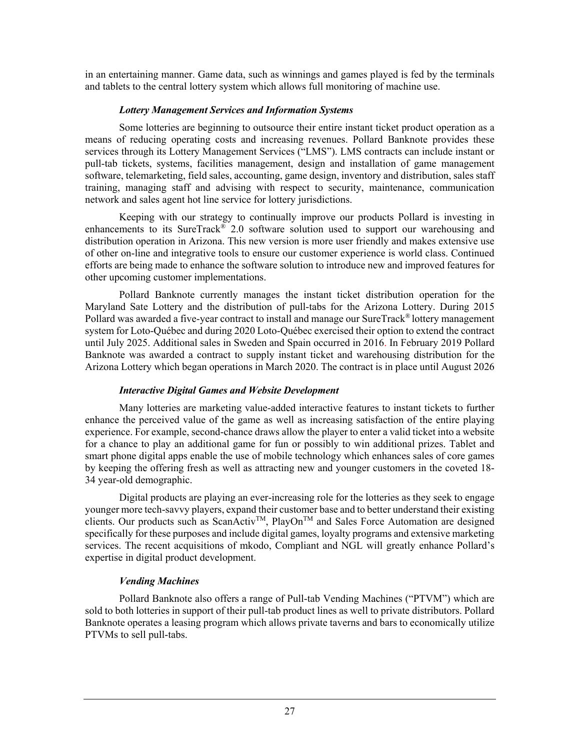in an entertaining manner. Game data, such as winnings and games played is fed by the terminals and tablets to the central lottery system which allows full monitoring of machine use.

### *Lottery Management Services and Information Systems*

Some lotteries are beginning to outsource their entire instant ticket product operation as a means of reducing operating costs and increasing revenues. Pollard Banknote provides these services through its Lottery Management Services ("LMS"). LMS contracts can include instant or pull-tab tickets, systems, facilities management, design and installation of game management software, telemarketing, field sales, accounting, game design, inventory and distribution, sales staff training, managing staff and advising with respect to security, maintenance, communication network and sales agent hot line service for lottery jurisdictions.

Keeping with our strategy to continually improve our products Pollard is investing in enhancements to its SureTrack® 2.0 software solution used to support our warehousing and distribution operation in Arizona. This new version is more user friendly and makes extensive use of other on-line and integrative tools to ensure our customer experience is world class. Continued efforts are being made to enhance the software solution to introduce new and improved features for other upcoming customer implementations.

Pollard Banknote currently manages the instant ticket distribution operation for the Maryland Sate Lottery and the distribution of pull-tabs for the Arizona Lottery. During 2015 Pollard was awarded a five-year contract to install and manage our SureTrack® lottery management system for Loto-Québec and during 2020 Loto-Québec exercised their option to extend the contract until July 2025. Additional sales in Sweden and Spain occurred in 2016. In February 2019 Pollard Banknote was awarded a contract to supply instant ticket and warehousing distribution for the Arizona Lottery which began operations in March 2020. The contract is in place until August 2026

### *Interactive Digital Games and Website Development*

Many lotteries are marketing value-added interactive features to instant tickets to further enhance the perceived value of the game as well as increasing satisfaction of the entire playing experience. For example, second-chance draws allow the player to enter a valid ticket into a website for a chance to play an additional game for fun or possibly to win additional prizes. Tablet and smart phone digital apps enable the use of mobile technology which enhances sales of core games by keeping the offering fresh as well as attracting new and younger customers in the coveted 18-34 year-old demographic.

Digital products are playing an ever-increasing role for the lotteries as they seek to engage younger more tech-savvy players, expand their customer base and to better understand their existing clients. Our products such as ScanActiv™, PlayOn™ and Sales Force Automation are designed specifically for these purposes and include digital games, loyalty programs and extensive marketing services. The recent acquisitions of mkodo, Compliant and NGL will greatly enhance Pollard's expertise in digital product development.

### *Vending Machines*

Pollard Banknote also offers a range of Pull-tab Vending Machines ("PTVM") which are sold to both lotteries in support of their pull-tab product lines as well to private distributors. Pollard Banknote operates a leasing program which allows private taverns and bars to economically utilize PTVMs to sell pull-tabs.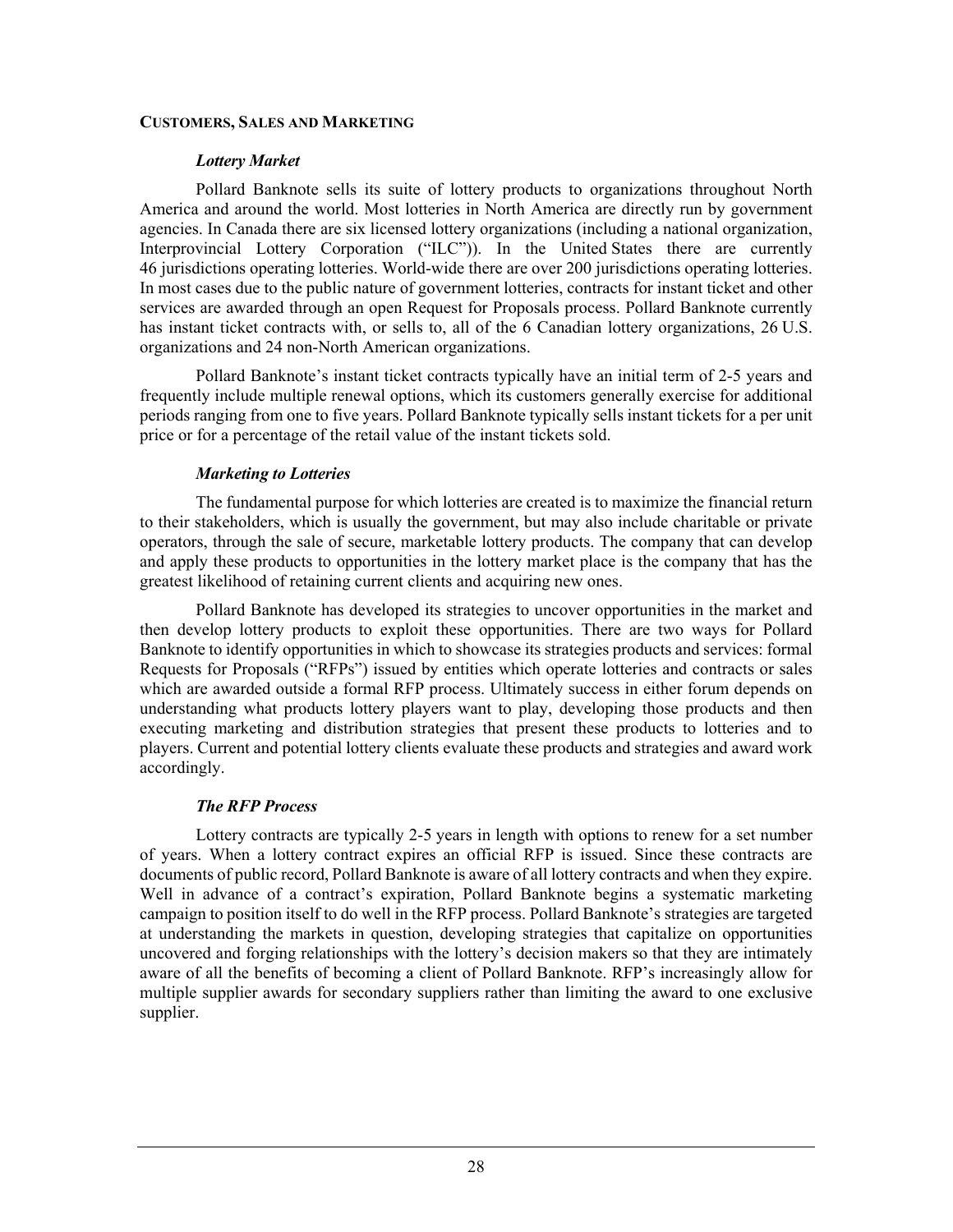## CUSTOMERS, SALES AND MARKETING

### *Lottery Market*

Pollard Banknote sells its suite of lottery products to organizations throughout North America and around the world. Most lotteries in North America are directly run by government agencies. In Canada there are six licensed lottery organizations (including a national organization, Interprovincial Lottery Corporation ("ILC")). In the United States there are currently 46 jurisdictions operating lotteries. World-wide there are over 200 jurisdictions operating lotteries. In most cases due to the public nature of government lotteries, contracts for instant ticket and other services are awarded through an open Request for Proposals process. Pollard Banknote currently has instant ticket contracts with, or sells to, all of the 6 Canadian lottery organizations, 26 U.S. organizations and 24 non-North American organizations.

Pollard Banknote's instant ticket contracts typically have an initial term of 2-5 years and frequently include multiple renewal options, which its customers generally exercise for additional periods ranging from one to five years. Pollard Banknote typically sells instant tickets for a per unit price or for a percentage of the retail value of the instant tickets sold.

### *Marketing to Lotteries*

The fundamental purpose for which lotteries are created is to maximize the financial return to their stakeholders, which is usually the government, but may also include charitable or private operators, through the sale of secure, marketable lottery products. The company that can develop and apply these products to opportunities in the lottery market place is the company that has the greatest likelihood of retaining current clients and acquiring new ones.

Pollard Banknote has developed its strategies to uncover opportunities in the market and then develop lottery products to exploit these opportunities. There are two ways for Pollard Banknote to identify opportunities in which to showcase its strategies products and services: formal Requests for Proposals ("RFPs") issued by entities which operate lotteries and contracts or sales which are awarded outside a formal RFP process. Ultimately success in either forum depends on understanding what products lottery players want to play, developing those products and then executing marketing and distribution strategies that present these products to lotteries and to players. Current and potential lottery clients evaluate these products and strategies and award work accordingly.

### *The RFP Process*

Lottery contracts are typically 2-5 years in length with options to renew for a set number of years. When a lottery contract expires an official RFP is issued. Since these contracts are documents of public record, Pollard Banknote is aware of all lottery contracts and when they expire. Well in advance of a contract's expiration, Pollard Banknote begins a systematic marketing campaign to position itself to do well in the RFP process. Pollard Banknote's strategies are targeted at understanding the markets in question, developing strategies that capitalize on opportunities uncovered and forging relationships with the lottery's decision makers so that they are intimately aware of all the benefits of becoming a client of Pollard Banknote. RFP's increasingly allow for multiple supplier awards for secondary suppliers rather than limiting the award to one exclusive supplier.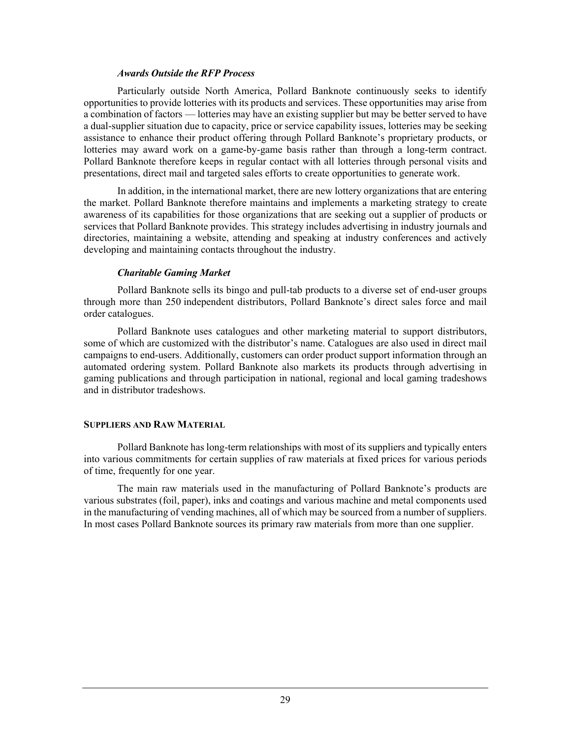### *Awards Outside the RFP Process*

Particularly outside North America, Pollard Banknote continuously seeks to identify opportunities to provide lotteries with its products and services. These opportunities may arise from a combination of factors — lotteries may have an existing supplier but may be better served to have a dual-supplier situation due to capacity, price or service capability issues, lotteries may be seeking assistance to enhance their product offering through Pollard Banknote's proprietary products, or lotteries may award work on a game-by-game basis rather than through a long-term contract. Pollard Banknote therefore keeps in regular contact with all lotteries through personal visits and presentations, direct mail and targeted sales efforts to create opportunities to generate work.

In addition, in the international market, there are new lottery organizations that are entering the market. Pollard Banknote therefore maintains and implements a marketing strategy to create awareness of its capabilities for those organizations that are seeking out a supplier of products or services that Pollard Banknote provides. This strategy includes advertising in industry journals and directories, maintaining a website, attending and speaking at industry conferences and actively developing and maintaining contacts throughout the industry.

### *Charitable Gaming Market*

Pollard Banknote sells its bingo and pull-tab products to a diverse set of end-user groups through more than 250 independent distributors, Pollard Banknote's direct sales force and mail order catalogues.

Pollard Banknote uses catalogues and other marketing material to support distributors, some of which are customized with the distributor's name. Catalogues are also used in direct mail campaigns to end-users. Additionally, customers can order product support information through an automated ordering system. Pollard Banknote also markets its products through advertising in gaming publications and through participation in national, regional and local gaming tradeshows and in distributor tradeshows.

## SUPPLIERS AND RAW MATERIAL

Pollard Banknote has long-term relationships with most of its suppliers and typically enters into various commitments for certain supplies of raw materials at fixed prices for various periods of time, frequently for one year.

The main raw materials used in the manufacturing of Pollard Banknote's products are various substrates (foil, paper), inks and coatings and various machine and metal components used in the manufacturing of vending machines, all of which may be sourced from a number of suppliers. In most cases Pollard Banknote sources its primary raw materials from more than one supplier.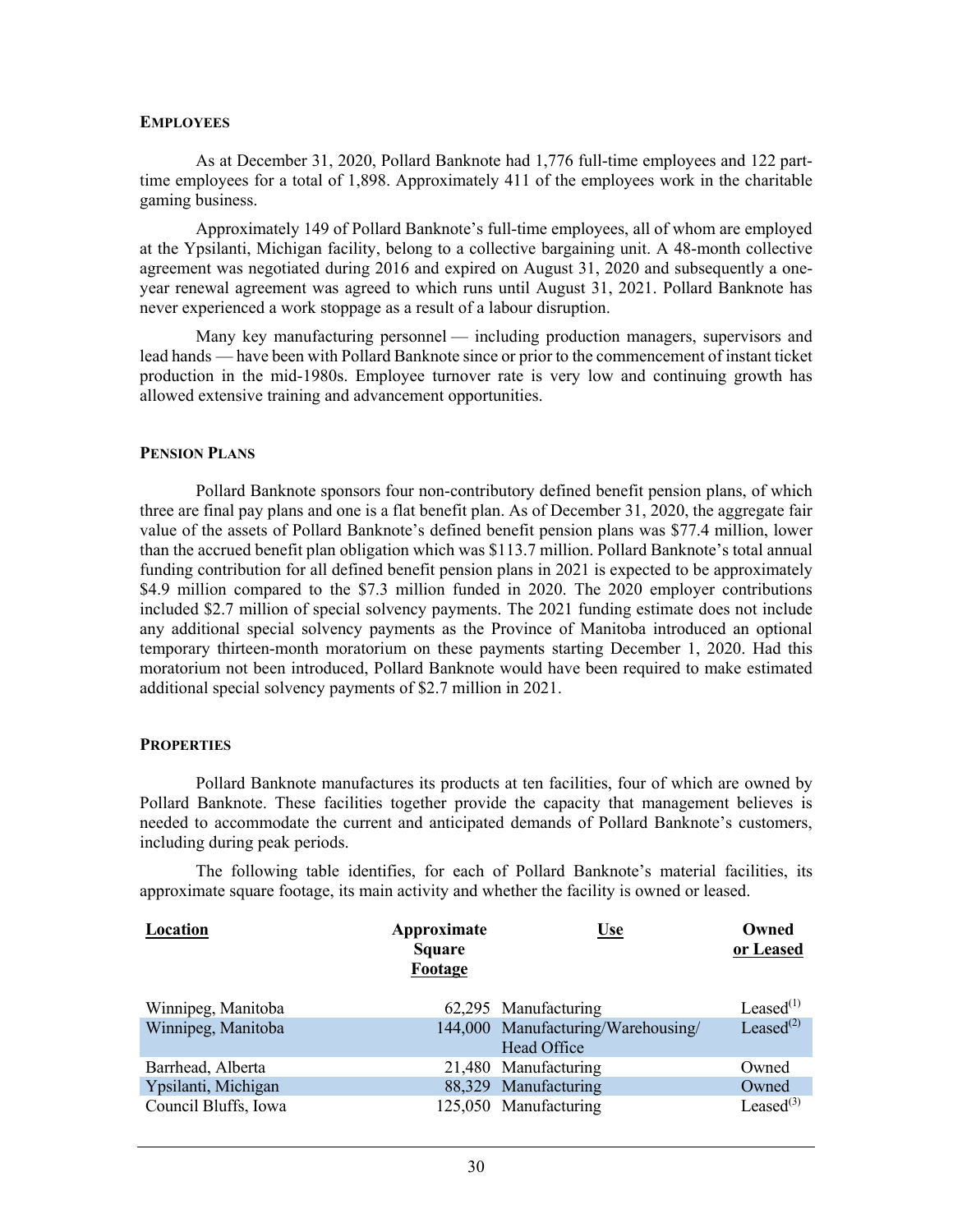### EMPLOYEES

As at December 31, 2020, Pollard Banknote had 1,776 full-time employees and 122 part-time employees for a total of 1,898. Approximately 411 of the employees work in the charitable gaming business.

Approximately 149 of Pollard Banknote's full-time employees, all of whom are employed at the Ypsilanti, Michigan facility, belong to a collective bargaining unit. A 48-month collective agreement was negotiated during 2016 and expired on August 31, 2020 and subsequently a one-year renewal agreement was agreed to which runs until August 31, 2021. Pollard Banknote has never experienced a work stoppage as a result of a labour disruption.

Many key manufacturing personnel — including production managers, supervisors and lead hands — have been with Pollard Banknote since or prior to the commencement of instant ticket production in the mid-1980s. Employee turnover rate is very low and continuing growth has allowed extensive training and advancement opportunities.

### PENSION PLANS

Pollard Banknote sponsors four non-contributory defined benefit pension plans, of which three are final pay plans and one is a flat benefit plan. As of December 31, 2020, the aggregate fair value of the assets of Pollard Banknote's defined benefit pension plans was $77.4 million, lower than the accrued benefit plan obligation which was $113.7 million. Pollard Banknote's total annual funding contribution for all defined benefit pension plans in 2021 is expected to be approximately $4.9 million compared to the $7.3 million funded in 2020. The 2020 employer contributions included $2.7 million of special solvency payments. The 2021 funding estimate does not include any additional special solvency payments as the Province of Manitoba introduced an optional temporary thirteen-month moratorium on these payments starting December 1, 2020. Had this moratorium not been introduced, Pollard Banknote would have been required to make estimated additional special solvency payments of $2.7 million in 2021.

### PROPERTIES

Pollard Banknote manufactures its products at ten facilities, four of which are owned by Pollard Banknote. These facilities together provide the capacity that management believes is needed to accommodate the current and anticipated demands of Pollard Banknote's customers, including during peak periods.

The following table identifies, for each of Pollard Banknote's material facilities, its approximate square footage, its main activity and whether the facility is owned or leased.

| Location | Approximate Square Footage | Use | Owned or Leased |
|---|---|---|---|
| Winnipeg, Manitoba | 62,295 | Manufacturing | Leased(1) |
| Winnipeg, Manitoba | 144,000 | Manufacturing/Warehousing/ Head Office | Leased(2) |
| Barrhead, Alberta | 21,480 | Manufacturing | Owned |
| Ypsilanti, Michigan | 88,329 | Manufacturing | Owned |
| Council Bluffs, Iowa | 125,050 | Manufacturing | Leased(3) |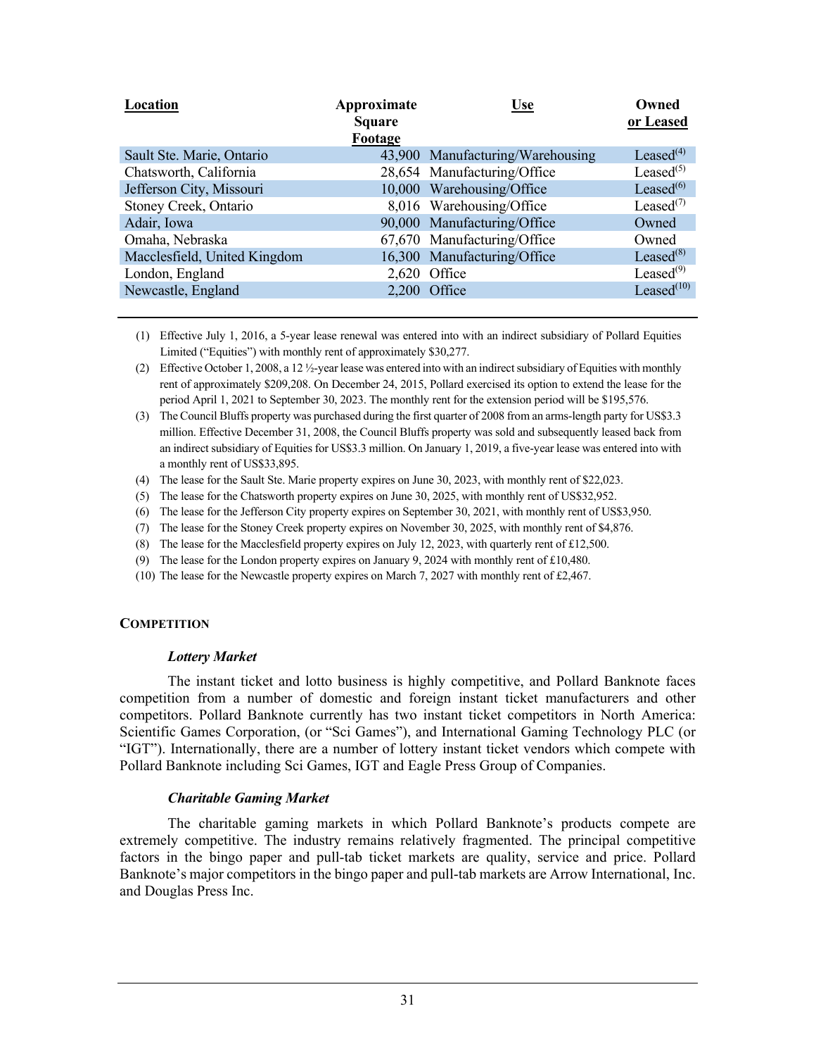| Location | Approximate Square Footage | Use | Owned or Leased |
|---|---|---|---|
| Sault Ste. Marie, Ontario | 43,900 | Manufacturing/Warehousing | Leased(4) |
| Chatsworth, California | 28,654 | Manufacturing/Office | Leased(5) |
| Jefferson City, Missouri | 10,000 | Warehousing/Office | Leased(6) |
| Stoney Creek, Ontario | 8,016 | Warehousing/Office | Leased(7) |
| Adair, Iowa | 90,000 | Manufacturing/Office | Owned |
| Omaha, Nebraska | 67,670 | Manufacturing/Office | Owned |
| Macclesfield, United Kingdom | 16,300 | Manufacturing/Office | Leased(8) |
| London, England | 2,620 | Office | Leased(9) |
| Newcastle, England | 2,200 | Office | Leased(10) |

(1) Effective July 1, 2016, a 5-year lease renewal was entered into with an indirect subsidiary of Pollard Equities Limited ("Equities") with monthly rent of approximately $30,277.

(2) Effective October 1, 2008, a 12 ½-year lease was entered into with an indirect subsidiary of Equities with monthly rent of approximately $209,208. On December 24, 2015, Pollard exercised its option to extend the lease for the period April 1, 2021 to September 30, 2023. The monthly rent for the extension period will be $195,576.

(3) The Council Bluffs property was purchased during the first quarter of 2008 from an arms-length party for US$3.3 million. Effective December 31, 2008, the Council Bluffs property was sold and subsequently leased back from an indirect subsidiary of Equities for US$3.3 million. On January 1, 2019, a five-year lease was entered into with a monthly rent of US$33,895.

(4) The lease for the Sault Ste. Marie property expires on June 30, 2023, with monthly rent of $22,023.

(5) The lease for the Chatsworth property expires on June 30, 2025, with monthly rent of US$32,952.

(6) The lease for the Jefferson City property expires on September 30, 2021, with monthly rent of US$3,950.

(7) The lease for the Stoney Creek property expires on November 30, 2025, with monthly rent of $4,876.

(8) The lease for the Macclesfield property expires on July 12, 2023, with quarterly rent of £12,500.

(9) The lease for the London property expires on January 9, 2024 with monthly rent of £10,480.

(10) The lease for the Newcastle property expires on March 7, 2027 with monthly rent of £2,467.

## COMPETITION

### *Lottery Market*

The instant ticket and lotto business is highly competitive, and Pollard Banknote faces competition from a number of domestic and foreign instant ticket manufacturers and other competitors. Pollard Banknote currently has two instant ticket competitors in North America: Scientific Games Corporation, (or "Sci Games"), and International Gaming Technology PLC (or "IGT"). Internationally, there are a number of lottery instant ticket vendors which compete with Pollard Banknote including Sci Games, IGT and Eagle Press Group of Companies.

### *Charitable Gaming Market*

The charitable gaming markets in which Pollard Banknote's products compete are extremely competitive. The industry remains relatively fragmented. The principal competitive factors in the bingo paper and pull-tab ticket markets are quality, service and price. Pollard Banknote's major competitors in the bingo paper and pull-tab markets are Arrow International, Inc. and Douglas Press Inc.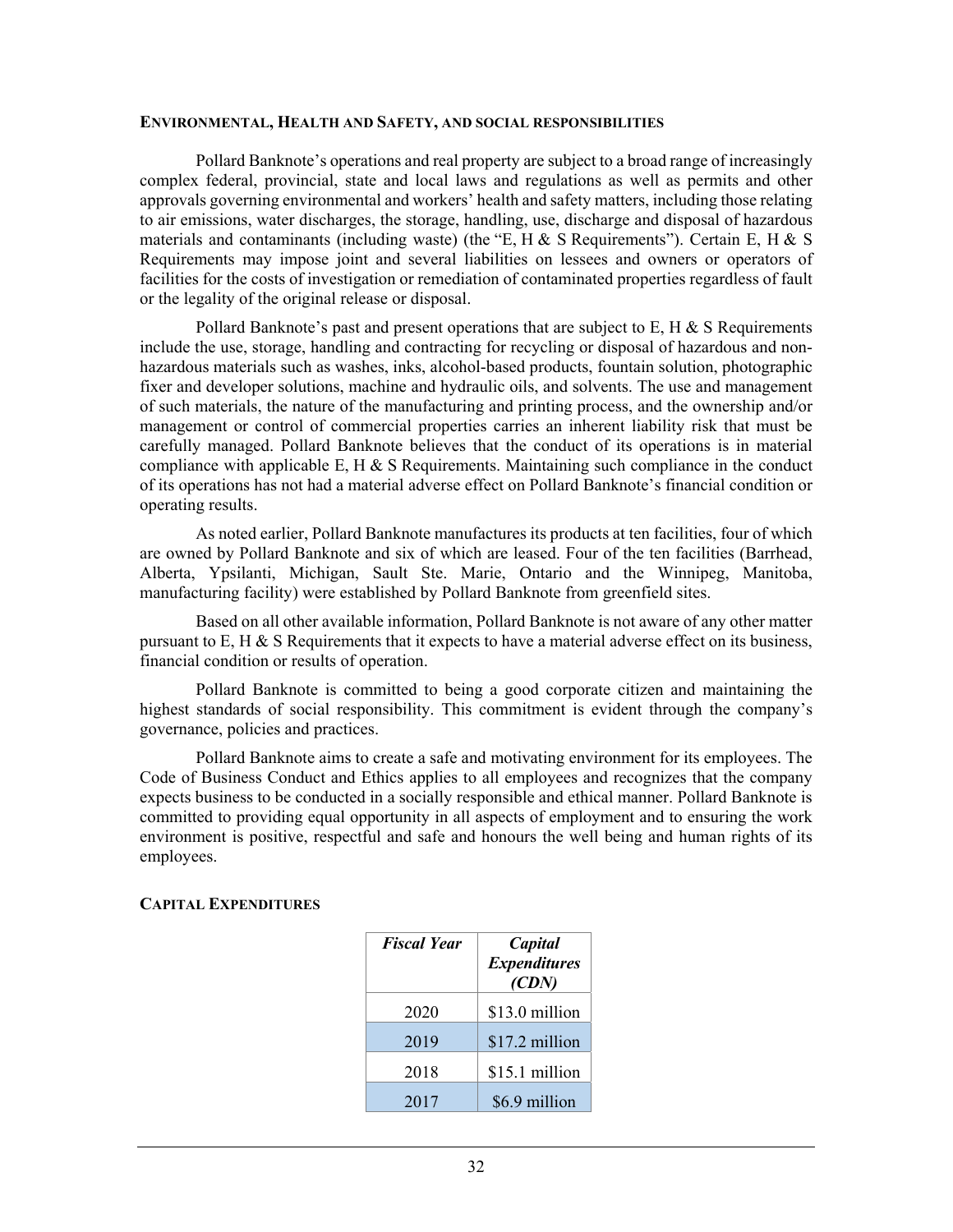## ENVIRONMENTAL, HEALTH AND SAFETY, AND SOCIAL RESPONSIBILITIES

Pollard Banknote's operations and real property are subject to a broad range of increasingly complex federal, provincial, state and local laws and regulations as well as permits and other approvals governing environmental and workers' health and safety matters, including those relating to air emissions, water discharges, the storage, handling, use, discharge and disposal of hazardous materials and contaminants (including waste) (the "E, H & S Requirements"). Certain E, H & S Requirements may impose joint and several liabilities on lessees and owners or operators of facilities for the costs of investigation or remediation of contaminated properties regardless of fault or the legality of the original release or disposal.

Pollard Banknote's past and present operations that are subject to E, H & S Requirements include the use, storage, handling and contracting for recycling or disposal of hazardous and non-hazardous materials such as washes, inks, alcohol-based products, fountain solution, photographic fixer and developer solutions, machine and hydraulic oils, and solvents. The use and management of such materials, the nature of the manufacturing and printing process, and the ownership and/or management or control of commercial properties carries an inherent liability risk that must be carefully managed. Pollard Banknote believes that the conduct of its operations is in material compliance with applicable E, H & S Requirements. Maintaining such compliance in the conduct of its operations has not had a material adverse effect on Pollard Banknote's financial condition or operating results.

As noted earlier, Pollard Banknote manufactures its products at ten facilities, four of which are owned by Pollard Banknote and six of which are leased. Four of the ten facilities (Barrhead, Alberta, Ypsilanti, Michigan, Sault Ste. Marie, Ontario and the Winnipeg, Manitoba, manufacturing facility) were established by Pollard Banknote from greenfield sites.

Based on all other available information, Pollard Banknote is not aware of any other matter pursuant to E, H & S Requirements that it expects to have a material adverse effect on its business, financial condition or results of operation.

Pollard Banknote is committed to being a good corporate citizen and maintaining the highest standards of social responsibility. This commitment is evident through the company's governance, policies and practices.

Pollard Banknote aims to create a safe and motivating environment for its employees. The Code of Business Conduct and Ethics applies to all employees and recognizes that the company expects business to be conducted in a socially responsible and ethical manner. Pollard Banknote is committed to providing equal opportunity in all aspects of employment and to ensuring the work environment is positive, respectful and safe and honours the well being and human rights of its employees.

## CAPITAL EXPENDITURES

| *Fiscal Year* | *Capital Expenditures (CDN)* |
|---|---|
| 2020 | $13.0 million |
| 2019 | $17.2 million |
| 2018 | $15.1 million |
| 2017 | $6.9 million |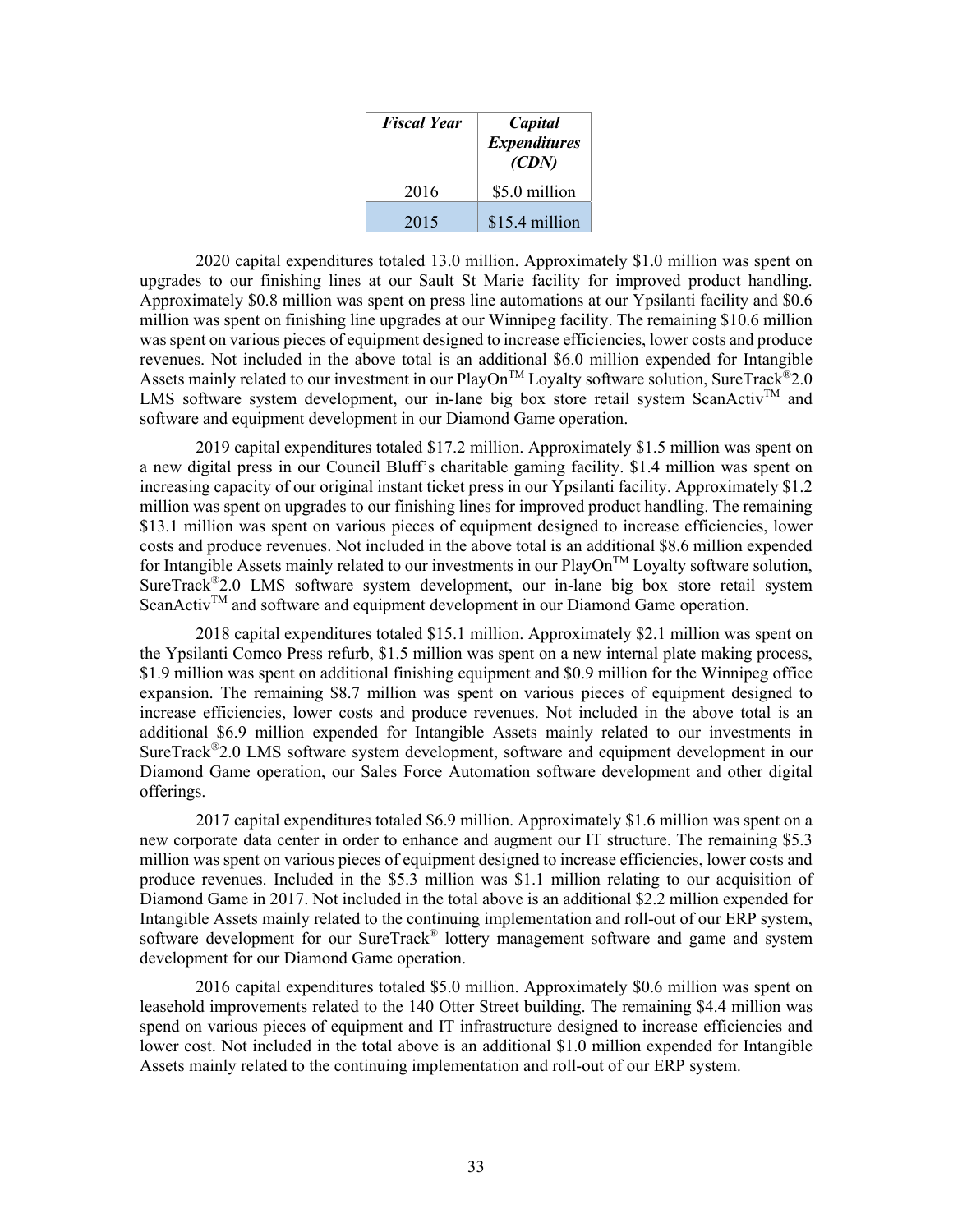| *Fiscal Year* | *Capital Expenditures (CDN)* |
| --- | --- |
| 2016 | $5.0 million |
| 2015 | $15.4 million |

2020 capital expenditures totaled 13.0 million. Approximately $1.0 million was spent on upgrades to our finishing lines at our Sault St Marie facility for improved product handling. Approximately $0.8 million was spent on press line automations at our Ypsilanti facility and $0.6 million was spent on finishing line upgrades at our Winnipeg facility. The remaining $10.6 million was spent on various pieces of equipment designed to increase efficiencies, lower costs and produce revenues. Not included in the above total is an additional $6.0 million expended for Intangible Assets mainly related to our investment in our PlayOn™ Loyalty software solution, SureTrack®2.0 LMS software system development, our in-lane big box store retail system ScanActiv™ and software and equipment development in our Diamond Game operation.

2019 capital expenditures totaled $17.2 million. Approximately $1.5 million was spent on a new digital press in our Council Bluff's charitable gaming facility. $1.4 million was spent on increasing capacity of our original instant ticket press in our Ypsilanti facility. Approximately $1.2 million was spent on upgrades to our finishing lines for improved product handling. The remaining $13.1 million was spent on various pieces of equipment designed to increase efficiencies, lower costs and produce revenues. Not included in the above total is an additional $8.6 million expended for Intangible Assets mainly related to our investments in our PlayOn™ Loyalty software solution, SureTrack®2.0 LMS software system development, our in-lane big box store retail system ScanActiv™ and software and equipment development in our Diamond Game operation.

2018 capital expenditures totaled $15.1 million. Approximately $2.1 million was spent on the Ypsilanti Comco Press refurb, $1.5 million was spent on a new internal plate making process, $1.9 million was spent on additional finishing equipment and $0.9 million for the Winnipeg office expansion. The remaining $8.7 million was spent on various pieces of equipment designed to increase efficiencies, lower costs and produce revenues. Not included in the above total is an additional $6.9 million expended for Intangible Assets mainly related to our investments in SureTrack®2.0 LMS software system development, software and equipment development in our Diamond Game operation, our Sales Force Automation software development and other digital offerings.

2017 capital expenditures totaled $6.9 million. Approximately $1.6 million was spent on a new corporate data center in order to enhance and augment our IT structure. The remaining $5.3 million was spent on various pieces of equipment designed to increase efficiencies, lower costs and produce revenues. Included in the $5.3 million was $1.1 million relating to our acquisition of Diamond Game in 2017. Not included in the total above is an additional $2.2 million expended for Intangible Assets mainly related to the continuing implementation and roll-out of our ERP system, software development for our SureTrack® lottery management software and game and system development for our Diamond Game operation.

2016 capital expenditures totaled $5.0 million. Approximately $0.6 million was spent on leasehold improvements related to the 140 Otter Street building. The remaining $4.4 million was spend on various pieces of equipment and IT infrastructure designed to increase efficiencies and lower cost. Not included in the total above is an additional $1.0 million expended for Intangible Assets mainly related to the continuing implementation and roll-out of our ERP system.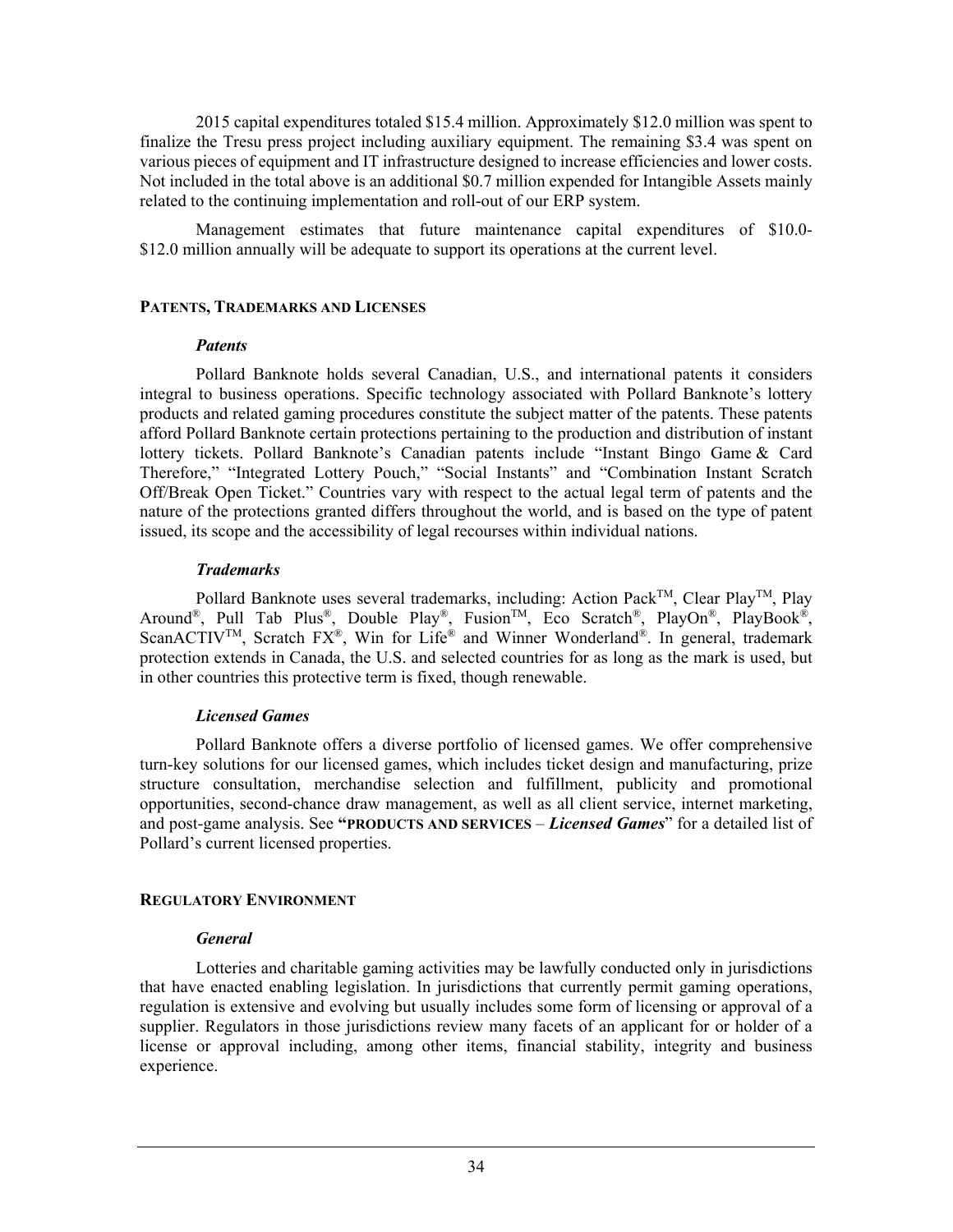2015 capital expenditures totaled \$15.4 million. Approximately \$12.0 million was spent to finalize the Tresu press project including auxiliary equipment. The remaining \$3.4 was spent on various pieces of equipment and IT infrastructure designed to increase efficiencies and lower costs. Not included in the total above is an additional \$0.7 million expended for Intangible Assets mainly related to the continuing implementation and roll-out of our ERP system.

Management estimates that future maintenance capital expenditures of \$10.0-\$12.0 million annually will be adequate to support its operations at the current level.

## PATENTS, TRADEMARKS AND LICENSES

### *Patents*

Pollard Banknote holds several Canadian, U.S., and international patents it considers integral to business operations. Specific technology associated with Pollard Banknote's lottery products and related gaming procedures constitute the subject matter of the patents. These patents afford Pollard Banknote certain protections pertaining to the production and distribution of instant lottery tickets. Pollard Banknote's Canadian patents include "Instant Bingo Game & Card Therefore," "Integrated Lottery Pouch," "Social Instants" and "Combination Instant Scratch Off/Break Open Ticket." Countries vary with respect to the actual legal term of patents and the nature of the protections granted differs throughout the world, and is based on the type of patent issued, its scope and the accessibility of legal recourses within individual nations.

### *Trademarks*

Pollard Banknote uses several trademarks, including: Action Pack™, Clear Play™, Play Around®, Pull Tab Plus®, Double Play®, Fusion™, Eco Scratch®, PlayOn®, PlayBook®, ScanACTIV™, Scratch FX®, Win for Life® and Winner Wonderland®. In general, trademark protection extends in Canada, the U.S. and selected countries for as long as the mark is used, but in other countries this protective term is fixed, though renewable.

### *Licensed Games*

Pollard Banknote offers a diverse portfolio of licensed games. We offer comprehensive turn-key solutions for our licensed games, which includes ticket design and manufacturing, prize structure consultation, merchandise selection and fulfillment, publicity and promotional opportunities, second-chance draw management, as well as all client service, internet marketing, and post-game analysis. See **"PRODUCTS AND SERVICES** – ***Licensed Games***" for a detailed list of Pollard's current licensed properties.

## REGULATORY ENVIRONMENT

### *General*

Lotteries and charitable gaming activities may be lawfully conducted only in jurisdictions that have enacted enabling legislation. In jurisdictions that currently permit gaming operations, regulation is extensive and evolving but usually includes some form of licensing or approval of a supplier. Regulators in those jurisdictions review many facets of an applicant for or holder of a license or approval including, among other items, financial stability, integrity and business experience.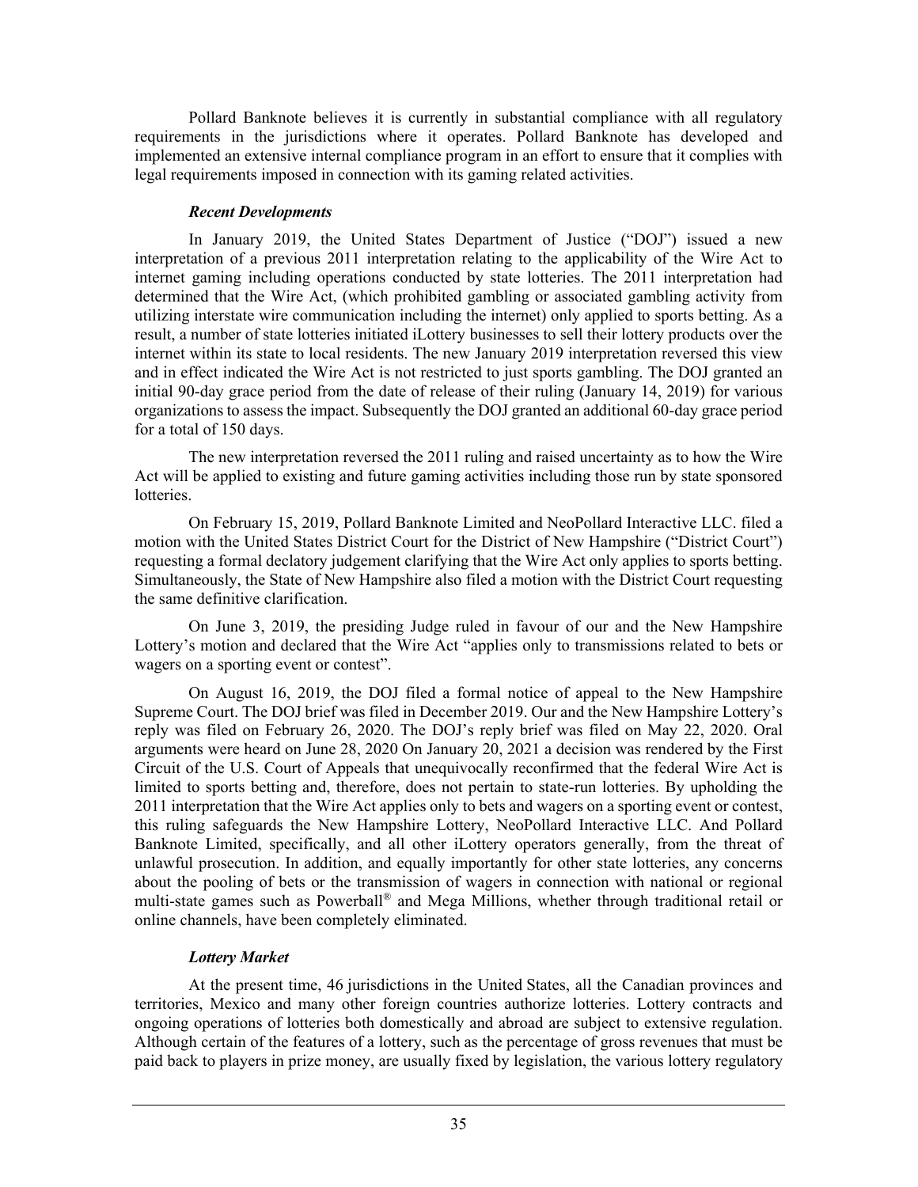Pollard Banknote believes it is currently in substantial compliance with all regulatory requirements in the jurisdictions where it operates. Pollard Banknote has developed and implemented an extensive internal compliance program in an effort to ensure that it complies with legal requirements imposed in connection with its gaming related activities.

***Recent Developments***

In January 2019, the United States Department of Justice ("DOJ") issued a new interpretation of a previous 2011 interpretation relating to the applicability of the Wire Act to internet gaming including operations conducted by state lotteries. The 2011 interpretation had determined that the Wire Act, (which prohibited gambling or associated gambling activity from utilizing interstate wire communication including the internet) only applied to sports betting. As a result, a number of state lotteries initiated iLottery businesses to sell their lottery products over the internet within its state to local residents. The new January 2019 interpretation reversed this view and in effect indicated the Wire Act is not restricted to just sports gambling. The DOJ granted an initial 90-day grace period from the date of release of their ruling (January 14, 2019) for various organizations to assess the impact. Subsequently the DOJ granted an additional 60-day grace period for a total of 150 days.

The new interpretation reversed the 2011 ruling and raised uncertainty as to how the Wire Act will be applied to existing and future gaming activities including those run by state sponsored lotteries.

On February 15, 2019, Pollard Banknote Limited and NeoPollard Interactive LLC. filed a motion with the United States District Court for the District of New Hampshire ("District Court") requesting a formal declatory judgement clarifying that the Wire Act only applies to sports betting. Simultaneously, the State of New Hampshire also filed a motion with the District Court requesting the same definitive clarification.

On June 3, 2019, the presiding Judge ruled in favour of our and the New Hampshire Lottery's motion and declared that the Wire Act "applies only to transmissions related to bets or wagers on a sporting event or contest".

On August 16, 2019, the DOJ filed a formal notice of appeal to the New Hampshire Supreme Court. The DOJ brief was filed in December 2019. Our and the New Hampshire Lottery's reply was filed on February 26, 2020. The DOJ's reply brief was filed on May 22, 2020. Oral arguments were heard on June 28, 2020 On January 20, 2021 a decision was rendered by the First Circuit of the U.S. Court of Appeals that unequivocally reconfirmed that the federal Wire Act is limited to sports betting and, therefore, does not pertain to state-run lotteries. By upholding the 2011 interpretation that the Wire Act applies only to bets and wagers on a sporting event or contest, this ruling safeguards the New Hampshire Lottery, NeoPollard Interactive LLC. And Pollard Banknote Limited, specifically, and all other iLottery operators generally, from the threat of unlawful prosecution. In addition, and equally importantly for other state lotteries, any concerns about the pooling of bets or the transmission of wagers in connection with national or regional multi-state games such as Powerball® and Mega Millions, whether through traditional retail or online channels, have been completely eliminated.

***Lottery Market***

At the present time, 46 jurisdictions in the United States, all the Canadian provinces and territories, Mexico and many other foreign countries authorize lotteries. Lottery contracts and ongoing operations of lotteries both domestically and abroad are subject to extensive regulation. Although certain of the features of a lottery, such as the percentage of gross revenues that must be paid back to players in prize money, are usually fixed by legislation, the various lottery regulatory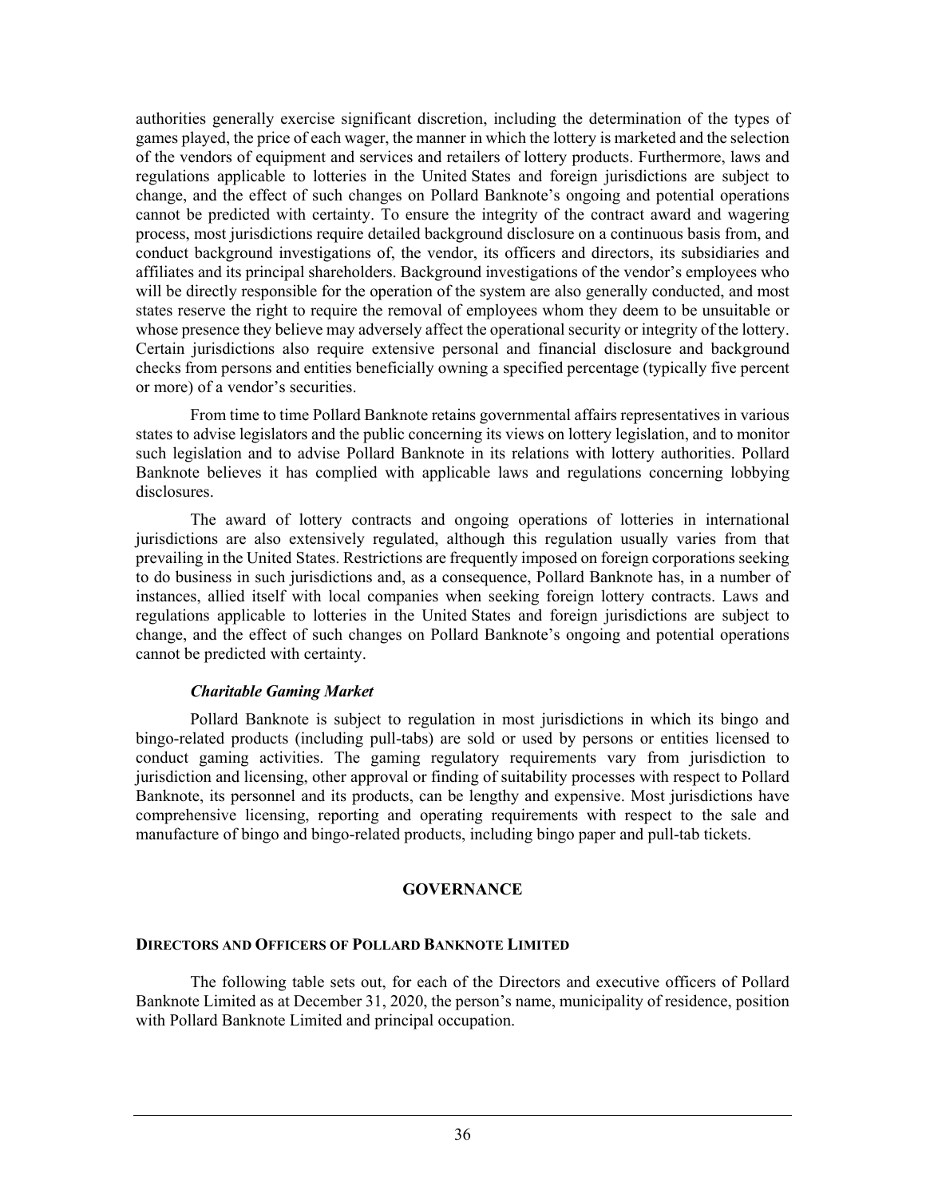authorities generally exercise significant discretion, including the determination of the types of games played, the price of each wager, the manner in which the lottery is marketed and the selection of the vendors of equipment and services and retailers of lottery products. Furthermore, laws and regulations applicable to lotteries in the United States and foreign jurisdictions are subject to change, and the effect of such changes on Pollard Banknote's ongoing and potential operations cannot be predicted with certainty. To ensure the integrity of the contract award and wagering process, most jurisdictions require detailed background disclosure on a continuous basis from, and conduct background investigations of, the vendor, its officers and directors, its subsidiaries and affiliates and its principal shareholders. Background investigations of the vendor's employees who will be directly responsible for the operation of the system are also generally conducted, and most states reserve the right to require the removal of employees whom they deem to be unsuitable or whose presence they believe may adversely affect the operational security or integrity of the lottery. Certain jurisdictions also require extensive personal and financial disclosure and background checks from persons and entities beneficially owning a specified percentage (typically five percent or more) of a vendor's securities.

From time to time Pollard Banknote retains governmental affairs representatives in various states to advise legislators and the public concerning its views on lottery legislation, and to monitor such legislation and to advise Pollard Banknote in its relations with lottery authorities. Pollard Banknote believes it has complied with applicable laws and regulations concerning lobbying disclosures.

The award of lottery contracts and ongoing operations of lotteries in international jurisdictions are also extensively regulated, although this regulation usually varies from that prevailing in the United States. Restrictions are frequently imposed on foreign corporations seeking to do business in such jurisdictions and, as a consequence, Pollard Banknote has, in a number of instances, allied itself with local companies when seeking foreign lottery contracts. Laws and regulations applicable to lotteries in the United States and foreign jurisdictions are subject to change, and the effect of such changes on Pollard Banknote's ongoing and potential operations cannot be predicted with certainty.

***Charitable Gaming Market***

Pollard Banknote is subject to regulation in most jurisdictions in which its bingo and bingo-related products (including pull-tabs) are sold or used by persons or entities licensed to conduct gaming activities. The gaming regulatory requirements vary from jurisdiction to jurisdiction and licensing, other approval or finding of suitability processes with respect to Pollard Banknote, its personnel and its products, can be lengthy and expensive. Most jurisdictions have comprehensive licensing, reporting and operating requirements with respect to the sale and manufacture of bingo and bingo-related products, including bingo paper and pull-tab tickets.

# GOVERNANCE

## DIRECTORS AND OFFICERS OF POLLARD BANKNOTE LIMITED

The following table sets out, for each of the Directors and executive officers of Pollard Banknote Limited as at December 31, 2020, the person's name, municipality of residence, position with Pollard Banknote Limited and principal occupation.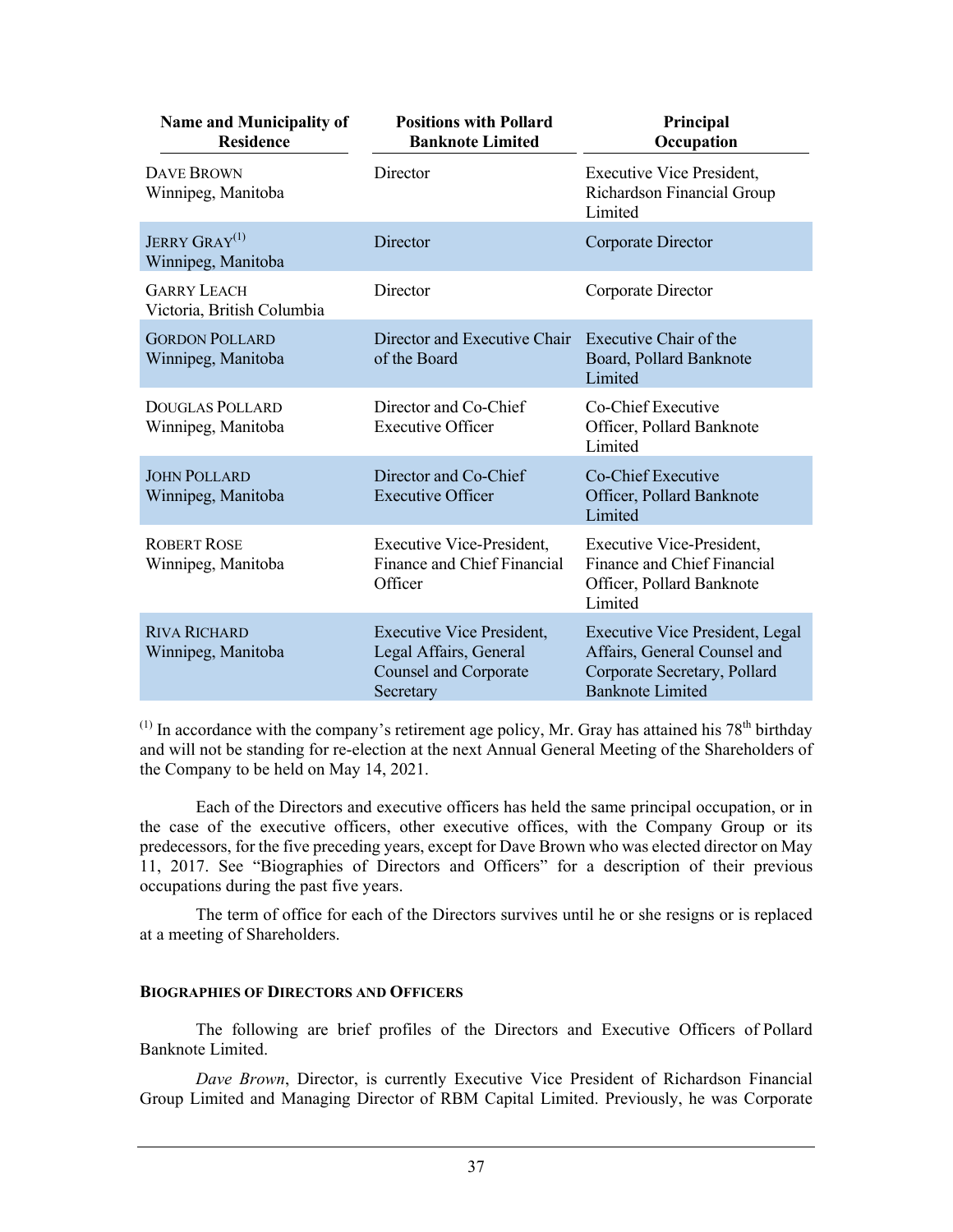| Name and Municipality of Residence | Positions with Pollard Banknote Limited | Principal Occupation |
|---|---|---|
| DAVE BROWN<br>Winnipeg, Manitoba | Director | Executive Vice President, Richardson Financial Group Limited |
| JERRY GRAY[1]<br>Winnipeg, Manitoba | Director | Corporate Director |
| GARRY LEACH<br>Victoria, British Columbia | Director | Corporate Director |
| GORDON POLLARD<br>Winnipeg, Manitoba | Director and Executive Chair of the Board | Executive Chair of the Board, Pollard Banknote Limited |
| DOUGLAS POLLARD<br>Winnipeg, Manitoba | Director and Co-Chief Executive Officer | Co-Chief Executive Officer, Pollard Banknote Limited |
| JOHN POLLARD<br>Winnipeg, Manitoba | Director and Co-Chief Executive Officer | Co-Chief Executive Officer, Pollard Banknote Limited |
| ROBERT ROSE<br>Winnipeg, Manitoba | Executive Vice-President, Finance and Chief Financial Officer | Executive Vice-President, Finance and Chief Financial Officer, Pollard Banknote Limited |
| RIVA RICHARD<br>Winnipeg, Manitoba | Executive Vice President, Legal Affairs, General Counsel and Corporate Secretary | Executive Vice President, Legal Affairs, General Counsel and Corporate Secretary, Pollard Banknote Limited |

[1] In accordance with the company's retirement age policy, Mr. Gray has attained his 78th birthday and will not be standing for re-election at the next Annual General Meeting of the Shareholders of the Company to be held on May 14, 2021.

Each of the Directors and executive officers has held the same principal occupation, or in the case of the executive officers, other executive offices, with the Company Group or its predecessors, for the five preceding years, except for Dave Brown who was elected director on May 11, 2017. See "Biographies of Directors and Officers" for a description of their previous occupations during the past five years.

The term of office for each of the Directors survives until he or she resigns or is replaced at a meeting of Shareholders.

## BIOGRAPHIES OF DIRECTORS AND OFFICERS

The following are brief profiles of the Directors and Executive Officers of Pollard Banknote Limited.

*Dave Brown*, Director, is currently Executive Vice President of Richardson Financial Group Limited and Managing Director of RBM Capital Limited. Previously, he was Corporate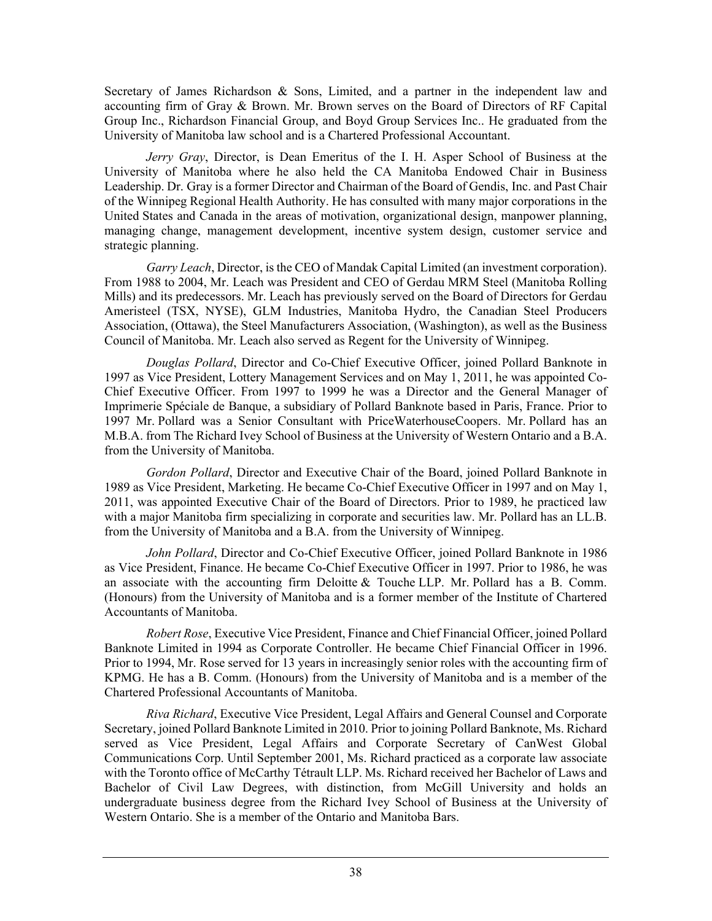Secretary of James Richardson & Sons, Limited, and a partner in the independent law and accounting firm of Gray & Brown. Mr. Brown serves on the Board of Directors of RF Capital Group Inc., Richardson Financial Group, and Boyd Group Services Inc.. He graduated from the University of Manitoba law school and is a Chartered Professional Accountant.

*Jerry Gray*, Director, is Dean Emeritus of the I. H. Asper School of Business at the University of Manitoba where he also held the CA Manitoba Endowed Chair in Business Leadership. Dr. Gray is a former Director and Chairman of the Board of Gendis, Inc. and Past Chair of the Winnipeg Regional Health Authority. He has consulted with many major corporations in the United States and Canada in the areas of motivation, organizational design, manpower planning, managing change, management development, incentive system design, customer service and strategic planning.

*Garry Leach*, Director, is the CEO of Mandak Capital Limited (an investment corporation). From 1988 to 2004, Mr. Leach was President and CEO of Gerdau MRM Steel (Manitoba Rolling Mills) and its predecessors. Mr. Leach has previously served on the Board of Directors for Gerdau Ameristeel (TSX, NYSE), GLM Industries, Manitoba Hydro, the Canadian Steel Producers Association, (Ottawa), the Steel Manufacturers Association, (Washington), as well as the Business Council of Manitoba. Mr. Leach also served as Regent for the University of Winnipeg.

*Douglas Pollard*, Director and Co-Chief Executive Officer, joined Pollard Banknote in 1997 as Vice President, Lottery Management Services and on May 1, 2011, he was appointed Co-Chief Executive Officer. From 1997 to 1999 he was a Director and the General Manager of Imprimerie Spéciale de Banque, a subsidiary of Pollard Banknote based in Paris, France. Prior to 1997 Mr. Pollard was a Senior Consultant with PriceWaterhouseCoopers. Mr. Pollard has an M.B.A. from The Richard Ivey School of Business at the University of Western Ontario and a B.A. from the University of Manitoba.

*Gordon Pollard*, Director and Executive Chair of the Board, joined Pollard Banknote in 1989 as Vice President, Marketing. He became Co-Chief Executive Officer in 1997 and on May 1, 2011, was appointed Executive Chair of the Board of Directors. Prior to 1989, he practiced law with a major Manitoba firm specializing in corporate and securities law. Mr. Pollard has an LL.B. from the University of Manitoba and a B.A. from the University of Winnipeg.

*John Pollard*, Director and Co-Chief Executive Officer, joined Pollard Banknote in 1986 as Vice President, Finance. He became Co-Chief Executive Officer in 1997. Prior to 1986, he was an associate with the accounting firm Deloitte & Touche LLP. Mr. Pollard has a B. Comm. (Honours) from the University of Manitoba and is a former member of the Institute of Chartered Accountants of Manitoba.

*Robert Rose*, Executive Vice President, Finance and Chief Financial Officer, joined Pollard Banknote Limited in 1994 as Corporate Controller. He became Chief Financial Officer in 1996. Prior to 1994, Mr. Rose served for 13 years in increasingly senior roles with the accounting firm of KPMG. He has a B. Comm. (Honours) from the University of Manitoba and is a member of the Chartered Professional Accountants of Manitoba.

*Riva Richard*, Executive Vice President, Legal Affairs and General Counsel and Corporate Secretary, joined Pollard Banknote Limited in 2010. Prior to joining Pollard Banknote, Ms. Richard served as Vice President, Legal Affairs and Corporate Secretary of CanWest Global Communications Corp. Until September 2001, Ms. Richard practiced as a corporate law associate with the Toronto office of McCarthy Tétrault LLP. Ms. Richard received her Bachelor of Laws and Bachelor of Civil Law Degrees, with distinction, from McGill University and holds an undergraduate business degree from the Richard Ivey School of Business at the University of Western Ontario. She is a member of the Ontario and Manitoba Bars.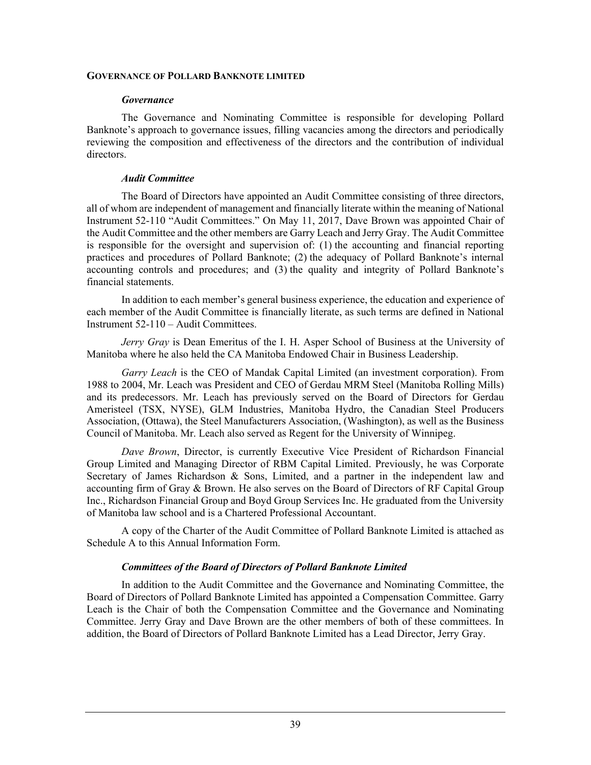## GOVERNANCE OF POLLARD BANKNOTE LIMITED

### *Governance*

The Governance and Nominating Committee is responsible for developing Pollard Banknote's approach to governance issues, filling vacancies among the directors and periodically reviewing the composition and effectiveness of the directors and the contribution of individual directors.

### *Audit Committee*

The Board of Directors have appointed an Audit Committee consisting of three directors, all of whom are independent of management and financially literate within the meaning of National Instrument 52-110 "Audit Committees." On May 11, 2017, Dave Brown was appointed Chair of the Audit Committee and the other members are Garry Leach and Jerry Gray. The Audit Committee is responsible for the oversight and supervision of: (1) the accounting and financial reporting practices and procedures of Pollard Banknote; (2) the adequacy of Pollard Banknote's internal accounting controls and procedures; and (3) the quality and integrity of Pollard Banknote's financial statements.

In addition to each member's general business experience, the education and experience of each member of the Audit Committee is financially literate, as such terms are defined in National Instrument 52-110 – Audit Committees.

*Jerry Gray* is Dean Emeritus of the I. H. Asper School of Business at the University of Manitoba where he also held the CA Manitoba Endowed Chair in Business Leadership.

*Garry Leach* is the CEO of Mandak Capital Limited (an investment corporation). From 1988 to 2004, Mr. Leach was President and CEO of Gerdau MRM Steel (Manitoba Rolling Mills) and its predecessors. Mr. Leach has previously served on the Board of Directors for Gerdau Ameristeel (TSX, NYSE), GLM Industries, Manitoba Hydro, the Canadian Steel Producers Association, (Ottawa), the Steel Manufacturers Association, (Washington), as well as the Business Council of Manitoba. Mr. Leach also served as Regent for the University of Winnipeg.

*Dave Brown*, Director, is currently Executive Vice President of Richardson Financial Group Limited and Managing Director of RBM Capital Limited. Previously, he was Corporate Secretary of James Richardson & Sons, Limited, and a partner in the independent law and accounting firm of Gray & Brown. He also serves on the Board of Directors of RF Capital Group Inc., Richardson Financial Group and Boyd Group Services Inc. He graduated from the University of Manitoba law school and is a Chartered Professional Accountant.

A copy of the Charter of the Audit Committee of Pollard Banknote Limited is attached as Schedule A to this Annual Information Form.

### *Committees of the Board of Directors of Pollard Banknote Limited*

In addition to the Audit Committee and the Governance and Nominating Committee, the Board of Directors of Pollard Banknote Limited has appointed a Compensation Committee. Garry Leach is the Chair of both the Compensation Committee and the Governance and Nominating Committee. Jerry Gray and Dave Brown are the other members of both of these committees. In addition, the Board of Directors of Pollard Banknote Limited has a Lead Director, Jerry Gray.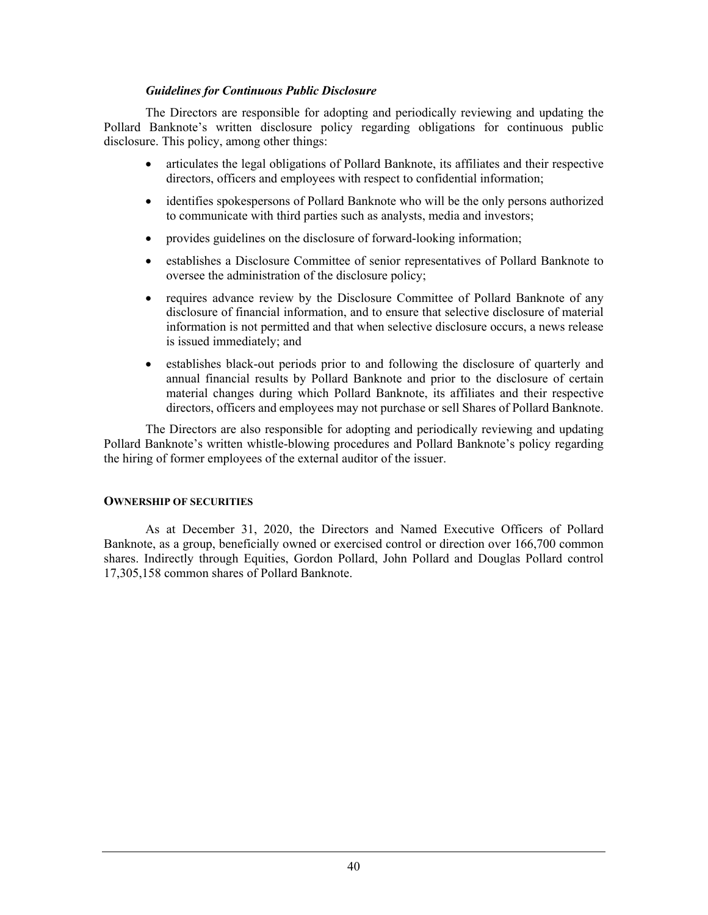***Guidelines for Continuous Public Disclosure***

The Directors are responsible for adopting and periodically reviewing and updating the Pollard Banknote's written disclosure policy regarding obligations for continuous public disclosure. This policy, among other things:

- articulates the legal obligations of Pollard Banknote, its affiliates and their respective directors, officers and employees with respect to confidential information;
- identifies spokespersons of Pollard Banknote who will be the only persons authorized to communicate with third parties such as analysts, media and investors;
- provides guidelines on the disclosure of forward-looking information;
- establishes a Disclosure Committee of senior representatives of Pollard Banknote to oversee the administration of the disclosure policy;
- requires advance review by the Disclosure Committee of Pollard Banknote of any disclosure of financial information, and to ensure that selective disclosure of material information is not permitted and that when selective disclosure occurs, a news release is issued immediately; and
- establishes black-out periods prior to and following the disclosure of quarterly and annual financial results by Pollard Banknote and prior to the disclosure of certain material changes during which Pollard Banknote, its affiliates and their respective directors, officers and employees may not purchase or sell Shares of Pollard Banknote.

The Directors are also responsible for adopting and periodically reviewing and updating Pollard Banknote's written whistle-blowing procedures and Pollard Banknote's policy regarding the hiring of former employees of the external auditor of the issuer.

## OWNERSHIP OF SECURITIES

As at December 31, 2020, the Directors and Named Executive Officers of Pollard Banknote, as a group, beneficially owned or exercised control or direction over 166,700 common shares. Indirectly through Equities, Gordon Pollard, John Pollard and Douglas Pollard control 17,305,158 common shares of Pollard Banknote.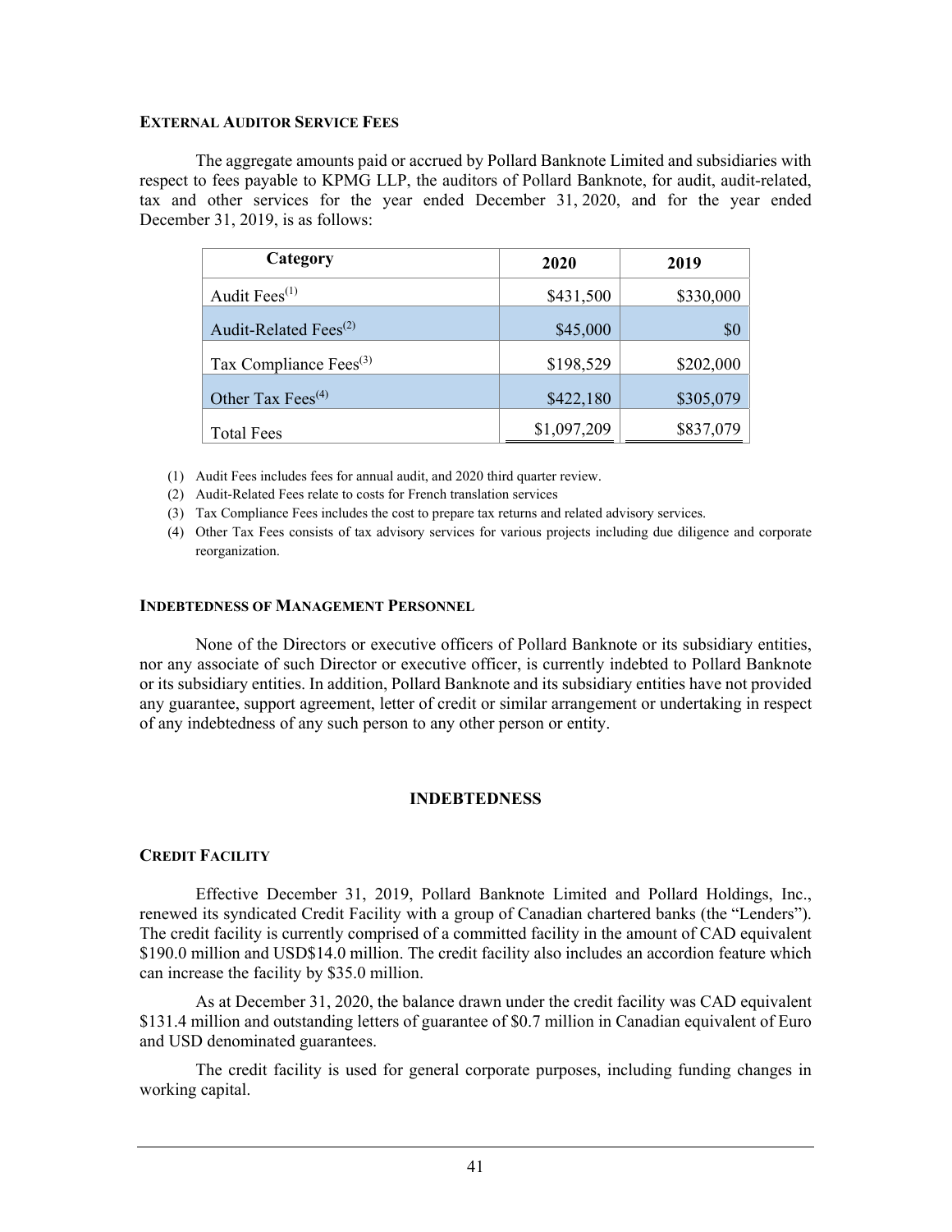### External Auditor Service Fees

The aggregate amounts paid or accrued by Pollard Banknote Limited and subsidiaries with respect to fees payable to KPMG LLP, the auditors of Pollard Banknote, for audit, audit-related, tax and other services for the year ended December 31, 2020, and for the year ended December 31, 2019, is as follows:

| Category | 2020 | 2019 |
|---|---|---|
| Audit Fees[(1)] | $431,500 | $330,000 |
| Audit-Related Fees[(2)] | $45,000 | $0 |
| Tax Compliance Fees[(3)] | $198,529 | $202,000 |
| Other Tax Fees[(4)] | $422,180 | $305,079 |
| Total Fees | $1,097,209 | $837,079 |

(1) Audit Fees includes fees for annual audit, and 2020 third quarter review.

(2) Audit-Related Fees relate to costs for French translation services

(3) Tax Compliance Fees includes the cost to prepare tax returns and related advisory services.

(4) Other Tax Fees consists of tax advisory services for various projects including due diligence and corporate reorganization.

### Indebtedness of Management Personnel

None of the Directors or executive officers of Pollard Banknote or its subsidiary entities, nor any associate of such Director or executive officer, is currently indebted to Pollard Banknote or its subsidiary entities. In addition, Pollard Banknote and its subsidiary entities have not provided any guarantee, support agreement, letter of credit or similar arrangement or undertaking in respect of any indebtedness of any such person to any other person or entity.

## INDEBTEDNESS

### Credit Facility

Effective December 31, 2019, Pollard Banknote Limited and Pollard Holdings, Inc., renewed its syndicated Credit Facility with a group of Canadian chartered banks (the "Lenders"). The credit facility is currently comprised of a committed facility in the amount of CAD equivalent $190.0 million and USD$14.0 million. The credit facility also includes an accordion feature which can increase the facility by $35.0 million.

As at December 31, 2020, the balance drawn under the credit facility was CAD equivalent $131.4 million and outstanding letters of guarantee of $0.7 million in Canadian equivalent of Euro and USD denominated guarantees.

The credit facility is used for general corporate purposes, including funding changes in working capital.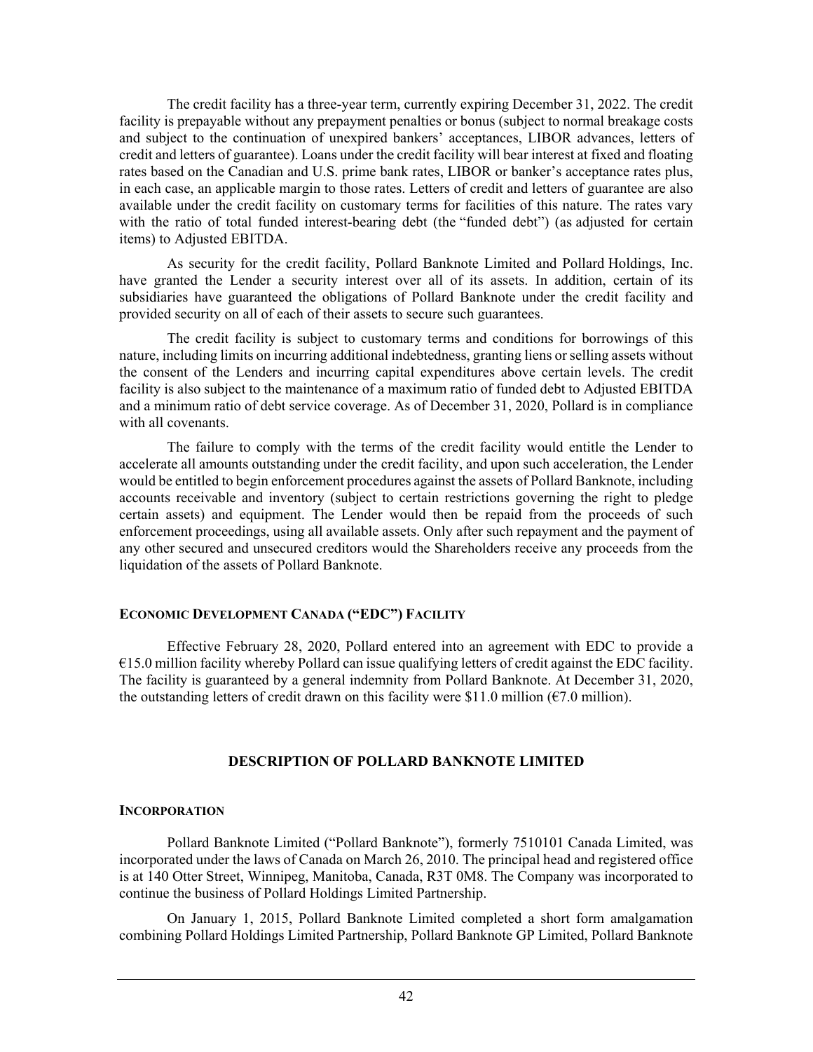The credit facility has a three-year term, currently expiring December 31, 2022. The credit facility is prepayable without any prepayment penalties or bonus (subject to normal breakage costs and subject to the continuation of unexpired bankers' acceptances, LIBOR advances, letters of credit and letters of guarantee). Loans under the credit facility will bear interest at fixed and floating rates based on the Canadian and U.S. prime bank rates, LIBOR or banker's acceptance rates plus, in each case, an applicable margin to those rates. Letters of credit and letters of guarantee are also available under the credit facility on customary terms for facilities of this nature. The rates vary with the ratio of total funded interest-bearing debt (the "funded debt") (as adjusted for certain items) to Adjusted EBITDA.

As security for the credit facility, Pollard Banknote Limited and Pollard Holdings, Inc. have granted the Lender a security interest over all of its assets. In addition, certain of its subsidiaries have guaranteed the obligations of Pollard Banknote under the credit facility and provided security on all of each of their assets to secure such guarantees.

The credit facility is subject to customary terms and conditions for borrowings of this nature, including limits on incurring additional indebtedness, granting liens or selling assets without the consent of the Lenders and incurring capital expenditures above certain levels. The credit facility is also subject to the maintenance of a maximum ratio of funded debt to Adjusted EBITDA and a minimum ratio of debt service coverage. As of December 31, 2020, Pollard is in compliance with all covenants.

The failure to comply with the terms of the credit facility would entitle the Lender to accelerate all amounts outstanding under the credit facility, and upon such acceleration, the Lender would be entitled to begin enforcement procedures against the assets of Pollard Banknote, including accounts receivable and inventory (subject to certain restrictions governing the right to pledge certain assets) and equipment. The Lender would then be repaid from the proceeds of such enforcement proceedings, using all available assets. Only after such repayment and the payment of any other secured and unsecured creditors would the Shareholders receive any proceeds from the liquidation of the assets of Pollard Banknote.

### ECONOMIC DEVELOPMENT CANADA ("EDC") FACILITY

Effective February 28, 2020, Pollard entered into an agreement with EDC to provide a €15.0 million facility whereby Pollard can issue qualifying letters of credit against the EDC facility. The facility is guaranteed by a general indemnity from Pollard Banknote. At December 31, 2020, the outstanding letters of credit drawn on this facility were $11.0 million (€7.0 million).

## DESCRIPTION OF POLLARD BANKNOTE LIMITED

### INCORPORATION

Pollard Banknote Limited ("Pollard Banknote"), formerly 7510101 Canada Limited, was incorporated under the laws of Canada on March 26, 2010. The principal head and registered office is at 140 Otter Street, Winnipeg, Manitoba, Canada, R3T 0M8. The Company was incorporated to continue the business of Pollard Holdings Limited Partnership.

On January 1, 2015, Pollard Banknote Limited completed a short form amalgamation combining Pollard Holdings Limited Partnership, Pollard Banknote GP Limited, Pollard Banknote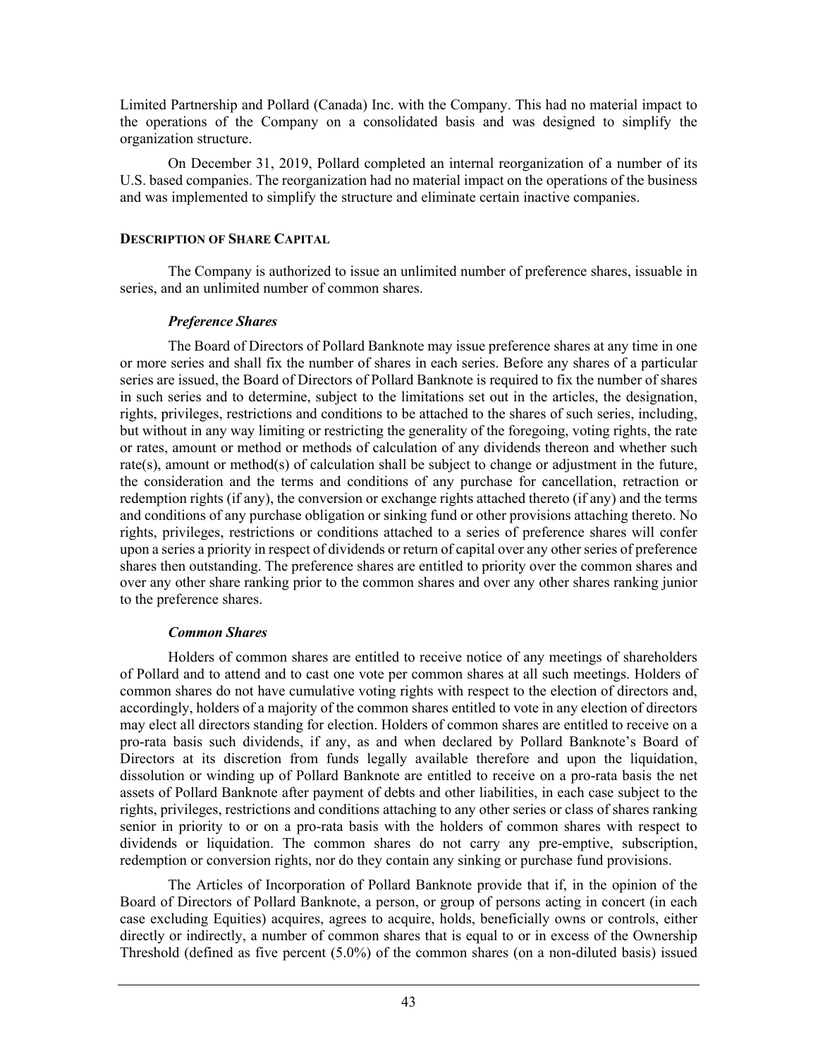Limited Partnership and Pollard (Canada) Inc. with the Company. This had no material impact to the operations of the Company on a consolidated basis and was designed to simplify the organization structure.

On December 31, 2019, Pollard completed an internal reorganization of a number of its U.S. based companies. The reorganization had no material impact on the operations of the business and was implemented to simplify the structure and eliminate certain inactive companies.

## DESCRIPTION OF SHARE CAPITAL

The Company is authorized to issue an unlimited number of preference shares, issuable in series, and an unlimited number of common shares.

### *Preference Shares*

The Board of Directors of Pollard Banknote may issue preference shares at any time in one or more series and shall fix the number of shares in each series. Before any shares of a particular series are issued, the Board of Directors of Pollard Banknote is required to fix the number of shares in such series and to determine, subject to the limitations set out in the articles, the designation, rights, privileges, restrictions and conditions to be attached to the shares of such series, including, but without in any way limiting or restricting the generality of the foregoing, voting rights, the rate or rates, amount or method or methods of calculation of any dividends thereon and whether such rate(s), amount or method(s) of calculation shall be subject to change or adjustment in the future, the consideration and the terms and conditions of any purchase for cancellation, retraction or redemption rights (if any), the conversion or exchange rights attached thereto (if any) and the terms and conditions of any purchase obligation or sinking fund or other provisions attaching thereto. No rights, privileges, restrictions or conditions attached to a series of preference shares will confer upon a series a priority in respect of dividends or return of capital over any other series of preference shares then outstanding. The preference shares are entitled to priority over the common shares and over any other share ranking prior to the common shares and over any other shares ranking junior to the preference shares.

### *Common Shares*

Holders of common shares are entitled to receive notice of any meetings of shareholders of Pollard and to attend and to cast one vote per common shares at all such meetings. Holders of common shares do not have cumulative voting rights with respect to the election of directors and, accordingly, holders of a majority of the common shares entitled to vote in any election of directors may elect all directors standing for election. Holders of common shares are entitled to receive on a pro-rata basis such dividends, if any, as and when declared by Pollard Banknote's Board of Directors at its discretion from funds legally available therefore and upon the liquidation, dissolution or winding up of Pollard Banknote are entitled to receive on a pro-rata basis the net assets of Pollard Banknote after payment of debts and other liabilities, in each case subject to the rights, privileges, restrictions and conditions attaching to any other series or class of shares ranking senior in priority to or on a pro-rata basis with the holders of common shares with respect to dividends or liquidation. The common shares do not carry any pre-emptive, subscription, redemption or conversion rights, nor do they contain any sinking or purchase fund provisions.

The Articles of Incorporation of Pollard Banknote provide that if, in the opinion of the Board of Directors of Pollard Banknote, a person, or group of persons acting in concert (in each case excluding Equities) acquires, agrees to acquire, holds, beneficially owns or controls, either directly or indirectly, a number of common shares that is equal to or in excess of the Ownership Threshold (defined as five percent (5.0%) of the common shares (on a non-diluted basis) issued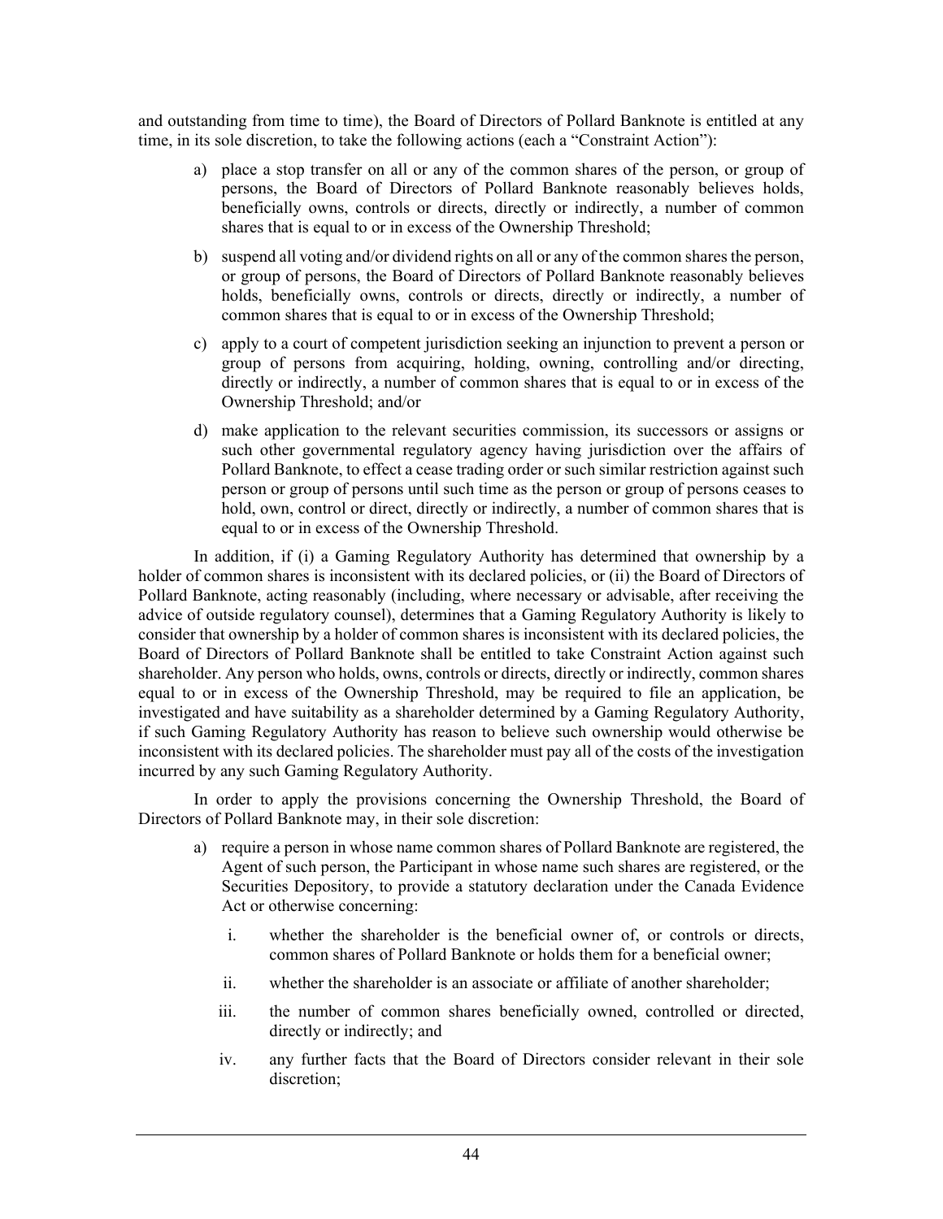and outstanding from time to time), the Board of Directors of Pollard Banknote is entitled at any time, in its sole discretion, to take the following actions (each a "Constraint Action"):

a) place a stop transfer on all or any of the common shares of the person, or group of persons, the Board of Directors of Pollard Banknote reasonably believes holds, beneficially owns, controls or directs, directly or indirectly, a number of common shares that is equal to or in excess of the Ownership Threshold;

b) suspend all voting and/or dividend rights on all or any of the common shares the person, or group of persons, the Board of Directors of Pollard Banknote reasonably believes holds, beneficially owns, controls or directs, directly or indirectly, a number of common shares that is equal to or in excess of the Ownership Threshold;

c) apply to a court of competent jurisdiction seeking an injunction to prevent a person or group of persons from acquiring, holding, owning, controlling and/or directing, directly or indirectly, a number of common shares that is equal to or in excess of the Ownership Threshold; and/or

d) make application to the relevant securities commission, its successors or assigns or such other governmental regulatory agency having jurisdiction over the affairs of Pollard Banknote, to effect a cease trading order or such similar restriction against such person or group of persons until such time as the person or group of persons ceases to hold, own, control or direct, directly or indirectly, a number of common shares that is equal to or in excess of the Ownership Threshold.

In addition, if (i) a Gaming Regulatory Authority has determined that ownership by a holder of common shares is inconsistent with its declared policies, or (ii) the Board of Directors of Pollard Banknote, acting reasonably (including, where necessary or advisable, after receiving the advice of outside regulatory counsel), determines that a Gaming Regulatory Authority is likely to consider that ownership by a holder of common shares is inconsistent with its declared policies, the Board of Directors of Pollard Banknote shall be entitled to take Constraint Action against such shareholder. Any person who holds, owns, controls or directs, directly or indirectly, common shares equal to or in excess of the Ownership Threshold, may be required to file an application, be investigated and have suitability as a shareholder determined by a Gaming Regulatory Authority, if such Gaming Regulatory Authority has reason to believe such ownership would otherwise be inconsistent with its declared policies. The shareholder must pay all of the costs of the investigation incurred by any such Gaming Regulatory Authority.

In order to apply the provisions concerning the Ownership Threshold, the Board of Directors of Pollard Banknote may, in their sole discretion:

a) require a person in whose name common shares of Pollard Banknote are registered, the Agent of such person, the Participant in whose name such shares are registered, or the Securities Depository, to provide a statutory declaration under the Canada Evidence Act or otherwise concerning:

   i. whether the shareholder is the beneficial owner of, or controls or directs, common shares of Pollard Banknote or holds them for a beneficial owner;

   ii. whether the shareholder is an associate or affiliate of another shareholder;

   iii. the number of common shares beneficially owned, controlled or directed, directly or indirectly; and

   iv. any further facts that the Board of Directors consider relevant in their sole discretion;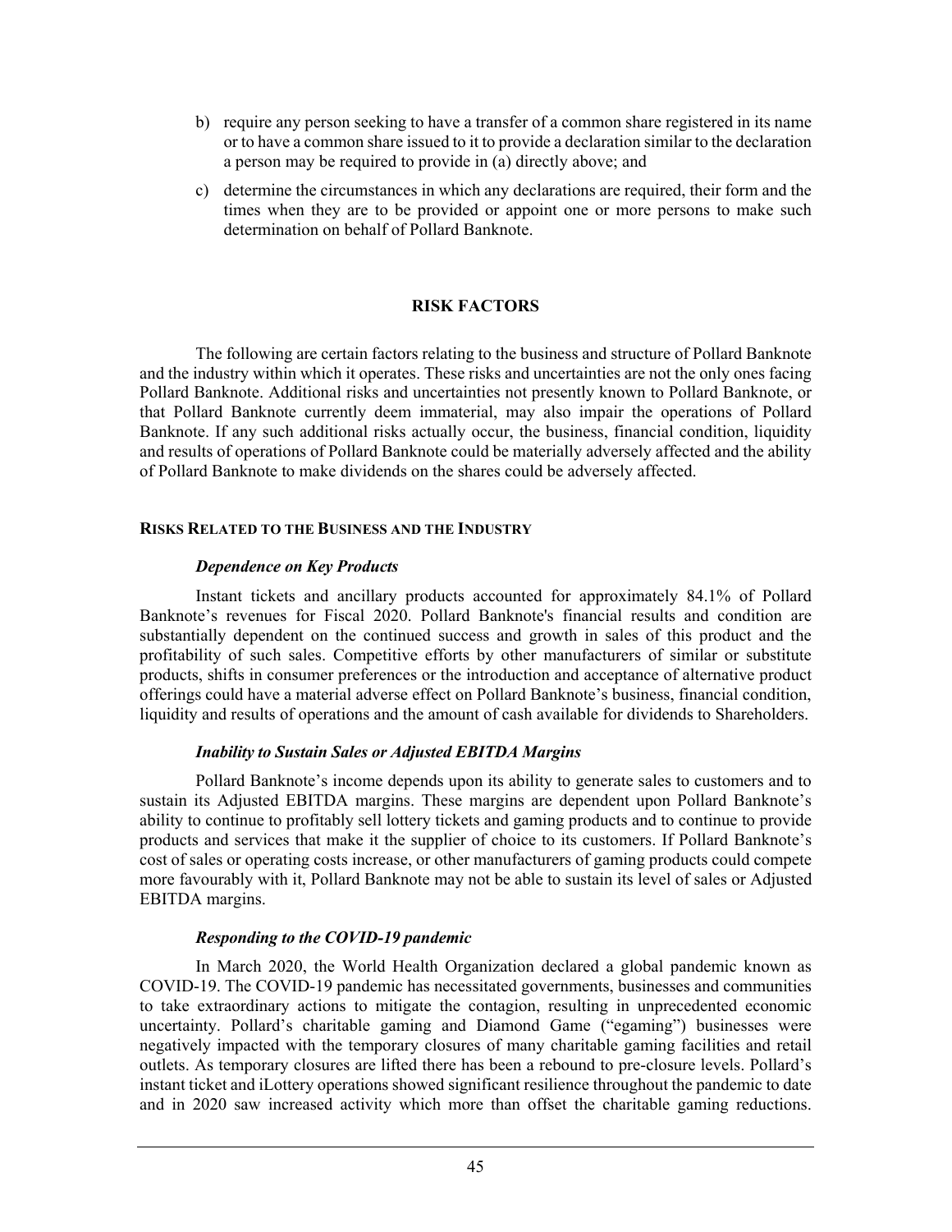b) require any person seeking to have a transfer of a common share registered in its name or to have a common share issued to it to provide a declaration similar to the declaration a person may be required to provide in (a) directly above; and

c) determine the circumstances in which any declarations are required, their form and the times when they are to be provided or appoint one or more persons to make such determination on behalf of Pollard Banknote.

## RISK FACTORS

The following are certain factors relating to the business and structure of Pollard Banknote and the industry within which it operates. These risks and uncertainties are not the only ones facing Pollard Banknote. Additional risks and uncertainties not presently known to Pollard Banknote, or that Pollard Banknote currently deem immaterial, may also impair the operations of Pollard Banknote. If any such additional risks actually occur, the business, financial condition, liquidity and results of operations of Pollard Banknote could be materially adversely affected and the ability of Pollard Banknote to make dividends on the shares could be adversely affected.

### RISKS RELATED TO THE BUSINESS AND THE INDUSTRY

***Dependence on Key Products***

Instant tickets and ancillary products accounted for approximately 84.1% of Pollard Banknote's revenues for Fiscal 2020. Pollard Banknote's financial results and condition are substantially dependent on the continued success and growth in sales of this product and the profitability of such sales. Competitive efforts by other manufacturers of similar or substitute products, shifts in consumer preferences or the introduction and acceptance of alternative product offerings could have a material adverse effect on Pollard Banknote's business, financial condition, liquidity and results of operations and the amount of cash available for dividends to Shareholders.

***Inability to Sustain Sales or Adjusted EBITDA Margins***

Pollard Banknote's income depends upon its ability to generate sales to customers and to sustain its Adjusted EBITDA margins. These margins are dependent upon Pollard Banknote's ability to continue to profitably sell lottery tickets and gaming products and to continue to provide products and services that make it the supplier of choice to its customers. If Pollard Banknote's cost of sales or operating costs increase, or other manufacturers of gaming products could compete more favourably with it, Pollard Banknote may not be able to sustain its level of sales or Adjusted EBITDA margins.

***Responding to the COVID-19 pandemic***

In March 2020, the World Health Organization declared a global pandemic known as COVID-19. The COVID-19 pandemic has necessitated governments, businesses and communities to take extraordinary actions to mitigate the contagion, resulting in unprecedented economic uncertainty. Pollard's charitable gaming and Diamond Game ("egaming") businesses were negatively impacted with the temporary closures of many charitable gaming facilities and retail outlets. As temporary closures are lifted there has been a rebound to pre-closure levels. Pollard's instant ticket and iLottery operations showed significant resilience throughout the pandemic to date and in 2020 saw increased activity which more than offset the charitable gaming reductions.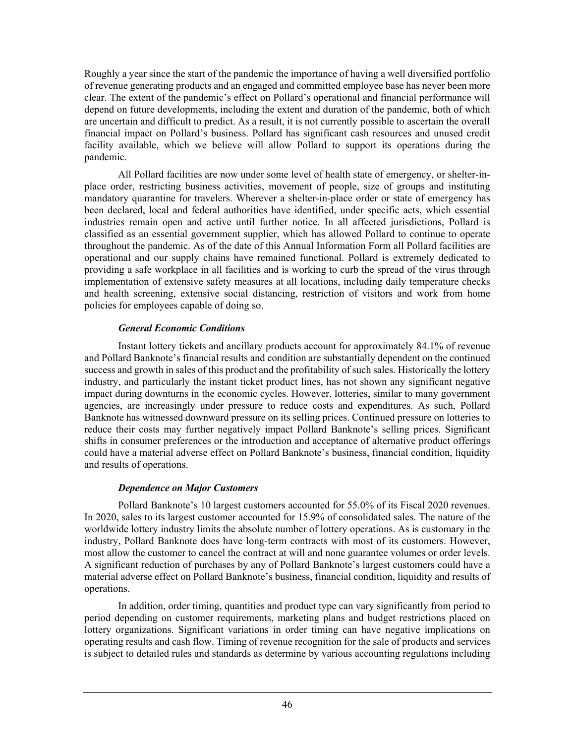Roughly a year since the start of the pandemic the importance of having a well diversified portfolio of revenue generating products and an engaged and committed employee base has never been more clear. The extent of the pandemic's effect on Pollard's operational and financial performance will depend on future developments, including the extent and duration of the pandemic, both of which are uncertain and difficult to predict. As a result, it is not currently possible to ascertain the overall financial impact on Pollard's business. Pollard has significant cash resources and unused credit facility available, which we believe will allow Pollard to support its operations during the pandemic.

All Pollard facilities are now under some level of health state of emergency, or shelter-in-place order, restricting business activities, movement of people, size of groups and instituting mandatory quarantine for travelers. Wherever a shelter-in-place order or state of emergency has been declared, local and federal authorities have identified, under specific acts, which essential industries remain open and active until further notice. In all affected jurisdictions, Pollard is classified as an essential government supplier, which has allowed Pollard to continue to operate throughout the pandemic. As of the date of this Annual Information Form all Pollard facilities are operational and our supply chains have remained functional. Pollard is extremely dedicated to providing a safe workplace in all facilities and is working to curb the spread of the virus through implementation of extensive safety measures at all locations, including daily temperature checks and health screening, extensive social distancing, restriction of visitors and work from home policies for employees capable of doing so.

***General Economic Conditions***

Instant lottery tickets and ancillary products account for approximately 84.1% of revenue and Pollard Banknote's financial results and condition are substantially dependent on the continued success and growth in sales of this product and the profitability of such sales. Historically the lottery industry, and particularly the instant ticket product lines, has not shown any significant negative impact during downturns in the economic cycles. However, lotteries, similar to many government agencies, are increasingly under pressure to reduce costs and expenditures. As such, Pollard Banknote has witnessed downward pressure on its selling prices. Continued pressure on lotteries to reduce their costs may further negatively impact Pollard Banknote's selling prices. Significant shifts in consumer preferences or the introduction and acceptance of alternative product offerings could have a material adverse effect on Pollard Banknote's business, financial condition, liquidity and results of operations.

***Dependence on Major Customers***

Pollard Banknote's 10 largest customers accounted for 55.0% of its Fiscal 2020 revenues. In 2020, sales to its largest customer accounted for 15.9% of consolidated sales. The nature of the worldwide lottery industry limits the absolute number of lottery operations. As is customary in the industry, Pollard Banknote does have long-term contracts with most of its customers. However, most allow the customer to cancel the contract at will and none guarantee volumes or order levels. A significant reduction of purchases by any of Pollard Banknote's largest customers could have a material adverse effect on Pollard Banknote's business, financial condition, liquidity and results of operations.

In addition, order timing, quantities and product type can vary significantly from period to period depending on customer requirements, marketing plans and budget restrictions placed on lottery organizations. Significant variations in order timing can have negative implications on operating results and cash flow. Timing of revenue recognition for the sale of products and services is subject to detailed rules and standards as determine by various accounting regulations including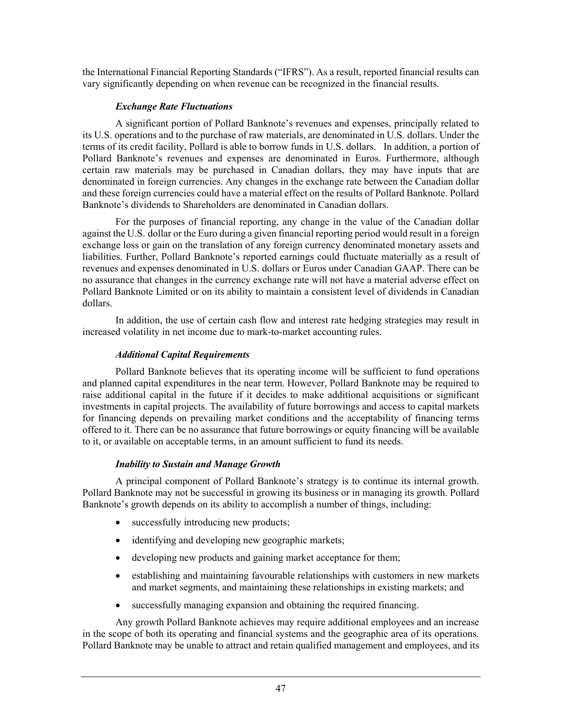the International Financial Reporting Standards ("IFRS"). As a result, reported financial results can vary significantly depending on when revenue can be recognized in the financial results.

### *Exchange Rate Fluctuations*

A significant portion of Pollard Banknote's revenues and expenses, principally related to its U.S. operations and to the purchase of raw materials, are denominated in U.S. dollars. Under the terms of its credit facility, Pollard is able to borrow funds in U.S. dollars. In addition, a portion of Pollard Banknote's revenues and expenses are denominated in Euros. Furthermore, although certain raw materials may be purchased in Canadian dollars, they may have inputs that are denominated in foreign currencies. Any changes in the exchange rate between the Canadian dollar and these foreign currencies could have a material effect on the results of Pollard Banknote. Pollard Banknote's dividends to Shareholders are denominated in Canadian dollars.

For the purposes of financial reporting, any change in the value of the Canadian dollar against the U.S. dollar or the Euro during a given financial reporting period would result in a foreign exchange loss or gain on the translation of any foreign currency denominated monetary assets and liabilities. Further, Pollard Banknote's reported earnings could fluctuate materially as a result of revenues and expenses denominated in U.S. dollars or Euros under Canadian GAAP. There can be no assurance that changes in the currency exchange rate will not have a material adverse effect on Pollard Banknote Limited or on its ability to maintain a consistent level of dividends in Canadian dollars.

In addition, the use of certain cash flow and interest rate hedging strategies may result in increased volatility in net income due to mark-to-market accounting rules.

### *Additional Capital Requirements*

Pollard Banknote believes that its operating income will be sufficient to fund operations and planned capital expenditures in the near term. However, Pollard Banknote may be required to raise additional capital in the future if it decides to make additional acquisitions or significant investments in capital projects. The availability of future borrowings and access to capital markets for financing depends on prevailing market conditions and the acceptability of financing terms offered to it. There can be no assurance that future borrowings or equity financing will be available to it, or available on acceptable terms, in an amount sufficient to fund its needs.

### *Inability to Sustain and Manage Growth*

A principal component of Pollard Banknote's strategy is to continue its internal growth. Pollard Banknote may not be successful in growing its business or in managing its growth. Pollard Banknote's growth depends on its ability to accomplish a number of things, including:

- successfully introducing new products;
- identifying and developing new geographic markets;
- developing new products and gaining market acceptance for them;
- establishing and maintaining favourable relationships with customers in new markets and market segments, and maintaining these relationships in existing markets; and
- successfully managing expansion and obtaining the required financing.

Any growth Pollard Banknote achieves may require additional employees and an increase in the scope of both its operating and financial systems and the geographic area of its operations. Pollard Banknote may be unable to attract and retain qualified management and employees, and its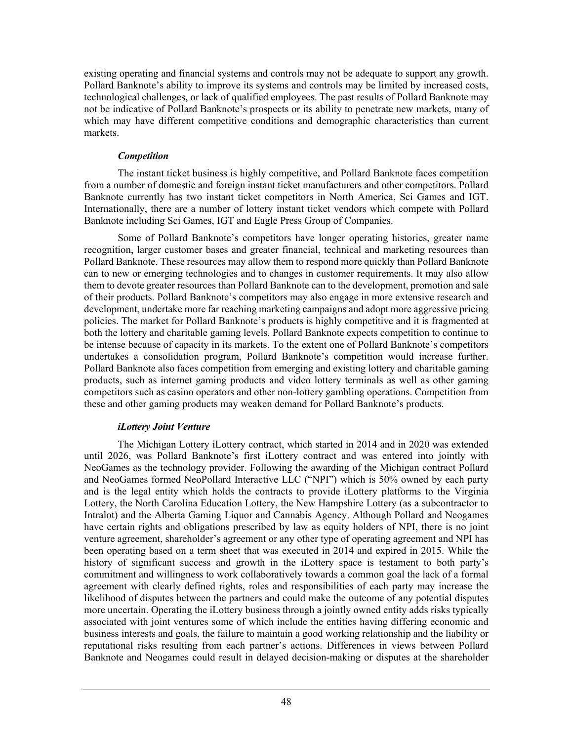existing operating and financial systems and controls may not be adequate to support any growth. Pollard Banknote's ability to improve its systems and controls may be limited by increased costs, technological challenges, or lack of qualified employees. The past results of Pollard Banknote may not be indicative of Pollard Banknote's prospects or its ability to penetrate new markets, many of which may have different competitive conditions and demographic characteristics than current markets.

### *Competition*

The instant ticket business is highly competitive, and Pollard Banknote faces competition from a number of domestic and foreign instant ticket manufacturers and other competitors. Pollard Banknote currently has two instant ticket competitors in North America, Sci Games and IGT. Internationally, there are a number of lottery instant ticket vendors which compete with Pollard Banknote including Sci Games, IGT and Eagle Press Group of Companies.

Some of Pollard Banknote's competitors have longer operating histories, greater name recognition, larger customer bases and greater financial, technical and marketing resources than Pollard Banknote. These resources may allow them to respond more quickly than Pollard Banknote can to new or emerging technologies and to changes in customer requirements. It may also allow them to devote greater resources than Pollard Banknote can to the development, promotion and sale of their products. Pollard Banknote's competitors may also engage in more extensive research and development, undertake more far reaching marketing campaigns and adopt more aggressive pricing policies. The market for Pollard Banknote's products is highly competitive and it is fragmented at both the lottery and charitable gaming levels. Pollard Banknote expects competition to continue to be intense because of capacity in its markets. To the extent one of Pollard Banknote's competitors undertakes a consolidation program, Pollard Banknote's competition would increase further. Pollard Banknote also faces competition from emerging and existing lottery and charitable gaming products, such as internet gaming products and video lottery terminals as well as other gaming competitors such as casino operators and other non-lottery gambling operations. Competition from these and other gaming products may weaken demand for Pollard Banknote's products.

### *iLottery Joint Venture*

The Michigan Lottery iLottery contract, which started in 2014 and in 2020 was extended until 2026, was Pollard Banknote's first iLottery contract and was entered into jointly with NeoGames as the technology provider. Following the awarding of the Michigan contract Pollard and NeoGames formed NeoPollard Interactive LLC ("NPI") which is 50% owned by each party and is the legal entity which holds the contracts to provide iLottery platforms to the Virginia Lottery, the North Carolina Education Lottery, the New Hampshire Lottery (as a subcontractor to Intralot) and the Alberta Gaming Liquor and Cannabis Agency. Although Pollard and Neogames have certain rights and obligations prescribed by law as equity holders of NPI, there is no joint venture agreement, shareholder's agreement or any other type of operating agreement and NPI has been operating based on a term sheet that was executed in 2014 and expired in 2015. While the history of significant success and growth in the iLottery space is testament to both party's commitment and willingness to work collaboratively towards a common goal the lack of a formal agreement with clearly defined rights, roles and responsibilities of each party may increase the likelihood of disputes between the partners and could make the outcome of any potential disputes more uncertain. Operating the iLottery business through a jointly owned entity adds risks typically associated with joint ventures some of which include the entities having differing economic and business interests and goals, the failure to maintain a good working relationship and the liability or reputational risks resulting from each partner's actions. Differences in views between Pollard Banknote and Neogames could result in delayed decision-making or disputes at the shareholder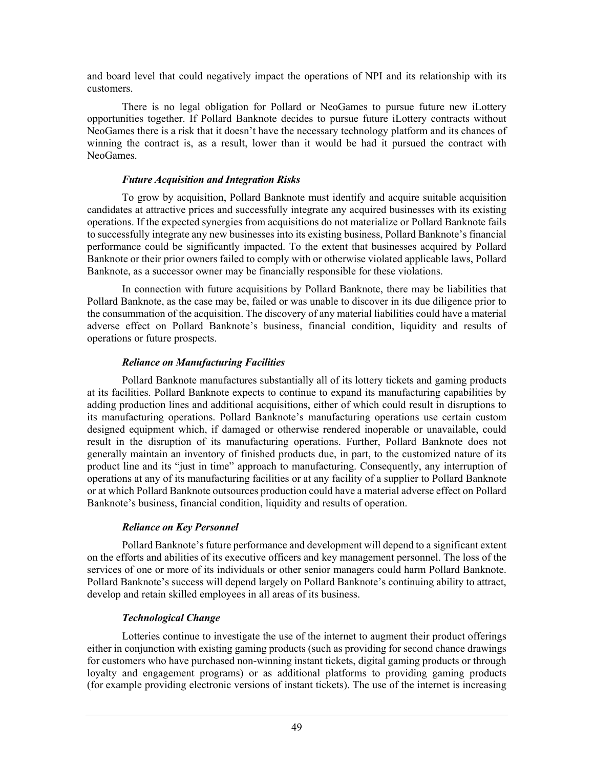and board level that could negatively impact the operations of NPI and its relationship with its customers.

There is no legal obligation for Pollard or NeoGames to pursue future new iLottery opportunities together. If Pollard Banknote decides to pursue future iLottery contracts without NeoGames there is a risk that it doesn't have the necessary technology platform and its chances of winning the contract is, as a result, lower than it would be had it pursued the contract with NeoGames.

***Future Acquisition and Integration Risks***

To grow by acquisition, Pollard Banknote must identify and acquire suitable acquisition candidates at attractive prices and successfully integrate any acquired businesses with its existing operations. If the expected synergies from acquisitions do not materialize or Pollard Banknote fails to successfully integrate any new businesses into its existing business, Pollard Banknote's financial performance could be significantly impacted. To the extent that businesses acquired by Pollard Banknote or their prior owners failed to comply with or otherwise violated applicable laws, Pollard Banknote, as a successor owner may be financially responsible for these violations.

In connection with future acquisitions by Pollard Banknote, there may be liabilities that Pollard Banknote, as the case may be, failed or was unable to discover in its due diligence prior to the consummation of the acquisition. The discovery of any material liabilities could have a material adverse effect on Pollard Banknote's business, financial condition, liquidity and results of operations or future prospects.

***Reliance on Manufacturing Facilities***

Pollard Banknote manufactures substantially all of its lottery tickets and gaming products at its facilities. Pollard Banknote expects to continue to expand its manufacturing capabilities by adding production lines and additional acquisitions, either of which could result in disruptions to its manufacturing operations. Pollard Banknote's manufacturing operations use certain custom designed equipment which, if damaged or otherwise rendered inoperable or unavailable, could result in the disruption of its manufacturing operations. Further, Pollard Banknote does not generally maintain an inventory of finished products due, in part, to the customized nature of its product line and its "just in time" approach to manufacturing. Consequently, any interruption of operations at any of its manufacturing facilities or at any facility of a supplier to Pollard Banknote or at which Pollard Banknote outsources production could have a material adverse effect on Pollard Banknote's business, financial condition, liquidity and results of operation.

***Reliance on Key Personnel***

Pollard Banknote's future performance and development will depend to a significant extent on the efforts and abilities of its executive officers and key management personnel. The loss of the services of one or more of its individuals or other senior managers could harm Pollard Banknote. Pollard Banknote's success will depend largely on Pollard Banknote's continuing ability to attract, develop and retain skilled employees in all areas of its business.

***Technological Change***

Lotteries continue to investigate the use of the internet to augment their product offerings either in conjunction with existing gaming products (such as providing for second chance drawings for customers who have purchased non-winning instant tickets, digital gaming products or through loyalty and engagement programs) or as additional platforms to providing gaming products (for example providing electronic versions of instant tickets). The use of the internet is increasing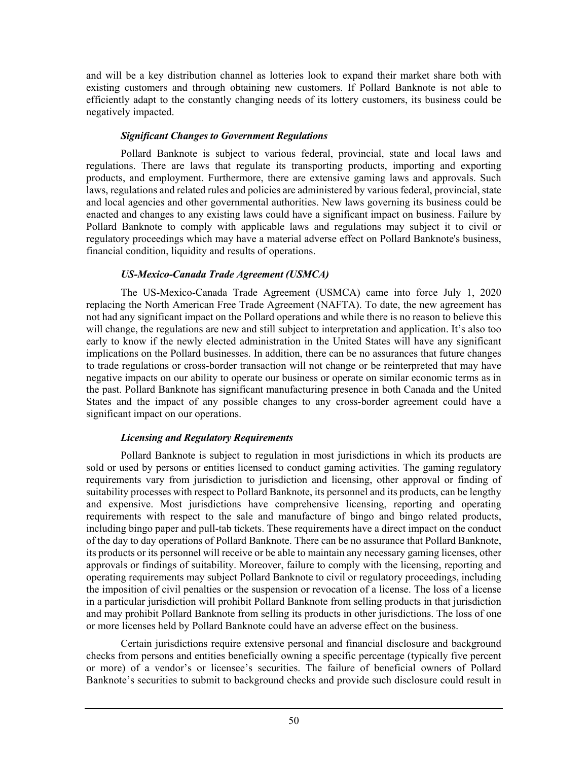and will be a key distribution channel as lotteries look to expand their market share both with existing customers and through obtaining new customers. If Pollard Banknote is not able to efficiently adapt to the constantly changing needs of its lottery customers, its business could be negatively impacted.

***Significant Changes to Government Regulations***

Pollard Banknote is subject to various federal, provincial, state and local laws and regulations. There are laws that regulate its transporting products, importing and exporting products, and employment. Furthermore, there are extensive gaming laws and approvals. Such laws, regulations and related rules and policies are administered by various federal, provincial, state and local agencies and other governmental authorities. New laws governing its business could be enacted and changes to any existing laws could have a significant impact on business. Failure by Pollard Banknote to comply with applicable laws and regulations may subject it to civil or regulatory proceedings which may have a material adverse effect on Pollard Banknote's business, financial condition, liquidity and results of operations.

***US-Mexico-Canada Trade Agreement (USMCA)***

The US-Mexico-Canada Trade Agreement (USMCA) came into force July 1, 2020 replacing the North American Free Trade Agreement (NAFTA). To date, the new agreement has not had any significant impact on the Pollard operations and while there is no reason to believe this will change, the regulations are new and still subject to interpretation and application. It's also too early to know if the newly elected administration in the United States will have any significant implications on the Pollard businesses. In addition, there can be no assurances that future changes to trade regulations or cross-border transaction will not change or be reinterpreted that may have negative impacts on our ability to operate our business or operate on similar economic terms as in the past. Pollard Banknote has significant manufacturing presence in both Canada and the United States and the impact of any possible changes to any cross-border agreement could have a significant impact on our operations.

***Licensing and Regulatory Requirements***

Pollard Banknote is subject to regulation in most jurisdictions in which its products are sold or used by persons or entities licensed to conduct gaming activities. The gaming regulatory requirements vary from jurisdiction to jurisdiction and licensing, other approval or finding of suitability processes with respect to Pollard Banknote, its personnel and its products, can be lengthy and expensive. Most jurisdictions have comprehensive licensing, reporting and operating requirements with respect to the sale and manufacture of bingo and bingo related products, including bingo paper and pull-tab tickets. These requirements have a direct impact on the conduct of the day to day operations of Pollard Banknote. There can be no assurance that Pollard Banknote, its products or its personnel will receive or be able to maintain any necessary gaming licenses, other approvals or findings of suitability. Moreover, failure to comply with the licensing, reporting and operating requirements may subject Pollard Banknote to civil or regulatory proceedings, including the imposition of civil penalties or the suspension or revocation of a license. The loss of a license in a particular jurisdiction will prohibit Pollard Banknote from selling products in that jurisdiction and may prohibit Pollard Banknote from selling its products in other jurisdictions. The loss of one or more licenses held by Pollard Banknote could have an adverse effect on the business.

Certain jurisdictions require extensive personal and financial disclosure and background checks from persons and entities beneficially owning a specific percentage (typically five percent or more) of a vendor's or licensee's securities. The failure of beneficial owners of Pollard Banknote's securities to submit to background checks and provide such disclosure could result in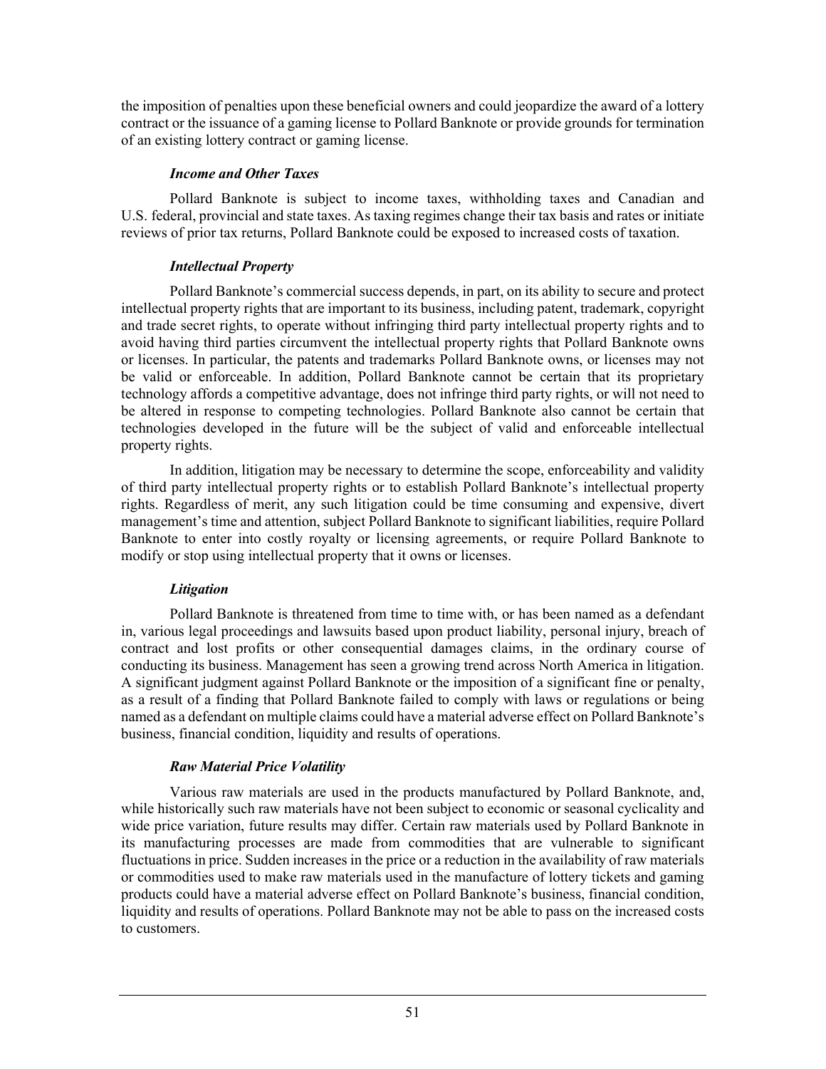the imposition of penalties upon these beneficial owners and could jeopardize the award of a lottery contract or the issuance of a gaming license to Pollard Banknote or provide grounds for termination of an existing lottery contract or gaming license.

***Income and Other Taxes***

Pollard Banknote is subject to income taxes, withholding taxes and Canadian and U.S. federal, provincial and state taxes. As taxing regimes change their tax basis and rates or initiate reviews of prior tax returns, Pollard Banknote could be exposed to increased costs of taxation.

***Intellectual Property***

Pollard Banknote's commercial success depends, in part, on its ability to secure and protect intellectual property rights that are important to its business, including patent, trademark, copyright and trade secret rights, to operate without infringing third party intellectual property rights and to avoid having third parties circumvent the intellectual property rights that Pollard Banknote owns or licenses. In particular, the patents and trademarks Pollard Banknote owns, or licenses may not be valid or enforceable. In addition, Pollard Banknote cannot be certain that its proprietary technology affords a competitive advantage, does not infringe third party rights, or will not need to be altered in response to competing technologies. Pollard Banknote also cannot be certain that technologies developed in the future will be the subject of valid and enforceable intellectual property rights.

In addition, litigation may be necessary to determine the scope, enforceability and validity of third party intellectual property rights or to establish Pollard Banknote's intellectual property rights. Regardless of merit, any such litigation could be time consuming and expensive, divert management's time and attention, subject Pollard Banknote to significant liabilities, require Pollard Banknote to enter into costly royalty or licensing agreements, or require Pollard Banknote to modify or stop using intellectual property that it owns or licenses.

***Litigation***

Pollard Banknote is threatened from time to time with, or has been named as a defendant in, various legal proceedings and lawsuits based upon product liability, personal injury, breach of contract and lost profits or other consequential damages claims, in the ordinary course of conducting its business. Management has seen a growing trend across North America in litigation. A significant judgment against Pollard Banknote or the imposition of a significant fine or penalty, as a result of a finding that Pollard Banknote failed to comply with laws or regulations or being named as a defendant on multiple claims could have a material adverse effect on Pollard Banknote's business, financial condition, liquidity and results of operations.

***Raw Material Price Volatility***

Various raw materials are used in the products manufactured by Pollard Banknote, and, while historically such raw materials have not been subject to economic or seasonal cyclicality and wide price variation, future results may differ. Certain raw materials used by Pollard Banknote in its manufacturing processes are made from commodities that are vulnerable to significant fluctuations in price. Sudden increases in the price or a reduction in the availability of raw materials or commodities used to make raw materials used in the manufacture of lottery tickets and gaming products could have a material adverse effect on Pollard Banknote's business, financial condition, liquidity and results of operations. Pollard Banknote may not be able to pass on the increased costs to customers.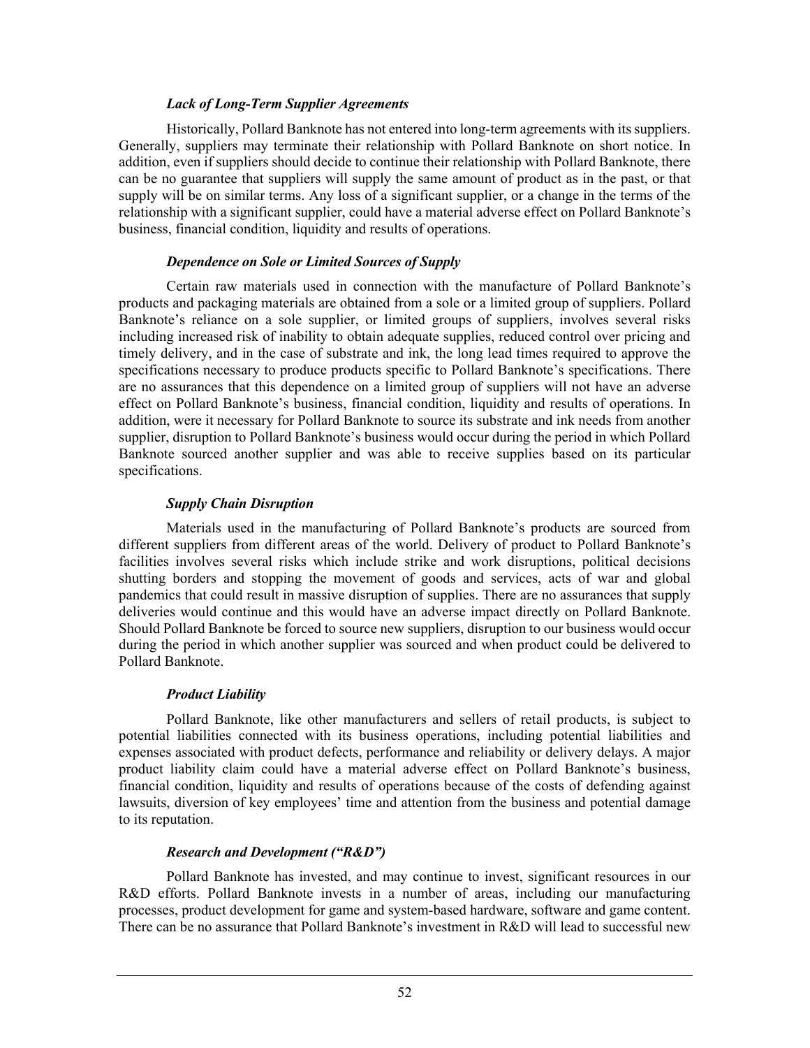### *Lack of Long-Term Supplier Agreements*

Historically, Pollard Banknote has not entered into long-term agreements with its suppliers. Generally, suppliers may terminate their relationship with Pollard Banknote on short notice. In addition, even if suppliers should decide to continue their relationship with Pollard Banknote, there can be no guarantee that suppliers will supply the same amount of product as in the past, or that supply will be on similar terms. Any loss of a significant supplier, or a change in the terms of the relationship with a significant supplier, could have a material adverse effect on Pollard Banknote's business, financial condition, liquidity and results of operations.

### *Dependence on Sole or Limited Sources of Supply*

Certain raw materials used in connection with the manufacture of Pollard Banknote's products and packaging materials are obtained from a sole or a limited group of suppliers. Pollard Banknote's reliance on a sole supplier, or limited groups of suppliers, involves several risks including increased risk of inability to obtain adequate supplies, reduced control over pricing and timely delivery, and in the case of substrate and ink, the long lead times required to approve the specifications necessary to produce products specific to Pollard Banknote's specifications. There are no assurances that this dependence on a limited group of suppliers will not have an adverse effect on Pollard Banknote's business, financial condition, liquidity and results of operations. In addition, were it necessary for Pollard Banknote to source its substrate and ink needs from another supplier, disruption to Pollard Banknote's business would occur during the period in which Pollard Banknote sourced another supplier and was able to receive supplies based on its particular specifications.

### *Supply Chain Disruption*

Materials used in the manufacturing of Pollard Banknote's products are sourced from different suppliers from different areas of the world. Delivery of product to Pollard Banknote's facilities involves several risks which include strike and work disruptions, political decisions shutting borders and stopping the movement of goods and services, acts of war and global pandemics that could result in massive disruption of supplies. There are no assurances that supply deliveries would continue and this would have an adverse impact directly on Pollard Banknote. Should Pollard Banknote be forced to source new suppliers, disruption to our business would occur during the period in which another supplier was sourced and when product could be delivered to Pollard Banknote.

### *Product Liability*

Pollard Banknote, like other manufacturers and sellers of retail products, is subject to potential liabilities connected with its business operations, including potential liabilities and expenses associated with product defects, performance and reliability or delivery delays. A major product liability claim could have a material adverse effect on Pollard Banknote's business, financial condition, liquidity and results of operations because of the costs of defending against lawsuits, diversion of key employees' time and attention from the business and potential damage to its reputation.

### *Research and Development ("R&D")*

Pollard Banknote has invested, and may continue to invest, significant resources in our R&D efforts. Pollard Banknote invests in a number of areas, including our manufacturing processes, product development for game and system-based hardware, software and game content. There can be no assurance that Pollard Banknote's investment in R&D will lead to successful new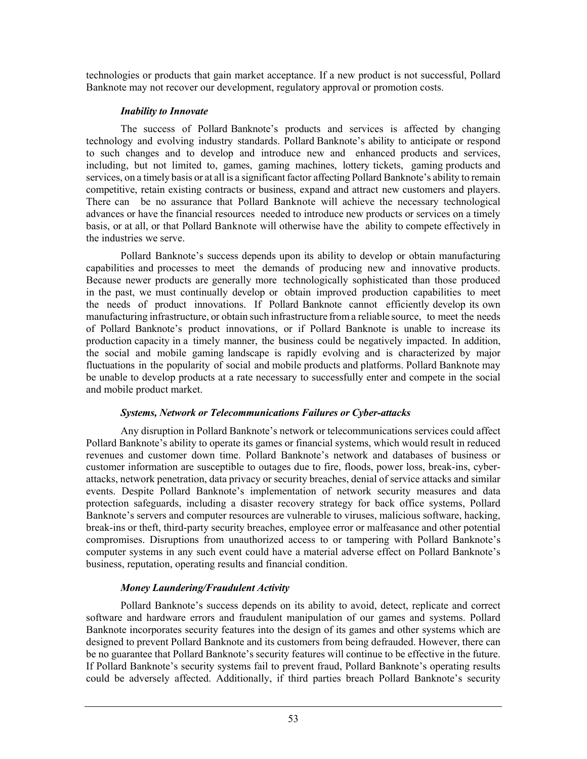technologies or products that gain market acceptance. If a new product is not successful, Pollard Banknote may not recover our development, regulatory approval or promotion costs.

#### *Inability to Innovate*

The success of Pollard Banknote's products and services is affected by changing technology and evolving industry standards. Pollard Banknote's ability to anticipate or respond to such changes and to develop and introduce new and enhanced products and services, including, but not limited to, games, gaming machines, lottery tickets, gaming products and services, on a timely basis or at all is a significant factor affecting Pollard Banknote's ability to remain competitive, retain existing contracts or business, expand and attract new customers and players. There can be no assurance that Pollard Banknote will achieve the necessary technological advances or have the financial resources needed to introduce new products or services on a timely basis, or at all, or that Pollard Banknote will otherwise have the ability to compete effectively in the industries we serve.

Pollard Banknote's success depends upon its ability to develop or obtain manufacturing capabilities and processes to meet the demands of producing new and innovative products. Because newer products are generally more technologically sophisticated than those produced in the past, we must continually develop or obtain improved production capabilities to meet the needs of product innovations. If Pollard Banknote cannot efficiently develop its own manufacturing infrastructure, or obtain such infrastructure from a reliable source, to meet the needs of Pollard Banknote's product innovations, or if Pollard Banknote is unable to increase its production capacity in a timely manner, the business could be negatively impacted. In addition, the social and mobile gaming landscape is rapidly evolving and is characterized by major fluctuations in the popularity of social and mobile products and platforms. Pollard Banknote may be unable to develop products at a rate necessary to successfully enter and compete in the social and mobile product market.

#### *Systems, Network or Telecommunications Failures or Cyber-attacks*

Any disruption in Pollard Banknote's network or telecommunications services could affect Pollard Banknote's ability to operate its games or financial systems, which would result in reduced revenues and customer down time. Pollard Banknote's network and databases of business or customer information are susceptible to outages due to fire, floods, power loss, break-ins, cyber-attacks, network penetration, data privacy or security breaches, denial of service attacks and similar events. Despite Pollard Banknote's implementation of network security measures and data protection safeguards, including a disaster recovery strategy for back office systems, Pollard Banknote's servers and computer resources are vulnerable to viruses, malicious software, hacking, break-ins or theft, third-party security breaches, employee error or malfeasance and other potential compromises. Disruptions from unauthorized access to or tampering with Pollard Banknote's computer systems in any such event could have a material adverse effect on Pollard Banknote's business, reputation, operating results and financial condition.

#### *Money Laundering/Fraudulent Activity*

Pollard Banknote's success depends on its ability to avoid, detect, replicate and correct software and hardware errors and fraudulent manipulation of our games and systems. Pollard Banknote incorporates security features into the design of its games and other systems which are designed to prevent Pollard Banknote and its customers from being defrauded. However, there can be no guarantee that Pollard Banknote's security features will continue to be effective in the future. If Pollard Banknote's security systems fail to prevent fraud, Pollard Banknote's operating results could be adversely affected. Additionally, if third parties breach Pollard Banknote's security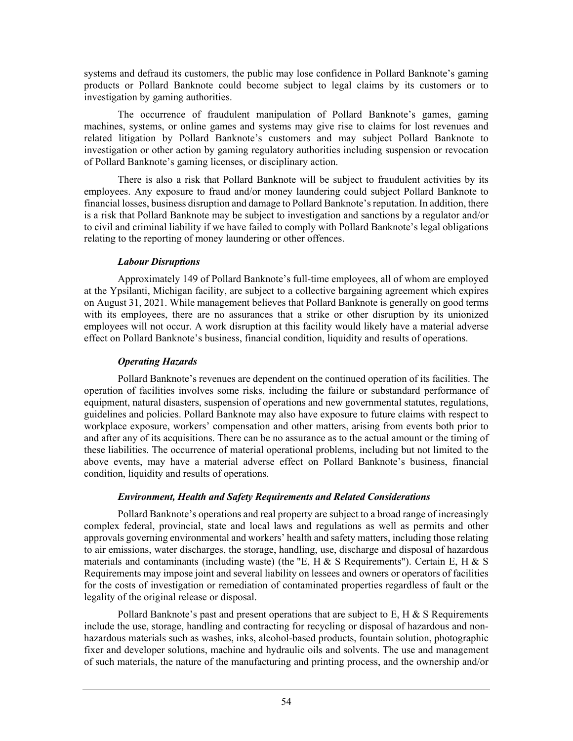systems and defraud its customers, the public may lose confidence in Pollard Banknote's gaming products or Pollard Banknote could become subject to legal claims by its customers or to investigation by gaming authorities.

The occurrence of fraudulent manipulation of Pollard Banknote's games, gaming machines, systems, or online games and systems may give rise to claims for lost revenues and related litigation by Pollard Banknote's customers and may subject Pollard Banknote to investigation or other action by gaming regulatory authorities including suspension or revocation of Pollard Banknote's gaming licenses, or disciplinary action.

There is also a risk that Pollard Banknote will be subject to fraudulent activities by its employees. Any exposure to fraud and/or money laundering could subject Pollard Banknote to financial losses, business disruption and damage to Pollard Banknote's reputation. In addition, there is a risk that Pollard Banknote may be subject to investigation and sanctions by a regulator and/or to civil and criminal liability if we have failed to comply with Pollard Banknote's legal obligations relating to the reporting of money laundering or other offences.

***Labour Disruptions***

Approximately 149 of Pollard Banknote's full-time employees, all of whom are employed at the Ypsilanti, Michigan facility, are subject to a collective bargaining agreement which expires on August 31, 2021. While management believes that Pollard Banknote is generally on good terms with its employees, there are no assurances that a strike or other disruption by its unionized employees will not occur. A work disruption at this facility would likely have a material adverse effect on Pollard Banknote's business, financial condition, liquidity and results of operations.

***Operating Hazards***

Pollard Banknote's revenues are dependent on the continued operation of its facilities. The operation of facilities involves some risks, including the failure or substandard performance of equipment, natural disasters, suspension of operations and new governmental statutes, regulations, guidelines and policies. Pollard Banknote may also have exposure to future claims with respect to workplace exposure, workers' compensation and other matters, arising from events both prior to and after any of its acquisitions. There can be no assurance as to the actual amount or the timing of these liabilities. The occurrence of material operational problems, including but not limited to the above events, may have a material adverse effect on Pollard Banknote's business, financial condition, liquidity and results of operations.

***Environment, Health and Safety Requirements and Related Considerations***

Pollard Banknote's operations and real property are subject to a broad range of increasingly complex federal, provincial, state and local laws and regulations as well as permits and other approvals governing environmental and workers' health and safety matters, including those relating to air emissions, water discharges, the storage, handling, use, discharge and disposal of hazardous materials and contaminants (including waste) (the "E, H & S Requirements"). Certain E, H & S Requirements may impose joint and several liability on lessees and owners or operators of facilities for the costs of investigation or remediation of contaminated properties regardless of fault or the legality of the original release or disposal.

Pollard Banknote's past and present operations that are subject to E, H & S Requirements include the use, storage, handling and contracting for recycling or disposal of hazardous and non-hazardous materials such as washes, inks, alcohol-based products, fountain solution, photographic fixer and developer solutions, machine and hydraulic oils and solvents. The use and management of such materials, the nature of the manufacturing and printing process, and the ownership and/or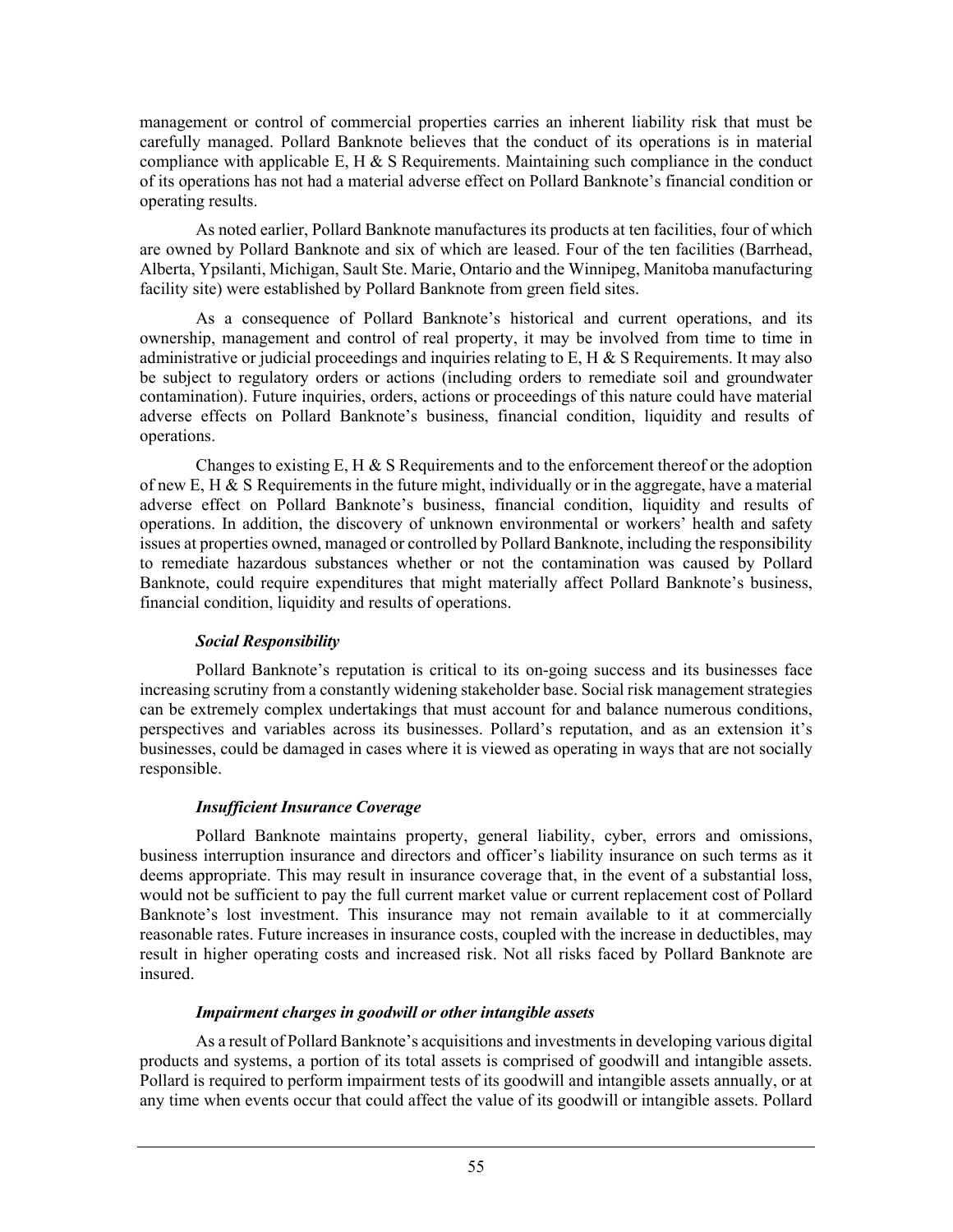management or control of commercial properties carries an inherent liability risk that must be carefully managed. Pollard Banknote believes that the conduct of its operations is in material compliance with applicable E, H & S Requirements. Maintaining such compliance in the conduct of its operations has not had a material adverse effect on Pollard Banknote's financial condition or operating results.

As noted earlier, Pollard Banknote manufactures its products at ten facilities, four of which are owned by Pollard Banknote and six of which are leased. Four of the ten facilities (Barrhead, Alberta, Ypsilanti, Michigan, Sault Ste. Marie, Ontario and the Winnipeg, Manitoba manufacturing facility site) were established by Pollard Banknote from green field sites.

As a consequence of Pollard Banknote's historical and current operations, and its ownership, management and control of real property, it may be involved from time to time in administrative or judicial proceedings and inquiries relating to E, H & S Requirements. It may also be subject to regulatory orders or actions (including orders to remediate soil and groundwater contamination). Future inquiries, orders, actions or proceedings of this nature could have material adverse effects on Pollard Banknote's business, financial condition, liquidity and results of operations.

Changes to existing E, H & S Requirements and to the enforcement thereof or the adoption of new E, H & S Requirements in the future might, individually or in the aggregate, have a material adverse effect on Pollard Banknote's business, financial condition, liquidity and results of operations. In addition, the discovery of unknown environmental or workers' health and safety issues at properties owned, managed or controlled by Pollard Banknote, including the responsibility to remediate hazardous substances whether or not the contamination was caused by Pollard Banknote, could require expenditures that might materially affect Pollard Banknote's business, financial condition, liquidity and results of operations.

***Social Responsibility***

Pollard Banknote's reputation is critical to its on-going success and its businesses face increasing scrutiny from a constantly widening stakeholder base. Social risk management strategies can be extremely complex undertakings that must account for and balance numerous conditions, perspectives and variables across its businesses. Pollard's reputation, and as an extension it's businesses, could be damaged in cases where it is viewed as operating in ways that are not socially responsible.

***Insufficient Insurance Coverage***

Pollard Banknote maintains property, general liability, cyber, errors and omissions, business interruption insurance and directors and officer's liability insurance on such terms as it deems appropriate. This may result in insurance coverage that, in the event of a substantial loss, would not be sufficient to pay the full current market value or current replacement cost of Pollard Banknote's lost investment. This insurance may not remain available to it at commercially reasonable rates. Future increases in insurance costs, coupled with the increase in deductibles, may result in higher operating costs and increased risk. Not all risks faced by Pollard Banknote are insured.

***Impairment charges in goodwill or other intangible assets***

As a result of Pollard Banknote's acquisitions and investments in developing various digital products and systems, a portion of its total assets is comprised of goodwill and intangible assets. Pollard is required to perform impairment tests of its goodwill and intangible assets annually, or at any time when events occur that could affect the value of its goodwill or intangible assets. Pollard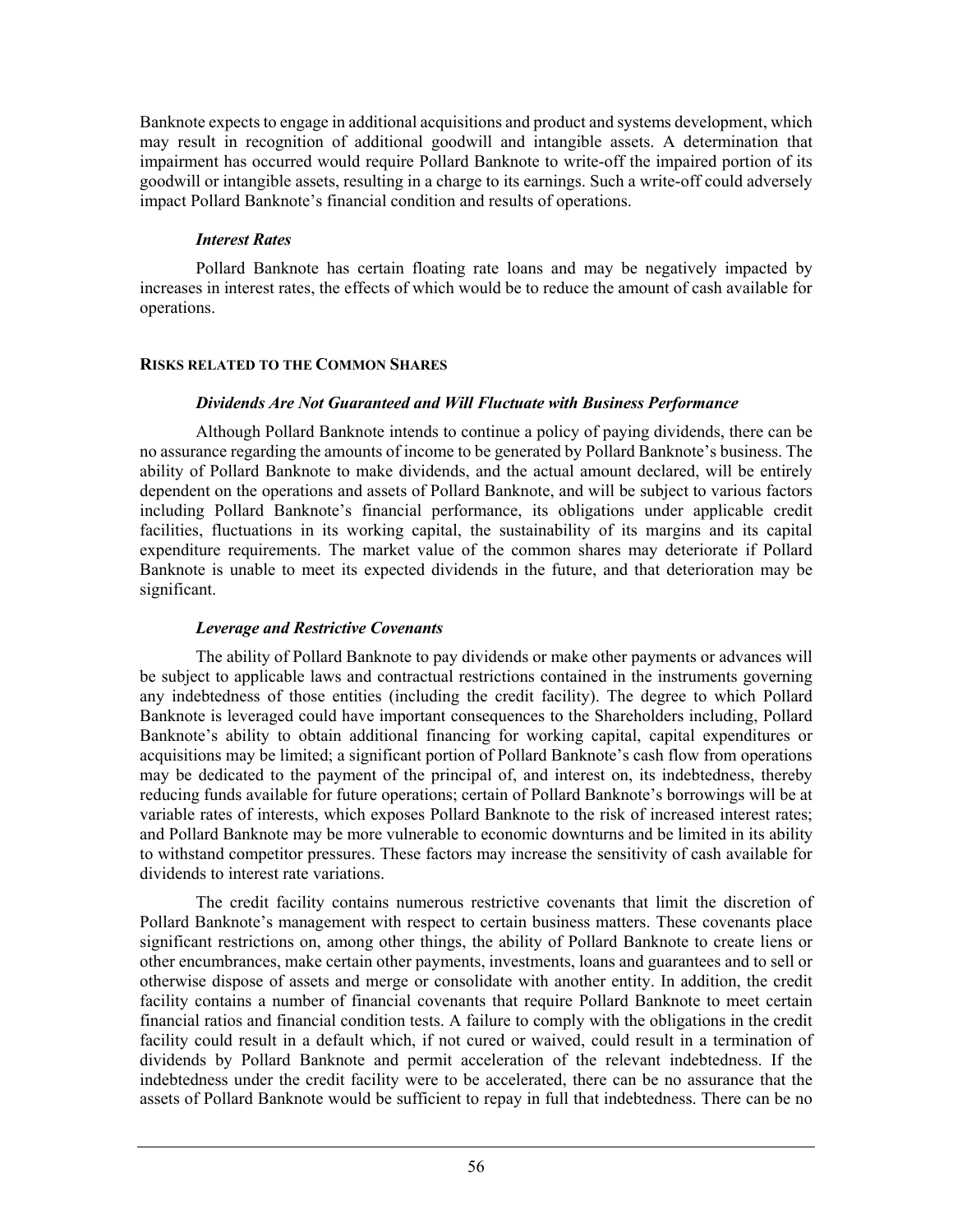Banknote expects to engage in additional acquisitions and product and systems development, which may result in recognition of additional goodwill and intangible assets. A determination that impairment has occurred would require Pollard Banknote to write-off the impaired portion of its goodwill or intangible assets, resulting in a charge to its earnings. Such a write-off could adversely impact Pollard Banknote's financial condition and results of operations.

***Interest Rates***

Pollard Banknote has certain floating rate loans and may be negatively impacted by increases in interest rates, the effects of which would be to reduce the amount of cash available for operations.

#### RISKS RELATED TO THE COMMON SHARES

***Dividends Are Not Guaranteed and Will Fluctuate with Business Performance***

Although Pollard Banknote intends to continue a policy of paying dividends, there can be no assurance regarding the amounts of income to be generated by Pollard Banknote's business. The ability of Pollard Banknote to make dividends, and the actual amount declared, will be entirely dependent on the operations and assets of Pollard Banknote, and will be subject to various factors including Pollard Banknote's financial performance, its obligations under applicable credit facilities, fluctuations in its working capital, the sustainability of its margins and its capital expenditure requirements. The market value of the common shares may deteriorate if Pollard Banknote is unable to meet its expected dividends in the future, and that deterioration may be significant.

***Leverage and Restrictive Covenants***

The ability of Pollard Banknote to pay dividends or make other payments or advances will be subject to applicable laws and contractual restrictions contained in the instruments governing any indebtedness of those entities (including the credit facility). The degree to which Pollard Banknote is leveraged could have important consequences to the Shareholders including, Pollard Banknote's ability to obtain additional financing for working capital, capital expenditures or acquisitions may be limited; a significant portion of Pollard Banknote's cash flow from operations may be dedicated to the payment of the principal of, and interest on, its indebtedness, thereby reducing funds available for future operations; certain of Pollard Banknote's borrowings will be at variable rates of interests, which exposes Pollard Banknote to the risk of increased interest rates; and Pollard Banknote may be more vulnerable to economic downturns and be limited in its ability to withstand competitor pressures. These factors may increase the sensitivity of cash available for dividends to interest rate variations.

The credit facility contains numerous restrictive covenants that limit the discretion of Pollard Banknote's management with respect to certain business matters. These covenants place significant restrictions on, among other things, the ability of Pollard Banknote to create liens or other encumbrances, make certain other payments, investments, loans and guarantees and to sell or otherwise dispose of assets and merge or consolidate with another entity. In addition, the credit facility contains a number of financial covenants that require Pollard Banknote to meet certain financial ratios and financial condition tests. A failure to comply with the obligations in the credit facility could result in a default which, if not cured or waived, could result in a termination of dividends by Pollard Banknote and permit acceleration of the relevant indebtedness. If the indebtedness under the credit facility were to be accelerated, there can be no assurance that the assets of Pollard Banknote would be sufficient to repay in full that indebtedness. There can be no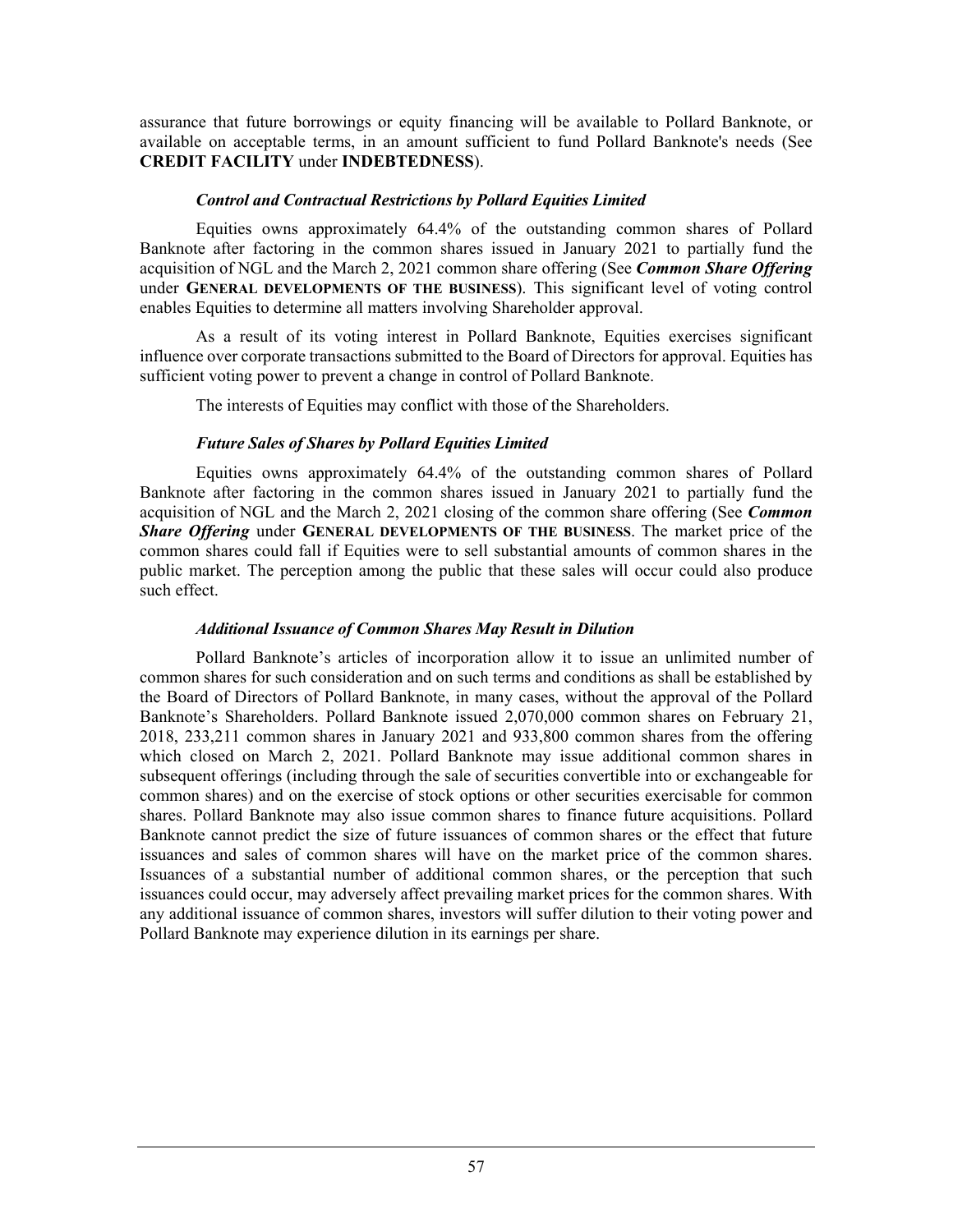assurance that future borrowings or equity financing will be available to Pollard Banknote, or available on acceptable terms, in an amount sufficient to fund Pollard Banknote's needs (See **CREDIT FACILITY** under **INDEBTEDNESS**).

### *Control and Contractual Restrictions by Pollard Equities Limited*

Equities owns approximately 64.4% of the outstanding common shares of Pollard Banknote after factoring in the common shares issued in January 2021 to partially fund the acquisition of NGL and the March 2, 2021 common share offering (See ***Common Share Offering*** under **GENERAL DEVELOPMENTS OF THE BUSINESS**). This significant level of voting control enables Equities to determine all matters involving Shareholder approval.

As a result of its voting interest in Pollard Banknote, Equities exercises significant influence over corporate transactions submitted to the Board of Directors for approval. Equities has sufficient voting power to prevent a change in control of Pollard Banknote.

The interests of Equities may conflict with those of the Shareholders.

### *Future Sales of Shares by Pollard Equities Limited*

Equities owns approximately 64.4% of the outstanding common shares of Pollard Banknote after factoring in the common shares issued in January 2021 to partially fund the acquisition of NGL and the March 2, 2021 closing of the common share offering (See ***Common Share Offering*** under **GENERAL DEVELOPMENTS OF THE BUSINESS**. The market price of the common shares could fall if Equities were to sell substantial amounts of common shares in the public market. The perception among the public that these sales will occur could also produce such effect.

### *Additional Issuance of Common Shares May Result in Dilution*

Pollard Banknote's articles of incorporation allow it to issue an unlimited number of common shares for such consideration and on such terms and conditions as shall be established by the Board of Directors of Pollard Banknote, in many cases, without the approval of the Pollard Banknote's Shareholders. Pollard Banknote issued 2,070,000 common shares on February 21, 2018, 233,211 common shares in January 2021 and 933,800 common shares from the offering which closed on March 2, 2021. Pollard Banknote may issue additional common shares in subsequent offerings (including through the sale of securities convertible into or exchangeable for common shares) and on the exercise of stock options or other securities exercisable for common shares. Pollard Banknote may also issue common shares to finance future acquisitions. Pollard Banknote cannot predict the size of future issuances of common shares or the effect that future issuances and sales of common shares will have on the market price of the common shares. Issuances of a substantial number of additional common shares, or the perception that such issuances could occur, may adversely affect prevailing market prices for the common shares. With any additional issuance of common shares, investors will suffer dilution to their voting power and Pollard Banknote may experience dilution in its earnings per share.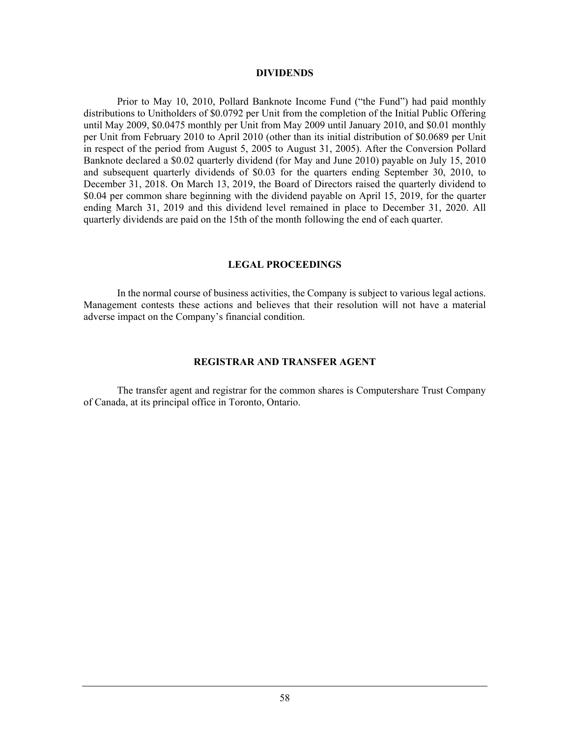## DIVIDENDS

Prior to May 10, 2010, Pollard Banknote Income Fund ("the Fund") had paid monthly distributions to Unitholders of $0.0792 per Unit from the completion of the Initial Public Offering until May 2009, $0.0475 monthly per Unit from May 2009 until January 2010, and $0.01 monthly per Unit from February 2010 to April 2010 (other than its initial distribution of $0.0689 per Unit in respect of the period from August 5, 2005 to August 31, 2005). After the Conversion Pollard Banknote declared a $0.02 quarterly dividend (for May and June 2010) payable on July 15, 2010 and subsequent quarterly dividends of $0.03 for the quarters ending September 30, 2010, to December 31, 2018. On March 13, 2019, the Board of Directors raised the quarterly dividend to $0.04 per common share beginning with the dividend payable on April 15, 2019, for the quarter ending March 31, 2019 and this dividend level remained in place to December 31, 2020. All quarterly dividends are paid on the 15th of the month following the end of each quarter.

## LEGAL PROCEEDINGS

In the normal course of business activities, the Company is subject to various legal actions. Management contests these actions and believes that their resolution will not have a material adverse impact on the Company's financial condition.

## REGISTRAR AND TRANSFER AGENT

The transfer agent and registrar for the common shares is Computershare Trust Company of Canada, at its principal office in Toronto, Ontario.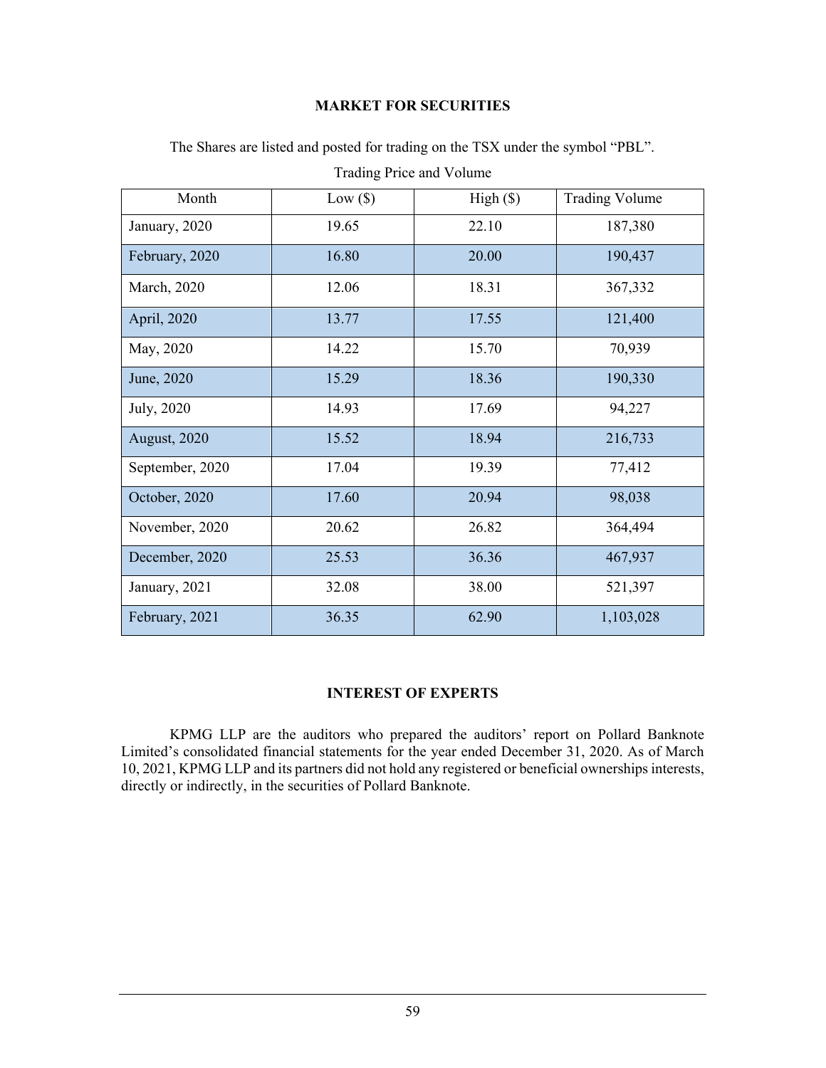## MARKET FOR SECURITIES

The Shares are listed and posted for trading on the TSX under the symbol "PBL".

Trading Price and Volume

| Month | Low ($) | High ($) | Trading Volume |
|---|---|---|---|
| January, 2020 | 19.65 | 22.10 | 187,380 |
| February, 2020 | 16.80 | 20.00 | 190,437 |
| March, 2020 | 12.06 | 18.31 | 367,332 |
| April, 2020 | 13.77 | 17.55 | 121,400 |
| May, 2020 | 14.22 | 15.70 | 70,939 |
| June, 2020 | 15.29 | 18.36 | 190,330 |
| July, 2020 | 14.93 | 17.69 | 94,227 |
| August, 2020 | 15.52 | 18.94 | 216,733 |
| September, 2020 | 17.04 | 19.39 | 77,412 |
| October, 2020 | 17.60 | 20.94 | 98,038 |
| November, 2020 | 20.62 | 26.82 | 364,494 |
| December, 2020 | 25.53 | 36.36 | 467,937 |
| January, 2021 | 32.08 | 38.00 | 521,397 |
| February, 2021 | 36.35 | 62.90 | 1,103,028 |

## INTEREST OF EXPERTS

KPMG LLP are the auditors who prepared the auditors' report on Pollard Banknote Limited's consolidated financial statements for the year ended December 31, 2020. As of March 10, 2021, KPMG LLP and its partners did not hold any registered or beneficial ownerships interests, directly or indirectly, in the securities of Pollard Banknote.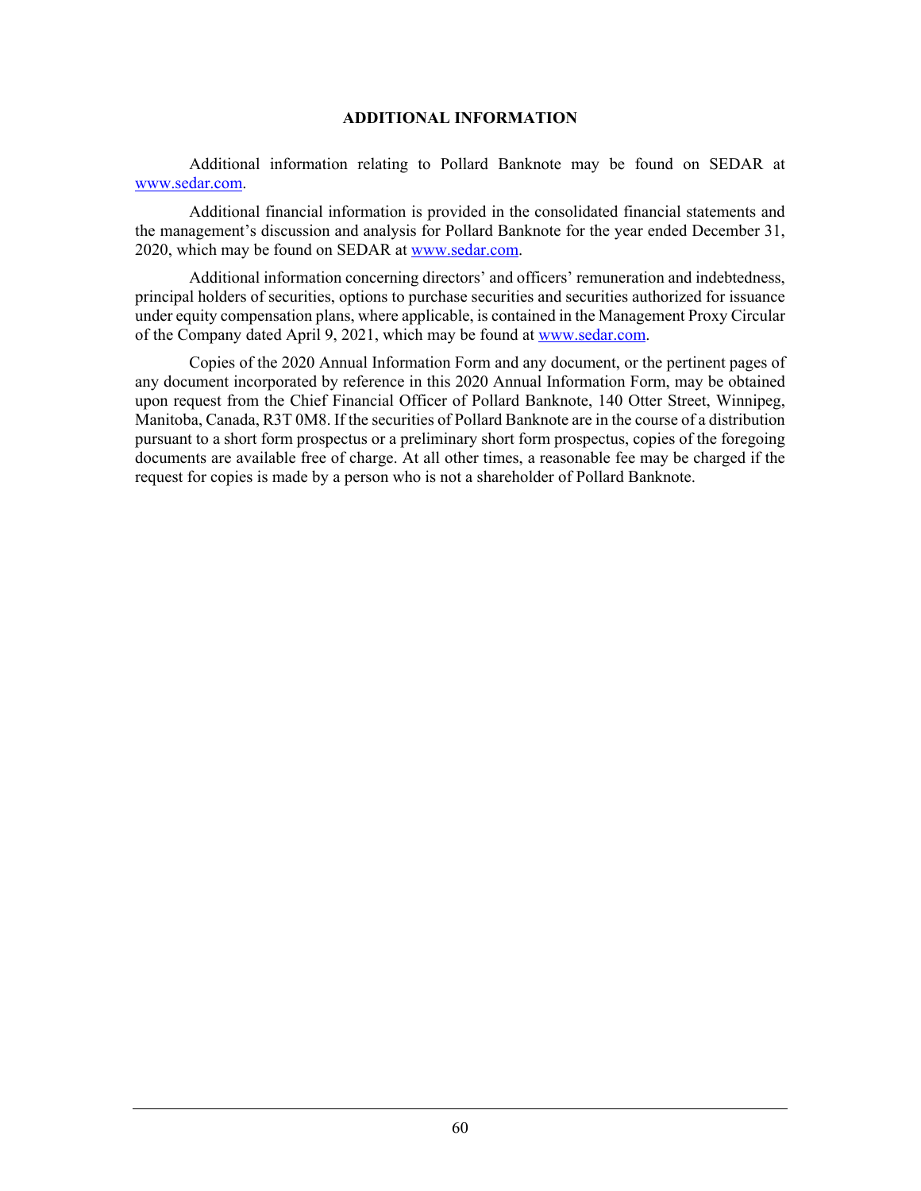## ADDITIONAL INFORMATION

Additional information relating to Pollard Banknote may be found on SEDAR at www.sedar.com.

Additional financial information is provided in the consolidated financial statements and the management's discussion and analysis for Pollard Banknote for the year ended December 31, 2020, which may be found on SEDAR at www.sedar.com.

Additional information concerning directors' and officers' remuneration and indebtedness, principal holders of securities, options to purchase securities and securities authorized for issuance under equity compensation plans, where applicable, is contained in the Management Proxy Circular of the Company dated April 9, 2021, which may be found at www.sedar.com.

Copies of the 2020 Annual Information Form and any document, or the pertinent pages of any document incorporated by reference in this 2020 Annual Information Form, may be obtained upon request from the Chief Financial Officer of Pollard Banknote, 140 Otter Street, Winnipeg, Manitoba, Canada, R3T 0M8. If the securities of Pollard Banknote are in the course of a distribution pursuant to a short form prospectus or a preliminary short form prospectus, copies of the foregoing documents are available free of charge. At all other times, a reasonable fee may be charged if the request for copies is made by a person who is not a shareholder of Pollard Banknote.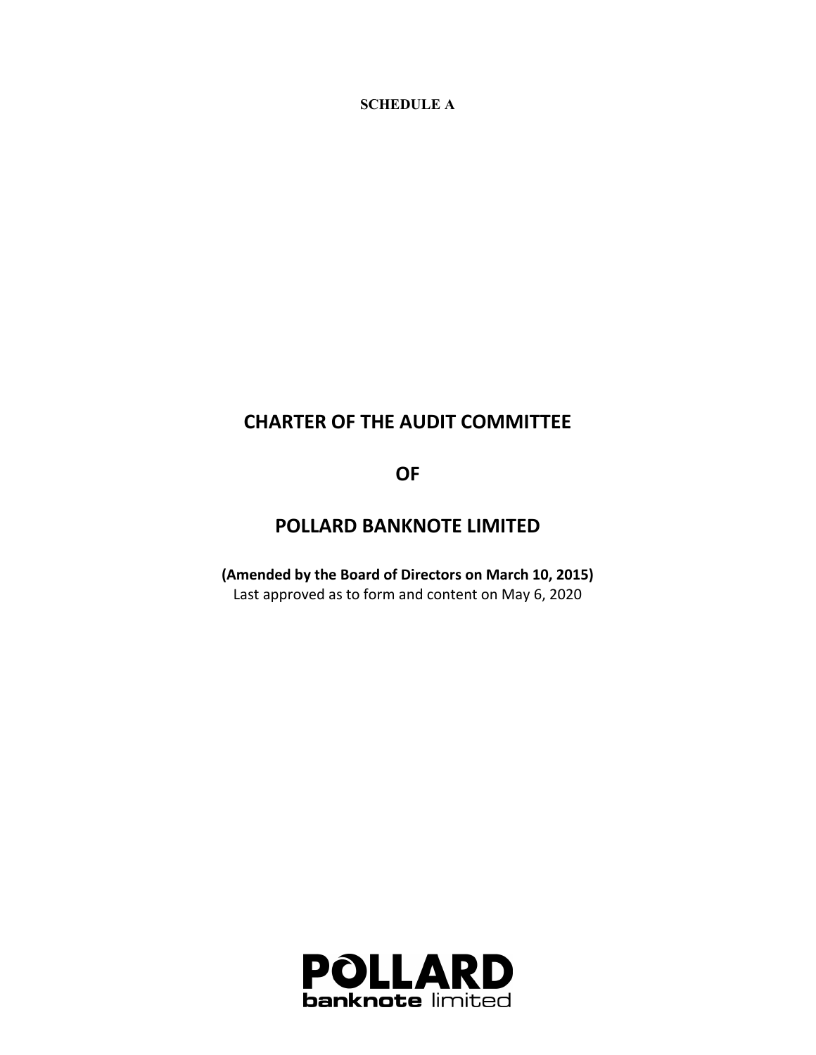**SCHEDULE A**

# CHARTER OF THE AUDIT COMMITTEE

# OF

# POLLARD BANKNOTE LIMITED

**(Amended by the Board of Directors on March 10, 2015)**
Last approved as to form and content on May 6, 2020

**POLLARD**
**banknote** limited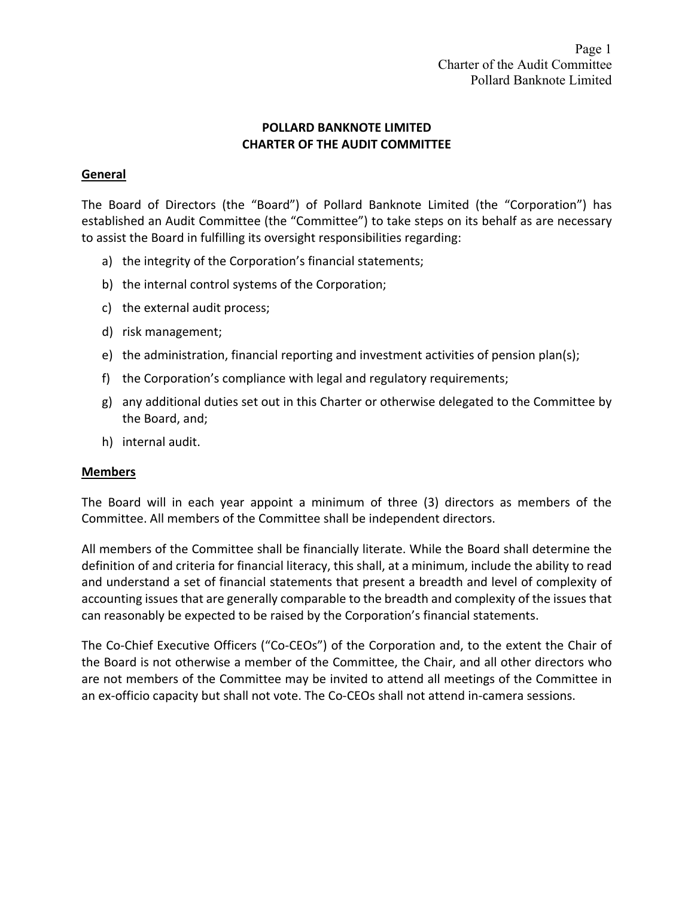# POLLARD BANKNOTE LIMITED
# CHARTER OF THE AUDIT COMMITTEE

## General

The Board of Directors (the "Board") of Pollard Banknote Limited (the "Corporation") has established an Audit Committee (the "Committee") to take steps on its behalf as are necessary to assist the Board in fulfilling its oversight responsibilities regarding:

a) the integrity of the Corporation's financial statements;

b) the internal control systems of the Corporation;

c) the external audit process;

d) risk management;

e) the administration, financial reporting and investment activities of pension plan(s);

f) the Corporation's compliance with legal and regulatory requirements;

g) any additional duties set out in this Charter or otherwise delegated to the Committee by the Board, and;

h) internal audit.

## Members

The Board will in each year appoint a minimum of three (3) directors as members of the Committee. All members of the Committee shall be independent directors.

All members of the Committee shall be financially literate. While the Board shall determine the definition of and criteria for financial literacy, this shall, at a minimum, include the ability to read and understand a set of financial statements that present a breadth and level of complexity of accounting issues that are generally comparable to the breadth and complexity of the issues that can reasonably be expected to be raised by the Corporation's financial statements.

The Co-Chief Executive Officers ("Co-CEOs") of the Corporation and, to the extent the Chair of the Board is not otherwise a member of the Committee, the Chair, and all other directors who are not members of the Committee may be invited to attend all meetings of the Committee in an ex-officio capacity but shall not vote. The Co-CEOs shall not attend in-camera sessions.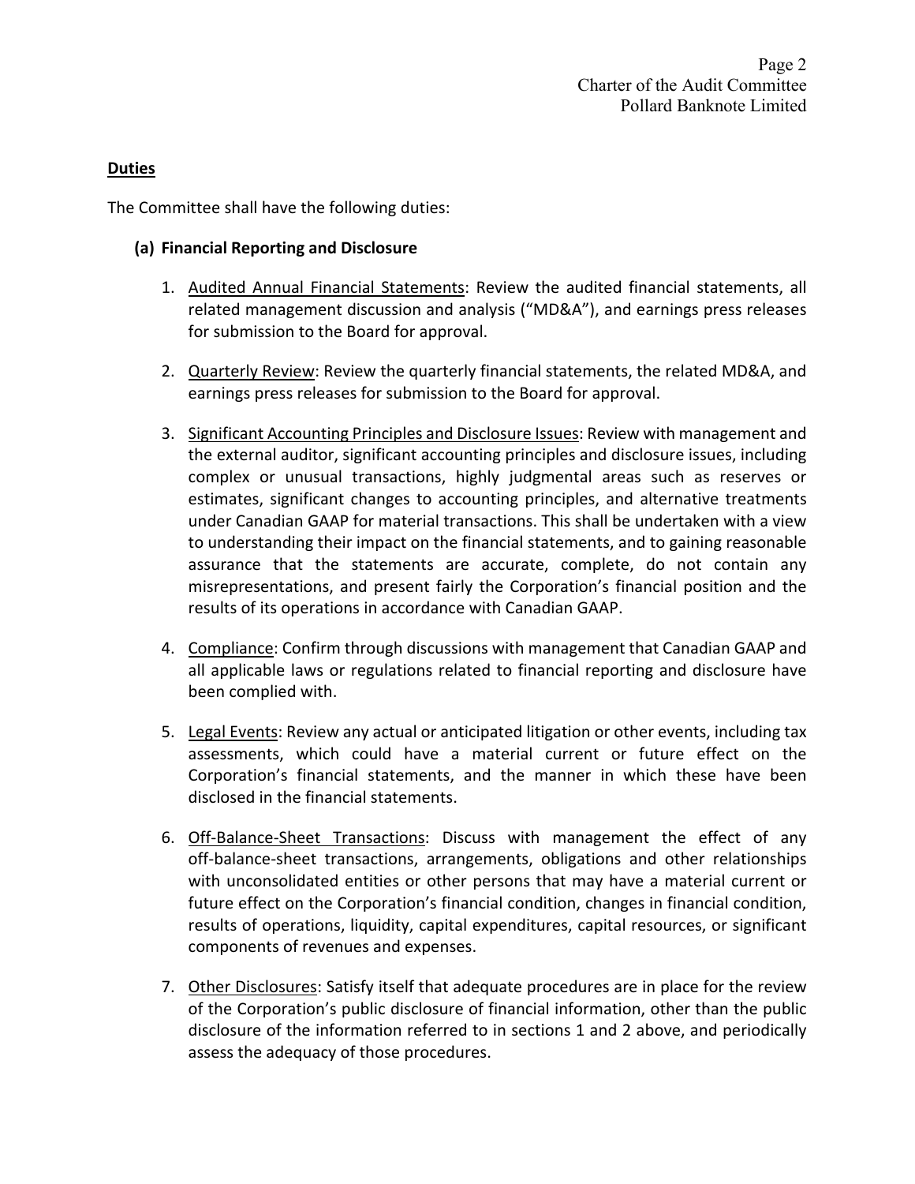## Duties

The Committee shall have the following duties:

### (a) Financial Reporting and Disclosure

1. Audited Annual Financial Statements: Review the audited financial statements, all related management discussion and analysis ("MD&A"), and earnings press releases for submission to the Board for approval.

2. Quarterly Review: Review the quarterly financial statements, the related MD&A, and earnings press releases for submission to the Board for approval.

3. Significant Accounting Principles and Disclosure Issues: Review with management and the external auditor, significant accounting principles and disclosure issues, including complex or unusual transactions, highly judgmental areas such as reserves or estimates, significant changes to accounting principles, and alternative treatments under Canadian GAAP for material transactions. This shall be undertaken with a view to understanding their impact on the financial statements, and to gaining reasonable assurance that the statements are accurate, complete, do not contain any misrepresentations, and present fairly the Corporation's financial position and the results of its operations in accordance with Canadian GAAP.

4. Compliance: Confirm through discussions with management that Canadian GAAP and all applicable laws or regulations related to financial reporting and disclosure have been complied with.

5. Legal Events: Review any actual or anticipated litigation or other events, including tax assessments, which could have a material current or future effect on the Corporation's financial statements, and the manner in which these have been disclosed in the financial statements.

6. Off-Balance-Sheet Transactions: Discuss with management the effect of any off-balance-sheet transactions, arrangements, obligations and other relationships with unconsolidated entities or other persons that may have a material current or future effect on the Corporation's financial condition, changes in financial condition, results of operations, liquidity, capital expenditures, capital resources, or significant components of revenues and expenses.

7. Other Disclosures: Satisfy itself that adequate procedures are in place for the review of the Corporation's public disclosure of financial information, other than the public disclosure of the information referred to in sections 1 and 2 above, and periodically assess the adequacy of those procedures.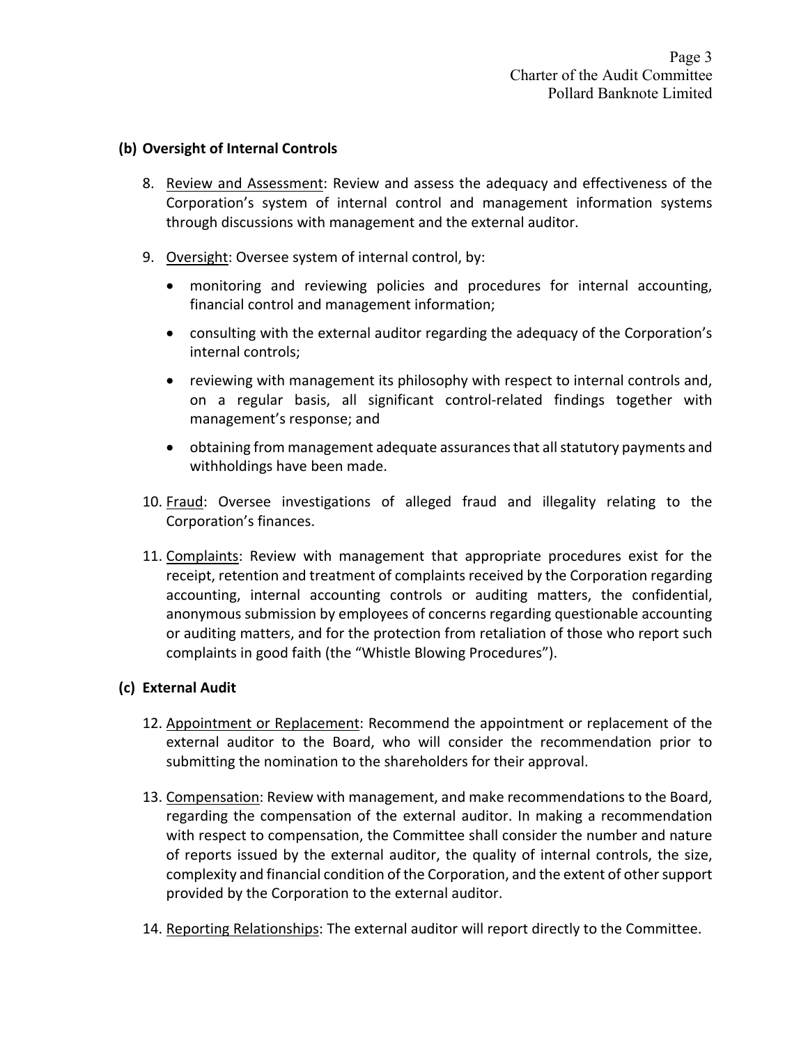### (b) Oversight of Internal Controls

8. Review and Assessment: Review and assess the adequacy and effectiveness of the Corporation's system of internal control and management information systems through discussions with management and the external auditor.

9. Oversight: Oversee system of internal control, by:

   - monitoring and reviewing policies and procedures for internal accounting, financial control and management information;
   - consulting with the external auditor regarding the adequacy of the Corporation's internal controls;
   - reviewing with management its philosophy with respect to internal controls and, on a regular basis, all significant control-related findings together with management's response; and
   - obtaining from management adequate assurances that all statutory payments and withholdings have been made.

10. Fraud: Oversee investigations of alleged fraud and illegality relating to the Corporation's finances.

11. Complaints: Review with management that appropriate procedures exist for the receipt, retention and treatment of complaints received by the Corporation regarding accounting, internal accounting controls or auditing matters, the confidential, anonymous submission by employees of concerns regarding questionable accounting or auditing matters, and for the protection from retaliation of those who report such complaints in good faith (the "Whistle Blowing Procedures").

### (c) External Audit

12. Appointment or Replacement: Recommend the appointment or replacement of the external auditor to the Board, who will consider the recommendation prior to submitting the nomination to the shareholders for their approval.

13. Compensation: Review with management, and make recommendations to the Board, regarding the compensation of the external auditor. In making a recommendation with respect to compensation, the Committee shall consider the number and nature of reports issued by the external auditor, the quality of internal controls, the size, complexity and financial condition of the Corporation, and the extent of other support provided by the Corporation to the external auditor.

14. Reporting Relationships: The external auditor will report directly to the Committee.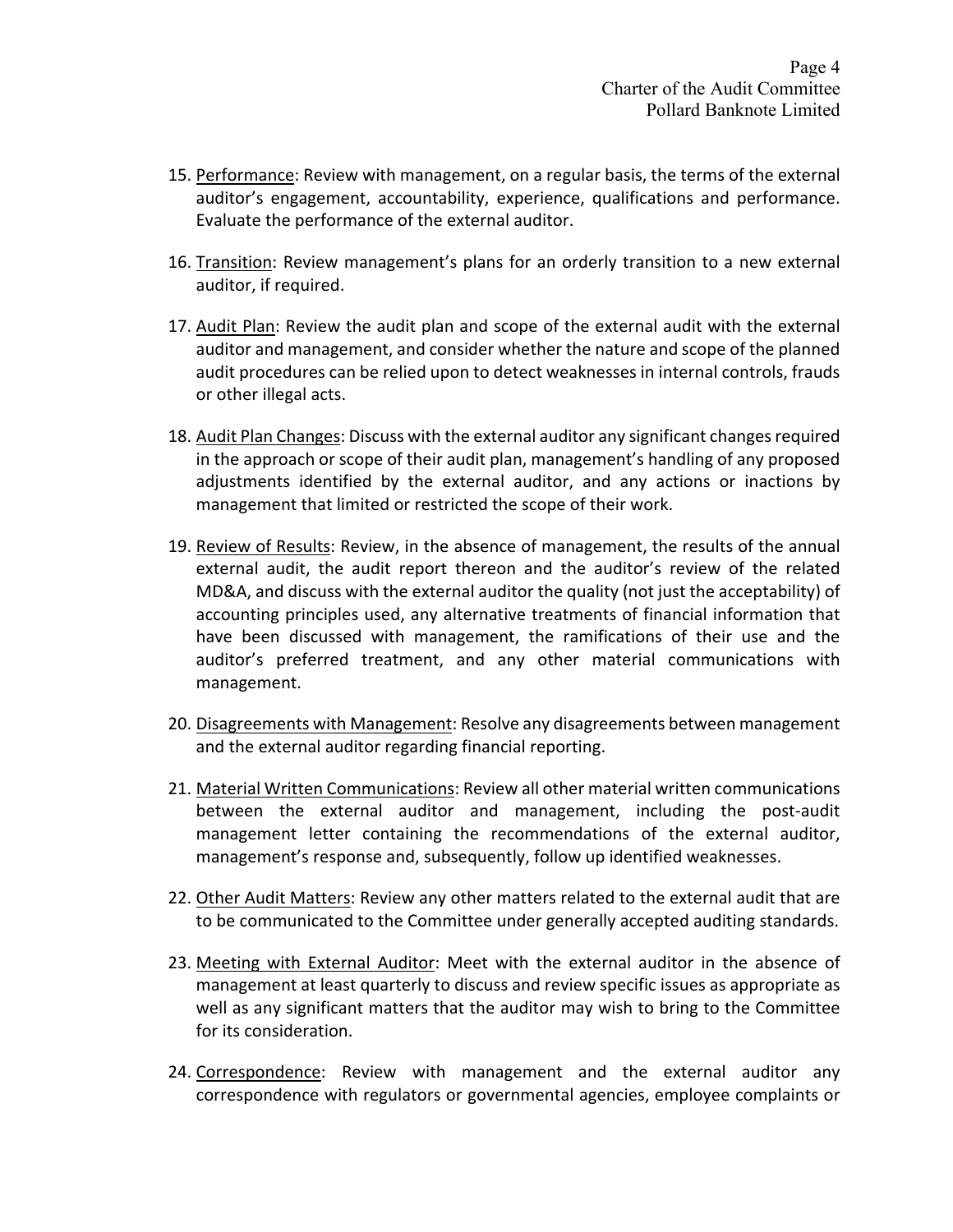15. Performance: Review with management, on a regular basis, the terms of the external auditor's engagement, accountability, experience, qualifications and performance. Evaluate the performance of the external auditor.

16. Transition: Review management's plans for an orderly transition to a new external auditor, if required.

17. Audit Plan: Review the audit plan and scope of the external audit with the external auditor and management, and consider whether the nature and scope of the planned audit procedures can be relied upon to detect weaknesses in internal controls, frauds or other illegal acts.

18. Audit Plan Changes: Discuss with the external auditor any significant changes required in the approach or scope of their audit plan, management's handling of any proposed adjustments identified by the external auditor, and any actions or inactions by management that limited or restricted the scope of their work.

19. Review of Results: Review, in the absence of management, the results of the annual external audit, the audit report thereon and the auditor's review of the related MD&A, and discuss with the external auditor the quality (not just the acceptability) of accounting principles used, any alternative treatments of financial information that have been discussed with management, the ramifications of their use and the auditor's preferred treatment, and any other material communications with management.

20. Disagreements with Management: Resolve any disagreements between management and the external auditor regarding financial reporting.

21. Material Written Communications: Review all other material written communications between the external auditor and management, including the post-audit management letter containing the recommendations of the external auditor, management's response and, subsequently, follow up identified weaknesses.

22. Other Audit Matters: Review any other matters related to the external audit that are to be communicated to the Committee under generally accepted auditing standards.

23. Meeting with External Auditor: Meet with the external auditor in the absence of management at least quarterly to discuss and review specific issues as appropriate as well as any significant matters that the auditor may wish to bring to the Committee for its consideration.

24. Correspondence: Review with management and the external auditor any correspondence with regulators or governmental agencies, employee complaints or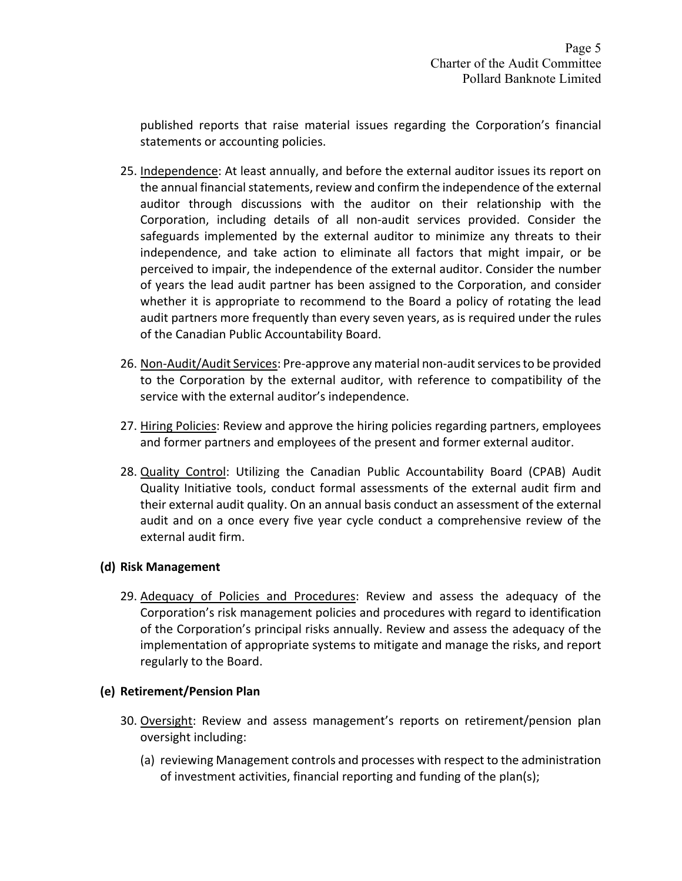published reports that raise material issues regarding the Corporation's financial statements or accounting policies.

25. Independence: At least annually, and before the external auditor issues its report on the annual financial statements, review and confirm the independence of the external auditor through discussions with the auditor on their relationship with the Corporation, including details of all non-audit services provided. Consider the safeguards implemented by the external auditor to minimize any threats to their independence, and take action to eliminate all factors that might impair, or be perceived to impair, the independence of the external auditor. Consider the number of years the lead audit partner has been assigned to the Corporation, and consider whether it is appropriate to recommend to the Board a policy of rotating the lead audit partners more frequently than every seven years, as is required under the rules of the Canadian Public Accountability Board.

26. Non-Audit/Audit Services: Pre-approve any material non-audit services to be provided to the Corporation by the external auditor, with reference to compatibility of the service with the external auditor's independence.

27. Hiring Policies: Review and approve the hiring policies regarding partners, employees and former partners and employees of the present and former external auditor.

28. Quality Control: Utilizing the Canadian Public Accountability Board (CPAB) Audit Quality Initiative tools, conduct formal assessments of the external audit firm and their external audit quality. On an annual basis conduct an assessment of the external audit and on a once every five year cycle conduct a comprehensive review of the external audit firm.

**(d) Risk Management**

29. Adequacy of Policies and Procedures: Review and assess the adequacy of the Corporation's risk management policies and procedures with regard to identification of the Corporation's principal risks annually. Review and assess the adequacy of the implementation of appropriate systems to mitigate and manage the risks, and report regularly to the Board.

**(e) Retirement/Pension Plan**

30. Oversight: Review and assess management's reports on retirement/pension plan oversight including:

    (a) reviewing Management controls and processes with respect to the administration of investment activities, financial reporting and funding of the plan(s);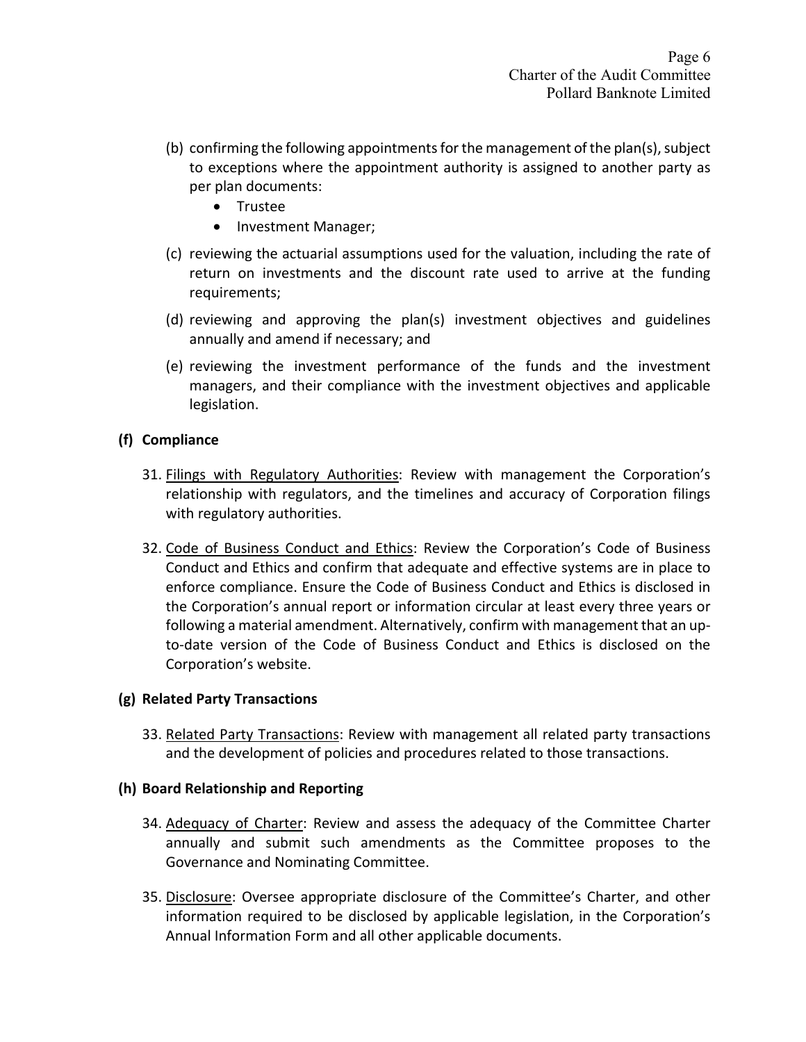(b) confirming the following appointments for the management of the plan(s), subject to exceptions where the appointment authority is assigned to another party as per plan documents:
   - Trustee
   - Investment Manager;

(c) reviewing the actuarial assumptions used for the valuation, including the rate of return on investments and the discount rate used to arrive at the funding requirements;

(d) reviewing and approving the plan(s) investment objectives and guidelines annually and amend if necessary; and

(e) reviewing the investment performance of the funds and the investment managers, and their compliance with the investment objectives and applicable legislation.

**(f) Compliance**

31. Filings with Regulatory Authorities: Review with management the Corporation's relationship with regulators, and the timelines and accuracy of Corporation filings with regulatory authorities.

32. Code of Business Conduct and Ethics: Review the Corporation's Code of Business Conduct and Ethics and confirm that adequate and effective systems are in place to enforce compliance. Ensure the Code of Business Conduct and Ethics is disclosed in the Corporation's annual report or information circular at least every three years or following a material amendment. Alternatively, confirm with management that an up-to-date version of the Code of Business Conduct and Ethics is disclosed on the Corporation's website.

**(g) Related Party Transactions**

33. Related Party Transactions: Review with management all related party transactions and the development of policies and procedures related to those transactions.

**(h) Board Relationship and Reporting**

34. Adequacy of Charter: Review and assess the adequacy of the Committee Charter annually and submit such amendments as the Committee proposes to the Governance and Nominating Committee.

35. Disclosure: Oversee appropriate disclosure of the Committee's Charter, and other information required to be disclosed by applicable legislation, in the Corporation's Annual Information Form and all other applicable documents.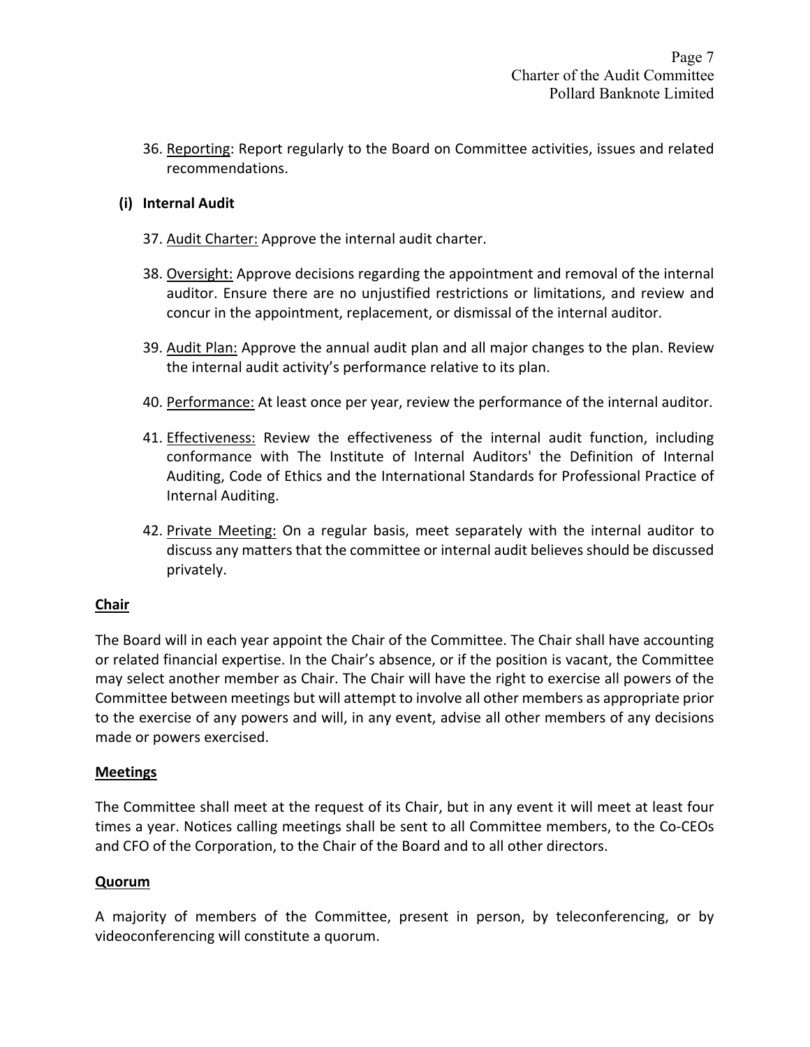36. Reporting: Report regularly to the Board on Committee activities, issues and related recommendations.

**(i) Internal Audit**

37. Audit Charter: Approve the internal audit charter.

38. Oversight: Approve decisions regarding the appointment and removal of the internal auditor. Ensure there are no unjustified restrictions or limitations, and review and concur in the appointment, replacement, or dismissal of the internal auditor.

39. Audit Plan: Approve the annual audit plan and all major changes to the plan. Review the internal audit activity's performance relative to its plan.

40. Performance: At least once per year, review the performance of the internal auditor.

41. Effectiveness: Review the effectiveness of the internal audit function, including conformance with The Institute of Internal Auditors' the Definition of Internal Auditing, Code of Ethics and the International Standards for Professional Practice of Internal Auditing.

42. Private Meeting: On a regular basis, meet separately with the internal auditor to discuss any matters that the committee or internal audit believes should be discussed privately.

**Chair**

The Board will in each year appoint the Chair of the Committee. The Chair shall have accounting or related financial expertise. In the Chair's absence, or if the position is vacant, the Committee may select another member as Chair. The Chair will have the right to exercise all powers of the Committee between meetings but will attempt to involve all other members as appropriate prior to the exercise of any powers and will, in any event, advise all other members of any decisions made or powers exercised.

**Meetings**

The Committee shall meet at the request of its Chair, but in any event it will meet at least four times a year. Notices calling meetings shall be sent to all Committee members, to the Co-CEOs and CFO of the Corporation, to the Chair of the Board and to all other directors.

**Quorum**

A majority of members of the Committee, present in person, by teleconferencing, or by videoconferencing will constitute a quorum.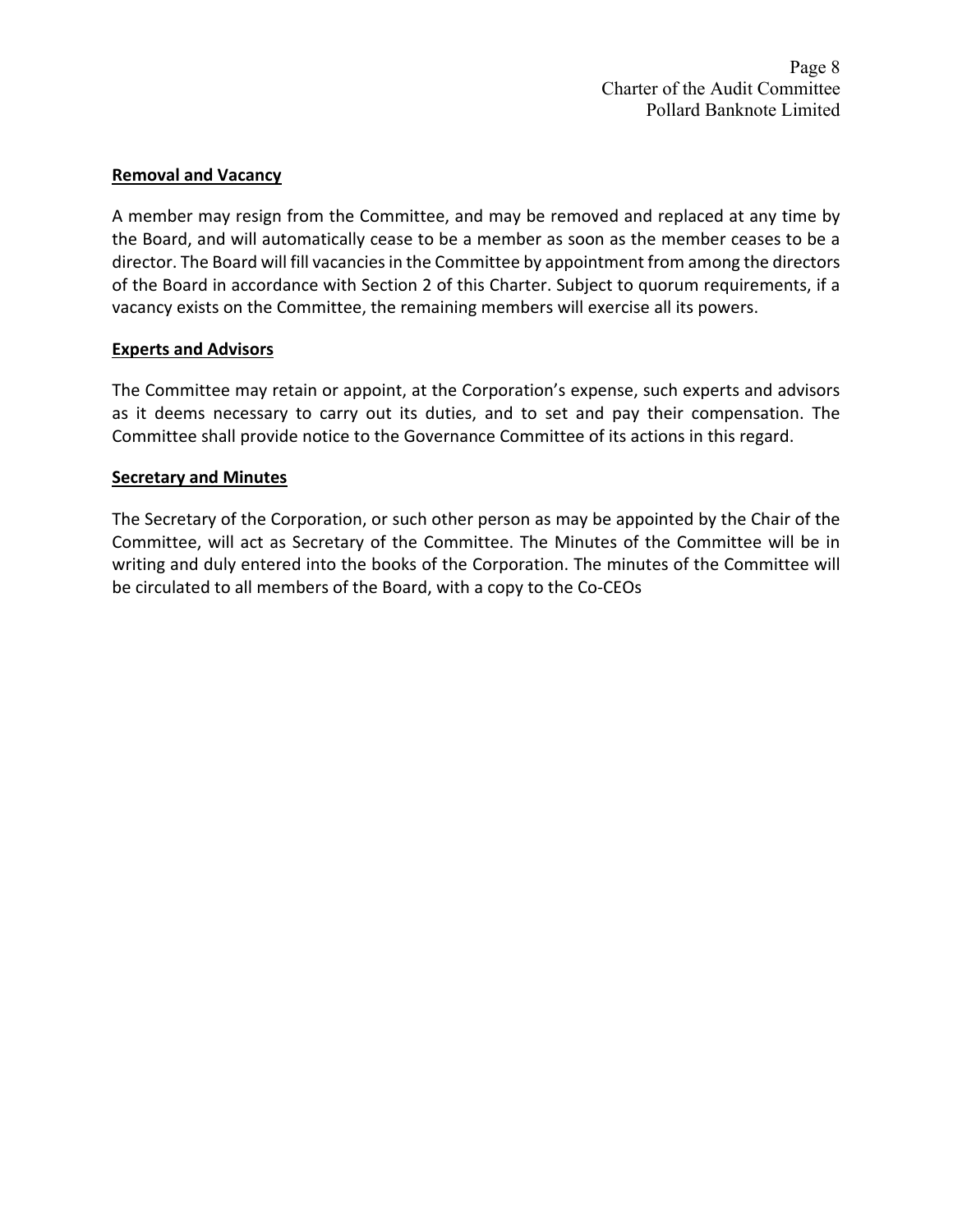**Removal and Vacancy**

A member may resign from the Committee, and may be removed and replaced at any time by the Board, and will automatically cease to be a member as soon as the member ceases to be a director. The Board will fill vacancies in the Committee by appointment from among the directors of the Board in accordance with Section 2 of this Charter. Subject to quorum requirements, if a vacancy exists on the Committee, the remaining members will exercise all its powers.

**Experts and Advisors**

The Committee may retain or appoint, at the Corporation's expense, such experts and advisors as it deems necessary to carry out its duties, and to set and pay their compensation. The Committee shall provide notice to the Governance Committee of its actions in this regard.

**Secretary and Minutes**

The Secretary of the Corporation, or such other person as may be appointed by the Chair of the Committee, will act as Secretary of the Committee. The Minutes of the Committee will be in writing and duly entered into the books of the Corporation. The minutes of the Committee will be circulated to all members of the Board, with a copy to the Co-CEOs